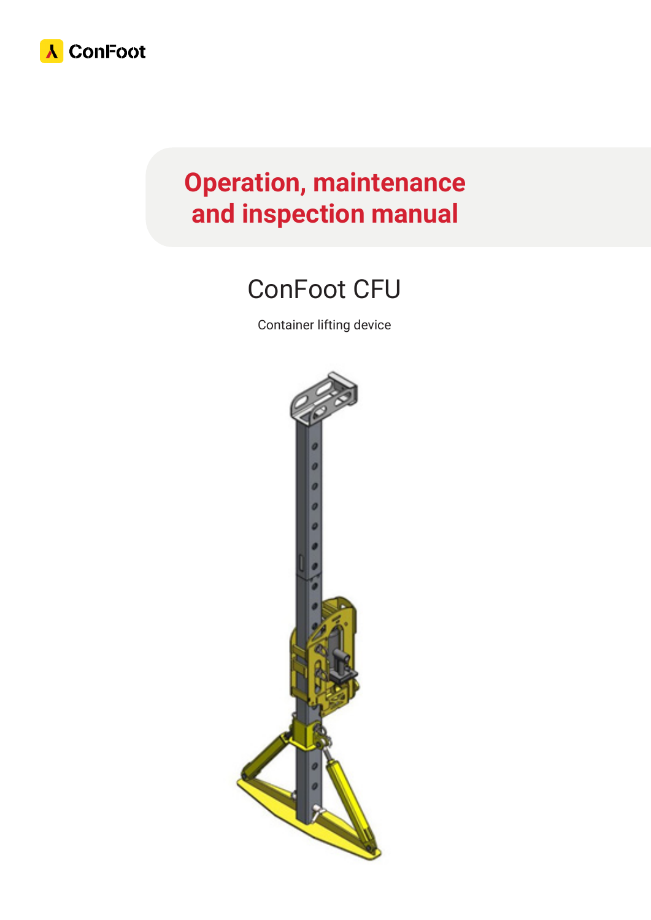ConFoot

# Operation, maintenance and inspection manual

## ConFoot CFU

Container lifting device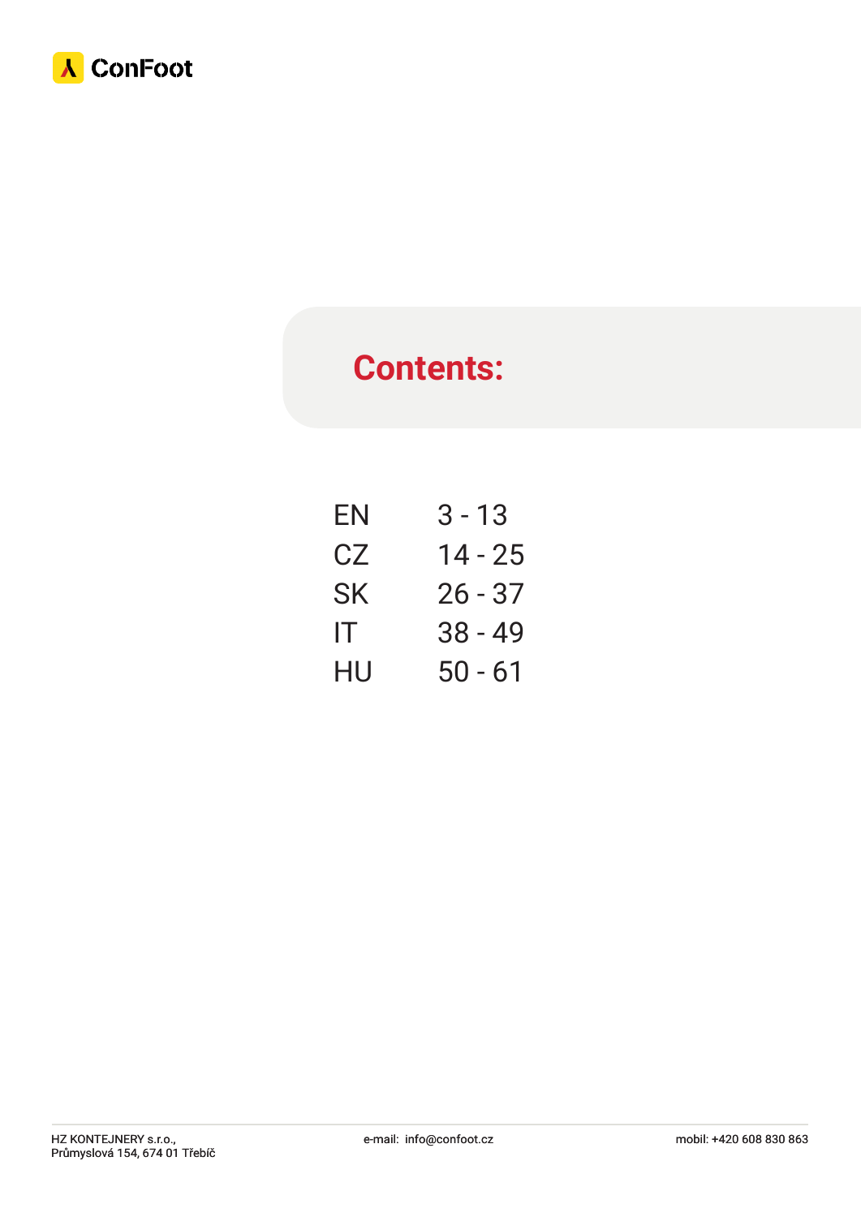# Contents:

| | |
|---|---|
| EN | 3 - 13 |
| CZ | 14 - 25 |
| SK | 26 - 37 |
| IT | 38 - 49 |
| HU | 50 - 61 |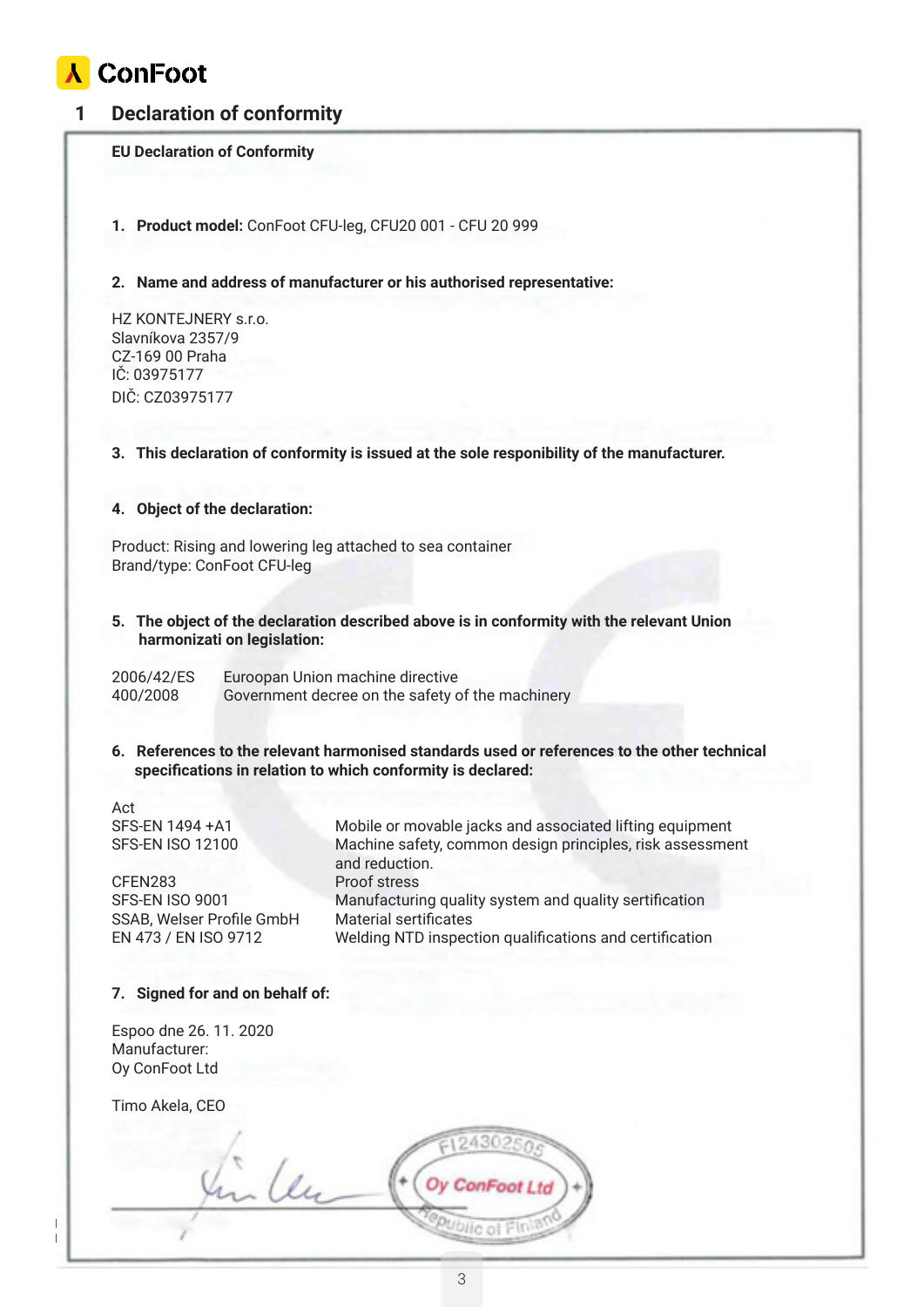# 1 Declaration of conformity

**EU Declaration of Conformity**

1. **Product model:** ConFoot CFU-leg, CFU20 001 - CFU 20 999

2. **Name and address of manufacturer or his authorised representative:**

HZ KONTEJNERY s.r.o.
Slavníkova 2357/9
CZ-169 00 Praha
IČ: 03975177
DIČ: CZ03975177

3. **This declaration of conformity is issued at the sole responibility of the manufacturer.**

4. **Object of the declaration:**

Product: Rising and lowering leg attached to sea container
Brand/type: ConFoot CFU-leg

5. **The object of the declaration described above is in conformity with the relevant Union harmonizati on legislation:**

| | |
|---|---|
| 2006/42/ES | Euroopan Union machine directive |
| 400/2008 | Government decree on the safety of the machinery |

6. **References to the relevant harmonised standards used or references to the other technical specifications in relation to which conformity is declared:**

| Act | |
|---|---|
| SFS-EN 1494 +A1 | Mobile or movable jacks and associated lifting equipment |
| SFS-EN ISO 12100 | Machine safety, common design principles, risk assessment and reduction. |
| CFEN283 | Proof stress |
| SFS-EN ISO 9001 | Manufacturing quality system and quality sertification |
| SSAB, Welser Profile GmbH | Material sertificates |
| EN 473 / EN ISO 9712 | Welding NTD inspection qualifications and certification |

7. **Signed for and on behalf of:**

Espoo dne 26. 11. 2020
Manufacturer:
Oy ConFoot Ltd

Timo Akela, CEO

FI24302505
Oy ConFoot Ltd
Republic of Finland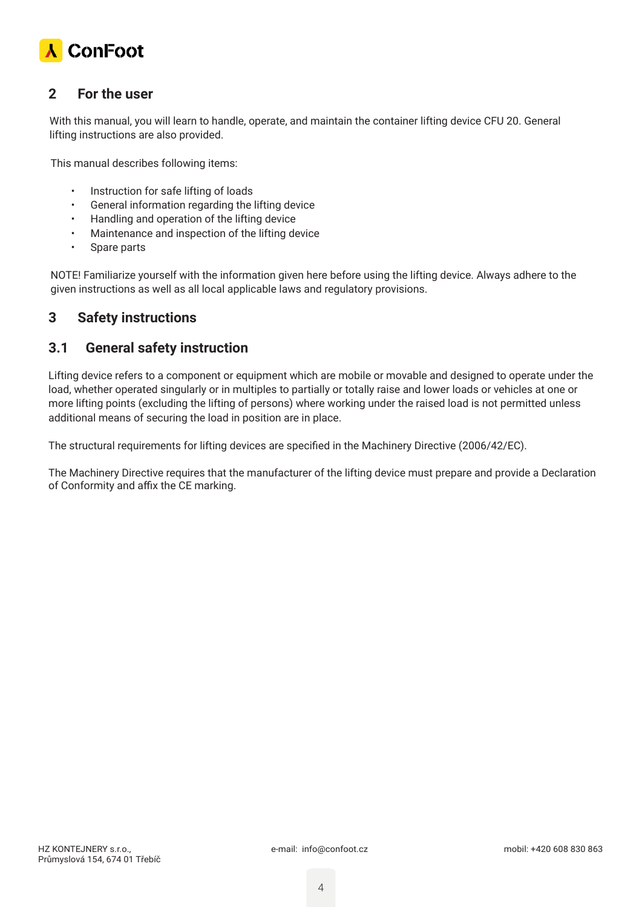## 2 For the user

With this manual, you will learn to handle, operate, and maintain the container lifting device CFU 20. General lifting instructions are also provided.

This manual describes following items:

- Instruction for safe lifting of loads
- General information regarding the lifting device
- Handling and operation of the lifting device
- Maintenance and inspection of the lifting device
- Spare parts

NOTE! Familiarize yourself with the information given here before using the lifting device. Always adhere to the given instructions as well as all local applicable laws and regulatory provisions.

## 3 Safety instructions

### 3.1 General safety instruction

Lifting device refers to a component or equipment which are mobile or movable and designed to operate under the load, whether operated singularly or in multiples to partially or totally raise and lower loads or vehicles at one or more lifting points (excluding the lifting of persons) where working under the raised load is not permitted unless additional means of securing the load in position are in place.

The structural requirements for lifting devices are specified in the Machinery Directive (2006/42/EC).

The Machinery Directive requires that the manufacturer of the lifting device must prepare and provide a Declaration of Conformity and affix the CE marking.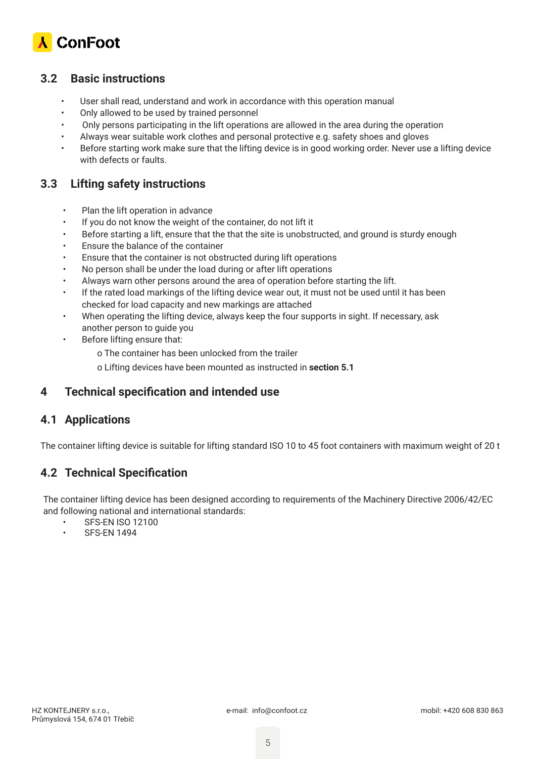## 3.2 Basic instructions

- User shall read, understand and work in accordance with this operation manual
- Only allowed to be used by trained personnel
- Only persons participating in the lift operations are allowed in the area during the operation
- Always wear suitable work clothes and personal protective e.g. safety shoes and gloves
- Before starting work make sure that the lifting device is in good working order. Never use a lifting device with defects or faults.

## 3.3 Lifting safety instructions

- Plan the lift operation in advance
- If you do not know the weight of the container, do not lift it
- Before starting a lift, ensure that the that the site is unobstructed, and ground is sturdy enough
- Ensure the balance of the container
- Ensure that the container is not obstructed during lift operations
- No person shall be under the load during or after lift operations
- Always warn other persons around the area of operation before starting the lift.
- If the rated load markings of the lifting device wear out, it must not be used until it has been checked for load capacity and new markings are attached
- When operating the lifting device, always keep the four supports in sight. If necessary, ask another person to guide you
- Before lifting ensure that:
  - o The container has been unlocked from the trailer
  - o Lifting devices have been mounted as instructed in **section 5.1**

# 4 Technical specification and intended use

## 4.1 Applications

The container lifting device is suitable for lifting standard ISO 10 to 45 foot containers with maximum weight of 20 t

## 4.2 Technical Specification

The container lifting device has been designed according to requirements of the Machinery Directive 2006/42/EC and following national and international standards:

- SFS-EN ISO 12100
- SFS-EN 1494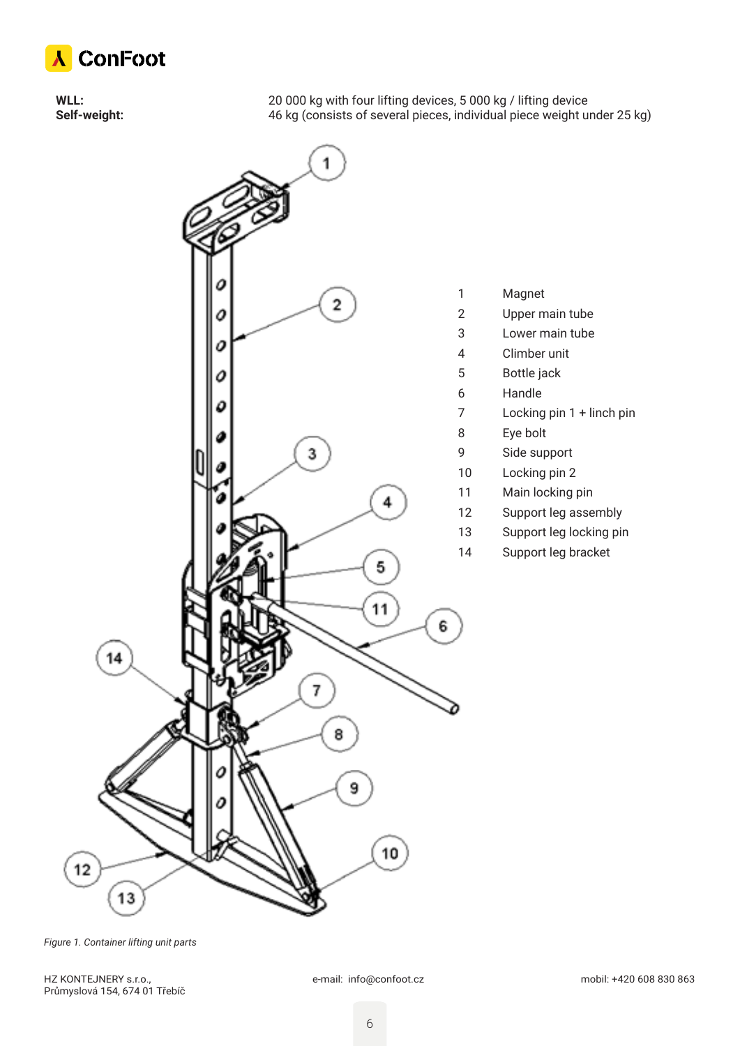**WLL:** 20 000 kg with four lifting devices, 5 000 kg / lifting device

**Self-weight:** 46 kg (consists of several pieces, individual piece weight under 25 kg)

| | |
|---|---|
| 1 | Magnet |
| 2 | Upper main tube |
| 3 | Lower main tube |
| 4 | Climber unit |
| 5 | Bottle jack |
| 6 | Handle |
| 7 | Locking pin 1 + linch pin |
| 8 | Eye bolt |
| 9 | Side support |
| 10 | Locking pin 2 |
| 11 | Main locking pin |
| 12 | Support leg assembly |
| 13 | Support leg locking pin |
| 14 | Support leg bracket |

*Figure 1. Container lifting unit parts*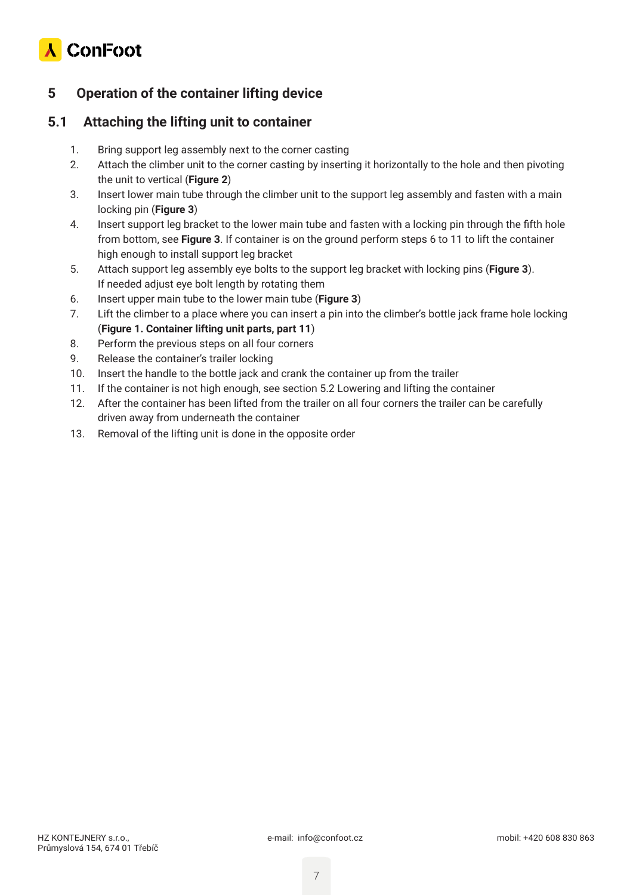# 5 Operation of the container lifting device

## 5.1 Attaching the lifting unit to container

1. Bring support leg assembly next to the corner casting
2. Attach the climber unit to the corner casting by inserting it horizontally to the hole and then pivoting the unit to vertical (**Figure 2**)
3. Insert lower main tube through the climber unit to the support leg assembly and fasten with a main locking pin (**Figure 3**)
4. Insert support leg bracket to the lower main tube and fasten with a locking pin through the fifth hole from bottom, see **Figure 3**. If container is on the ground perform steps 6 to 11 to lift the container high enough to install support leg bracket
5. Attach support leg assembly eye bolts to the support leg bracket with locking pins (**Figure 3**). If needed adjust eye bolt length by rotating them
6. Insert upper main tube to the lower main tube (**Figure 3**)
7. Lift the climber to a place where you can insert a pin into the climber's bottle jack frame hole locking (**Figure 1. Container lifting unit parts, part 11**)
8. Perform the previous steps on all four corners
9. Release the container's trailer locking
10. Insert the handle to the bottle jack and crank the container up from the trailer
11. If the container is not high enough, see section 5.2 Lowering and lifting the container
12. After the container has been lifted from the trailer on all four corners the trailer can be carefully driven away from underneath the container
13. Removal of the lifting unit is done in the opposite order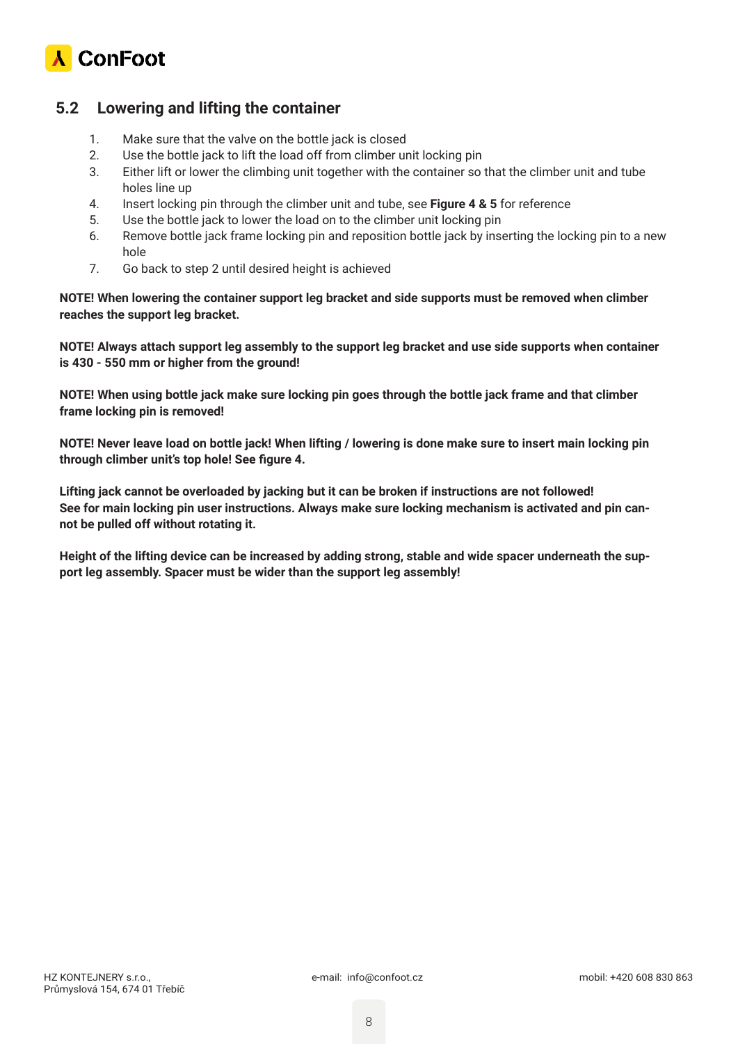## 5.2 Lowering and lifting the container

1. Make sure that the valve on the bottle jack is closed
2. Use the bottle jack to lift the load off from climber unit locking pin
3. Either lift or lower the climbing unit together with the container so that the climber unit and tube holes line up
4. Insert locking pin through the climber unit and tube, see **Figure 4 & 5** for reference
5. Use the bottle jack to lower the load on to the climber unit locking pin
6. Remove bottle jack frame locking pin and reposition bottle jack by inserting the locking pin to a new hole
7. Go back to step 2 until desired height is achieved

**NOTE! When lowering the container support leg bracket and side supports must be removed when climber reaches the support leg bracket.**

**NOTE! Always attach support leg assembly to the support leg bracket and use side supports when container is 430 - 550 mm or higher from the ground!**

**NOTE! When using bottle jack make sure locking pin goes through the bottle jack frame and that climber frame locking pin is removed!**

**NOTE! Never leave load on bottle jack! When lifting / lowering is done make sure to insert main locking pin through climber unit's top hole! See figure 4.**

**Lifting jack cannot be overloaded by jacking but it can be broken if instructions are not followed! See for main locking pin user instructions. Always make sure locking mechanism is activated and pin cannot be pulled off without rotating it.**

**Height of the lifting device can be increased by adding strong, stable and wide spacer underneath the support leg assembly. Spacer must be wider than the support leg assembly!**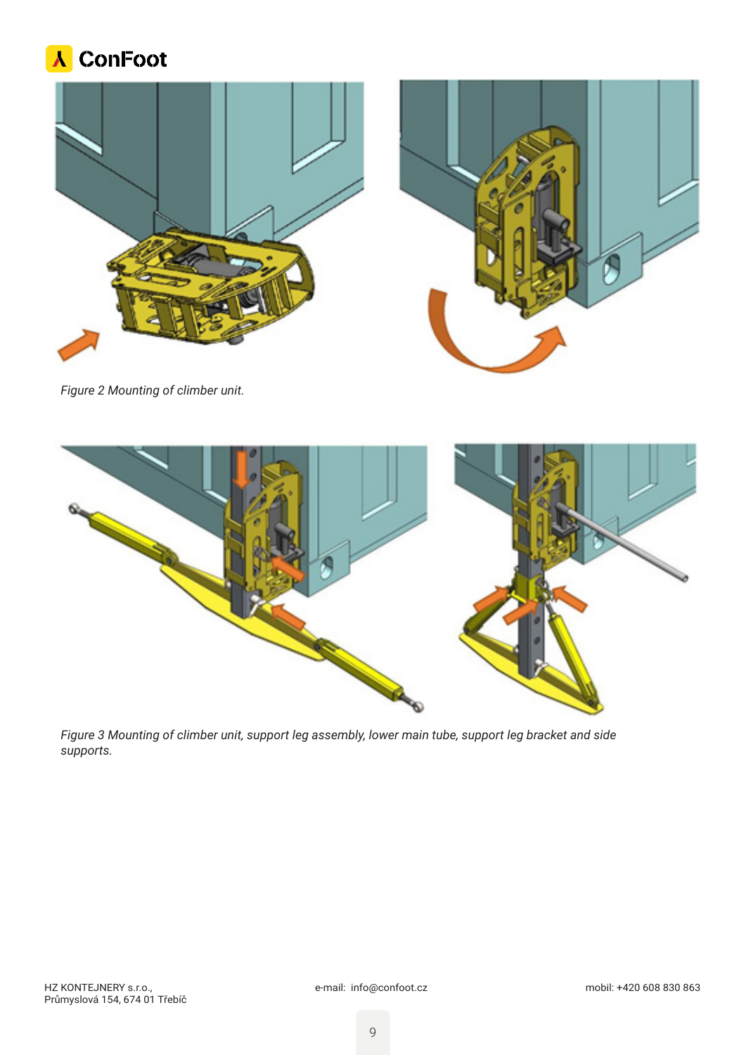*Figure 2 Mounting of climber unit.*

*Figure 3 Mounting of climber unit, support leg assembly, lower main tube, support leg bracket and side supports.*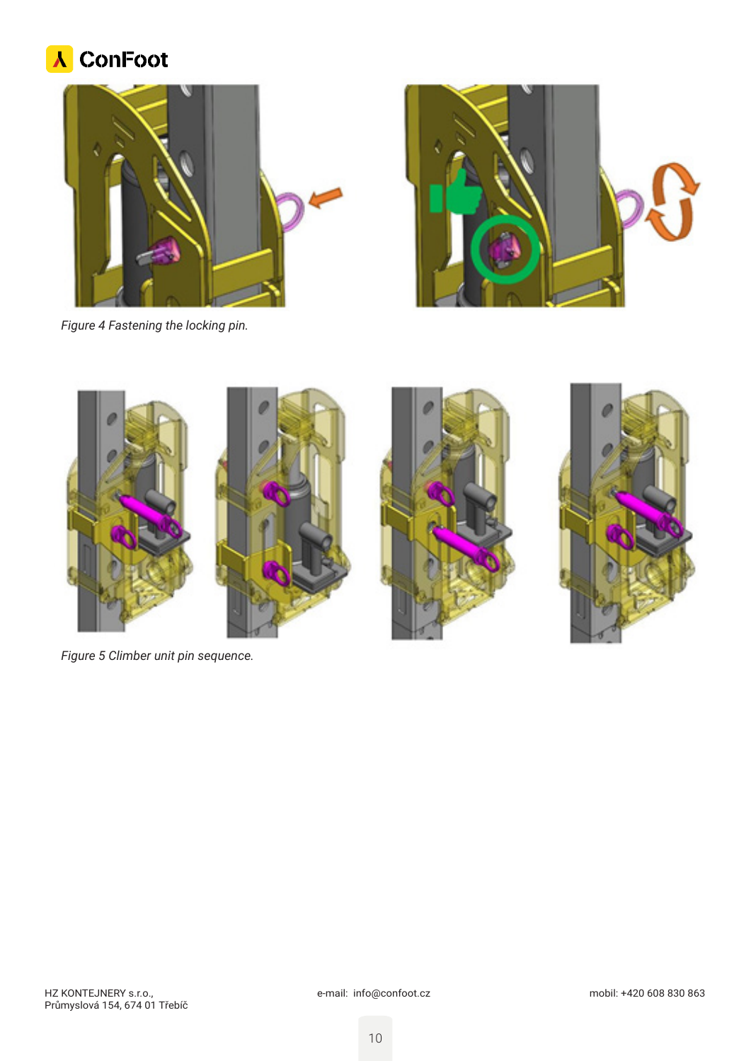*Figure 4 Fastening the locking pin.*

*Figure 5 Climber unit pin sequence.*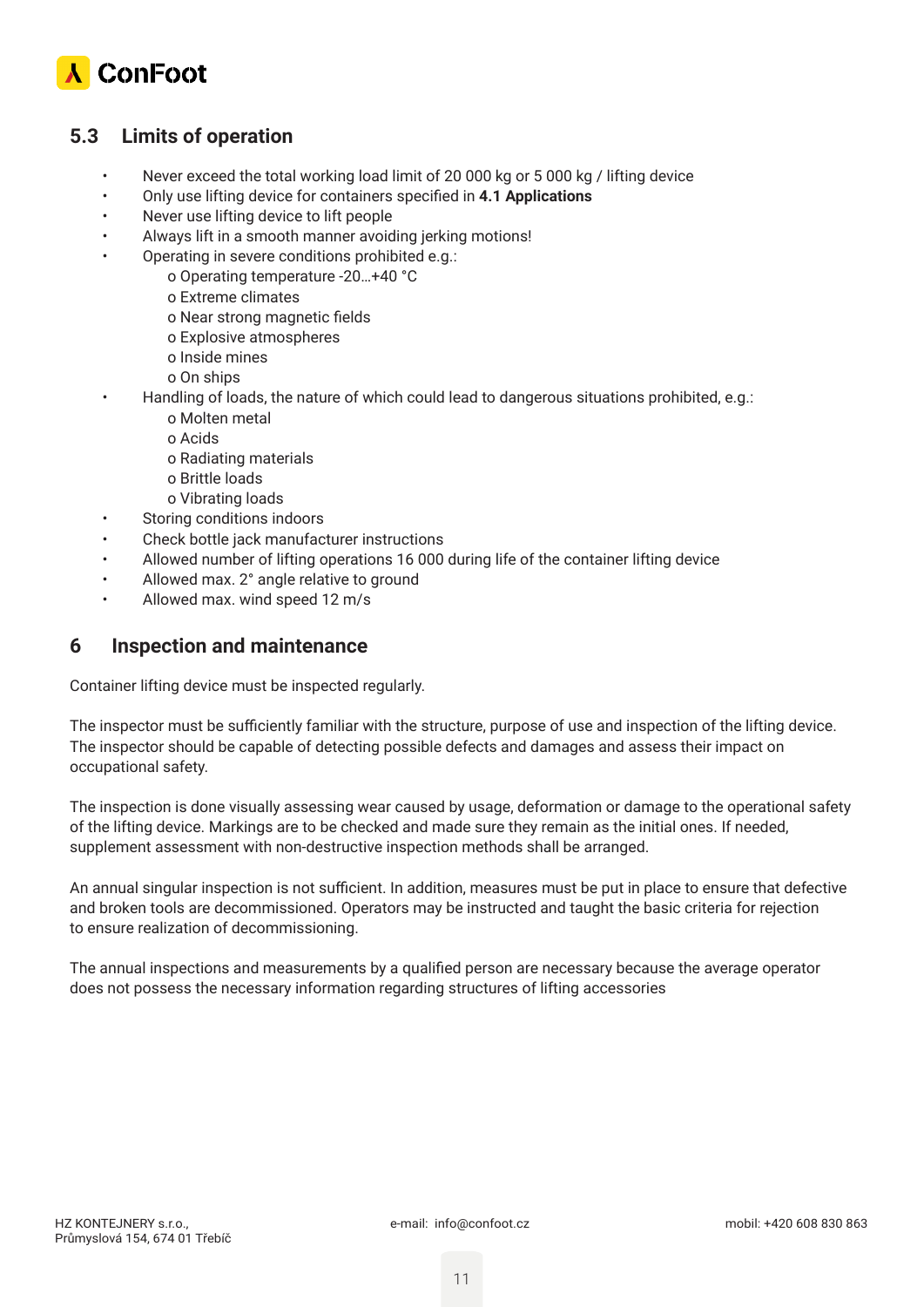## 5.3 Limits of operation

- Never exceed the total working load limit of 20 000 kg or 5 000 kg / lifting device
- Only use lifting device for containers specified in **4.1 Applications**
- Never use lifting device to lift people
- Always lift in a smooth manner avoiding jerking motions!
- Operating in severe conditions prohibited e.g.:
  - o Operating temperature -20…+40 °C
  - o Extreme climates
  - o Near strong magnetic fields
  - o Explosive atmospheres
  - o Inside mines
  - o On ships
- Handling of loads, the nature of which could lead to dangerous situations prohibited, e.g.:
  - o Molten metal
  - o Acids
  - o Radiating materials
  - o Brittle loads
  - o Vibrating loads
- Storing conditions indoors
- Check bottle jack manufacturer instructions
- Allowed number of lifting operations 16 000 during life of the container lifting device
- Allowed max. 2° angle relative to ground
- Allowed max. wind speed 12 m/s

# 6 Inspection and maintenance

Container lifting device must be inspected regularly.

The inspector must be sufficiently familiar with the structure, purpose of use and inspection of the lifting device. The inspector should be capable of detecting possible defects and damages and assess their impact on occupational safety.

The inspection is done visually assessing wear caused by usage, deformation or damage to the operational safety of the lifting device. Markings are to be checked and made sure they remain as the initial ones. If needed, supplement assessment with non-destructive inspection methods shall be arranged.

An annual singular inspection is not sufficient. In addition, measures must be put in place to ensure that defective and broken tools are decommissioned. Operators may be instructed and taught the basic criteria for rejection to ensure realization of decommissioning.

The annual inspections and measurements by a qualified person are necessary because the average operator does not possess the necessary information regarding structures of lifting accessories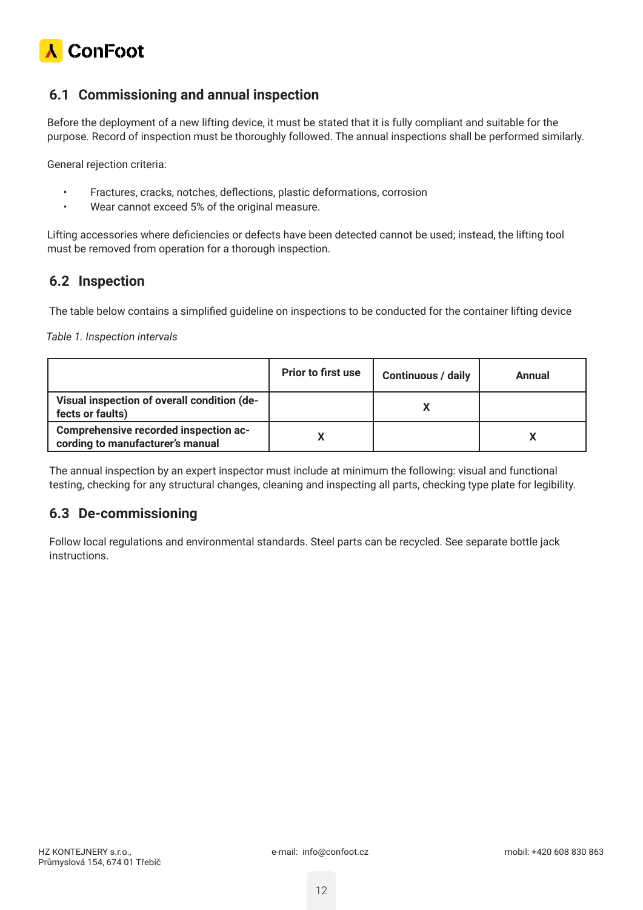## 6.1 Commissioning and annual inspection

Before the deployment of a new lifting device, it must be stated that it is fully compliant and suitable for the purpose. Record of inspection must be thoroughly followed. The annual inspections shall be performed similarly.

General rejection criteria:

- Fractures, cracks, notches, deflections, plastic deformations, corrosion
- Wear cannot exceed 5% of the original measure.

Lifting accessories where deficiencies or defects have been detected cannot be used; instead, the lifting tool must be removed from operation for a thorough inspection.

## 6.2 Inspection

The table below contains a simplified guideline on inspections to be conducted for the container lifting device

*Table 1. Inspection intervals*

| | Prior to first use | Continuous / daily | Annual |
|---|---|---|---|
| **Visual inspection of overall condition (defects or faults)** | | X | |
| **Comprehensive recorded inspection according to manufacturer's manual** | X | | X |

The annual inspection by an expert inspector must include at minimum the following: visual and functional testing, checking for any structural changes, cleaning and inspecting all parts, checking type plate for legibility.

## 6.3 De-commissioning

Follow local regulations and environmental standards. Steel parts can be recycled. See separate bottle jack instructions.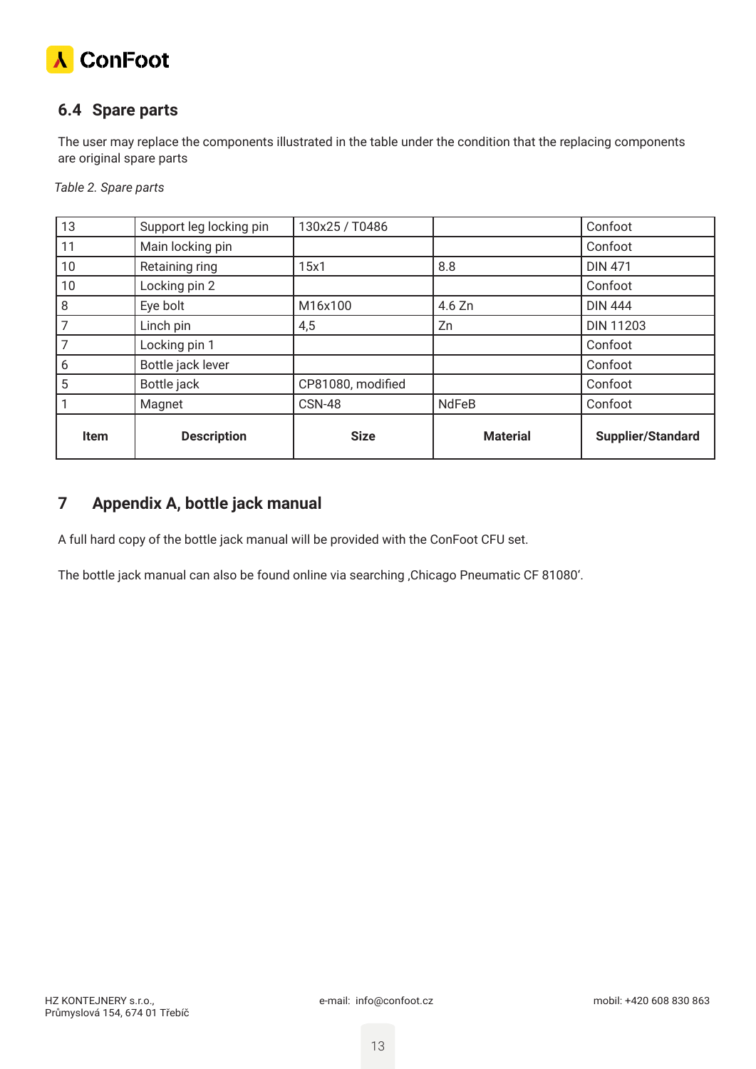## 6.4 Spare parts

The user may replace the components illustrated in the table under the condition that the replacing components are original spare parts

*Table 2. Spare parts*

| Item | Description | Size | Material | Supplier/Standard |
|---|---|---|---|---|
| 13 | Support leg locking pin | 130x25 / T0486 | | Confoot |
| 11 | Main locking pin | | | Confoot |
| 10 | Retaining ring | 15x1 | 8.8 | DIN 471 |
| 10 | Locking pin 2 | | | Confoot |
| 8 | Eye bolt | M16x100 | 4.6 Zn | DIN 444 |
| 7 | Linch pin | 4,5 | Zn | DIN 11203 |
| 7 | Locking pin 1 | | | Confoot |
| 6 | Bottle jack lever | | | Confoot |
| 5 | Bottle jack | CP81080, modified | | Confoot |
| 1 | Magnet | CSN-48 | NdFeB | Confoot |

## 7 Appendix A, bottle jack manual

A full hard copy of the bottle jack manual will be provided with the ConFoot CFU set.

The bottle jack manual can also be found online via searching ‚Chicago Pneumatic CF 81080'.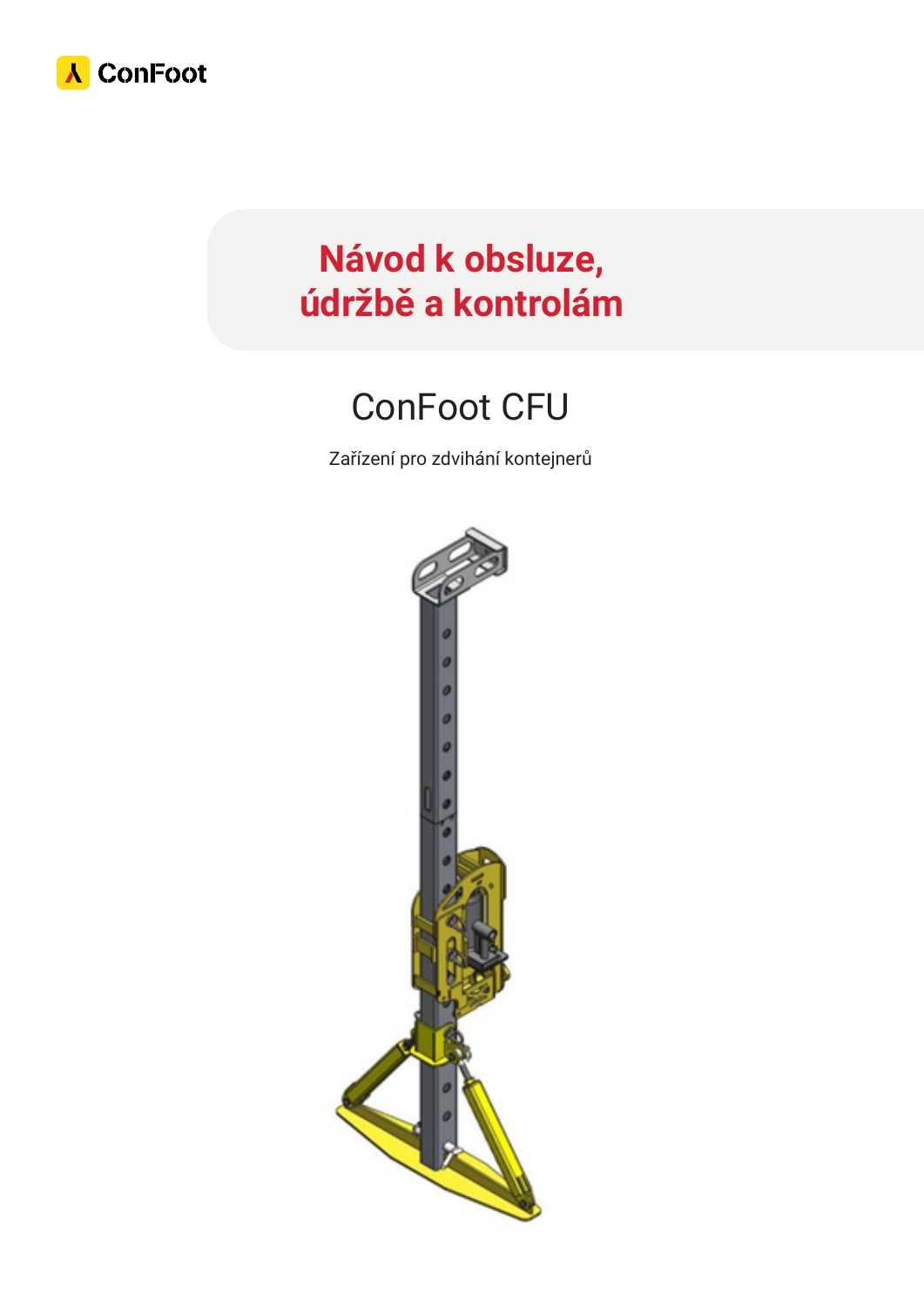ConFoot

# Návod k obsluze, údržbě a kontrolám

## ConFoot CFU

Zařízení pro zdvihání kontejnerů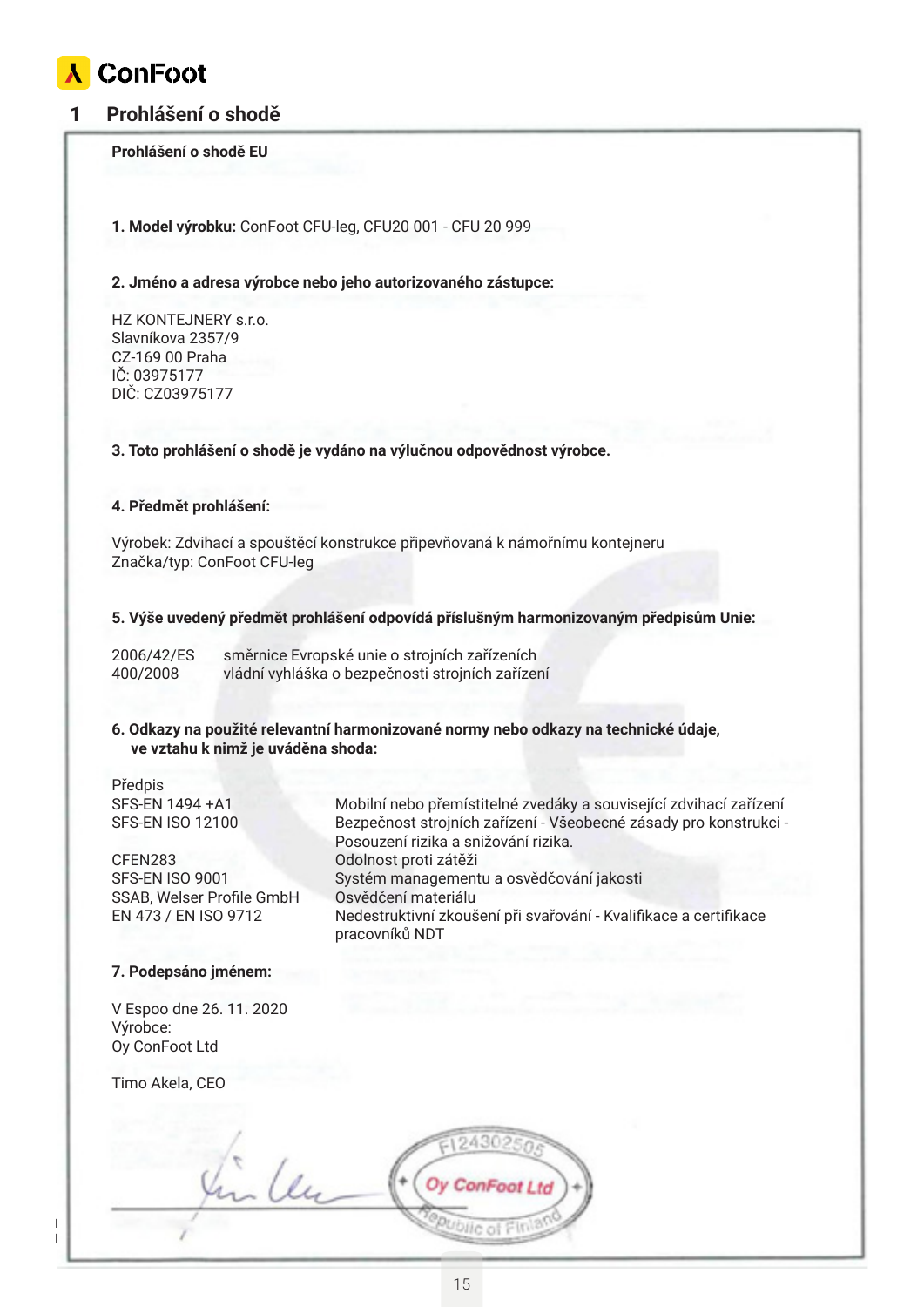# 1 Prohlášení o shodě

**Prohlášení o shodě EU**

**1. Model výrobku:** ConFoot CFU-leg, CFU20 001 - CFU 20 999

**2. Jméno a adresa výrobce nebo jeho autorizovaného zástupce:**

HZ KONTEJNERY s.r.o.
Slavníkova 2357/9
CZ-169 00 Praha
IČ: 03975177
DIČ: CZ03975177

**3. Toto prohlášení o shodě je vydáno na výlučnou odpovědnost výrobce.**

**4. Předmět prohlášení:**

Výrobek: Zdvihací a spouštěcí konstrukce připevňovaná k námořnímu kontejneru
Značka/typ: ConFoot CFU-leg

**5. Výše uvedený předmět prohlášení odpovídá příslušným harmonizovaným předpisům Unie:**

| | |
|---|---|
| 2006/42/ES | směrnice Evropské unie o strojních zařízeních |
| 400/2008 | vládní vyhláška o bezpečnosti strojních zařízení |

**6. Odkazy na použité relevantní harmonizované normy nebo odkazy na technické údaje, ve vztahu k nimž je uváděna shoda:**

| Předpis | |
|---|---|
| SFS-EN 1494 +A1 | Mobilní nebo přemístitelné zvedáky a související zdvihací zařízení |
| SFS-EN ISO 12100 | Bezpečnost strojních zařízení - Všeobecné zásady pro konstrukci - Posouzení rizika a snižování rizika. |
| CFEN283 | Odolnost proti zátěži |
| SFS-EN ISO 9001 | Systém managementu a osvědčování jakosti |
| SSAB, Welser Profile GmbH | Osvědčení materiálu |
| EN 473 / EN ISO 9712 | Nedestruktivní zkoušení při svařování - Kvalifikace a certifikace pracovníků NDT |

**7. Podepsáno jménem:**

V Espoo dne 26. 11. 2020
Výrobce:
Oy ConFoot Ltd

Timo Akela, CEO

FI24302505
Oy ConFoot Ltd
Republic of Finland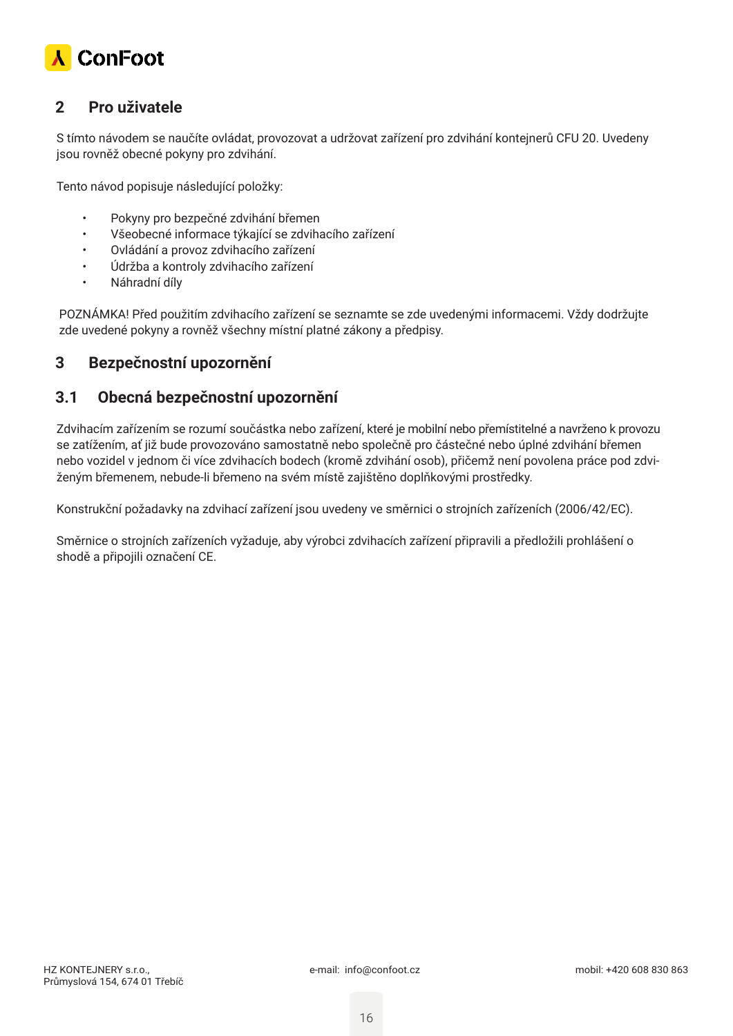## 2 Pro uživatele

S tímto návodem se naučíte ovládat, provozovat a udržovat zařízení pro zdvihání kontejnerů CFU 20. Uvedeny jsou rovněž obecné pokyny pro zdvihání.

Tento návod popisuje následující položky:

- Pokyny pro bezpečné zdvihání břemen
- Všeobecné informace týkající se zdvihacího zařízení
- Ovládání a provoz zdvihacího zařízení
- Údržba a kontroly zdvihacího zařízení
- Náhradní díly

POZNÁMKA! Před použitím zdvihacího zařízení se seznamte se zde uvedenými informacemi. Vždy dodržujte zde uvedené pokyny a rovněž všechny místní platné zákony a předpisy.

## 3 Bezpečnostní upozornění

### 3.1 Obecná bezpečnostní upozornění

Zdvihacím zařízením se rozumí součástka nebo zařízení, které je mobilní nebo přemístitelné a navrženo k provozu se zatížením, ať již bude provozováno samostatně nebo společně pro částečné nebo úplné zdvihání břemen nebo vozidel v jednom či více zdvihacích bodech (kromě zdvihání osob), přičemž není povolena práce pod zdviženým břemenem, nebude-li břemeno na svém místě zajištěno doplňkovými prostředky.

Konstrukční požadavky na zdvihací zařízení jsou uvedeny ve směrnici o strojních zařízeních (2006/42/EC).

Směrnice o strojních zařízeních vyžaduje, aby výrobci zdvihacích zařízení připravili a předložili prohlášení o shodě a připojili označení CE.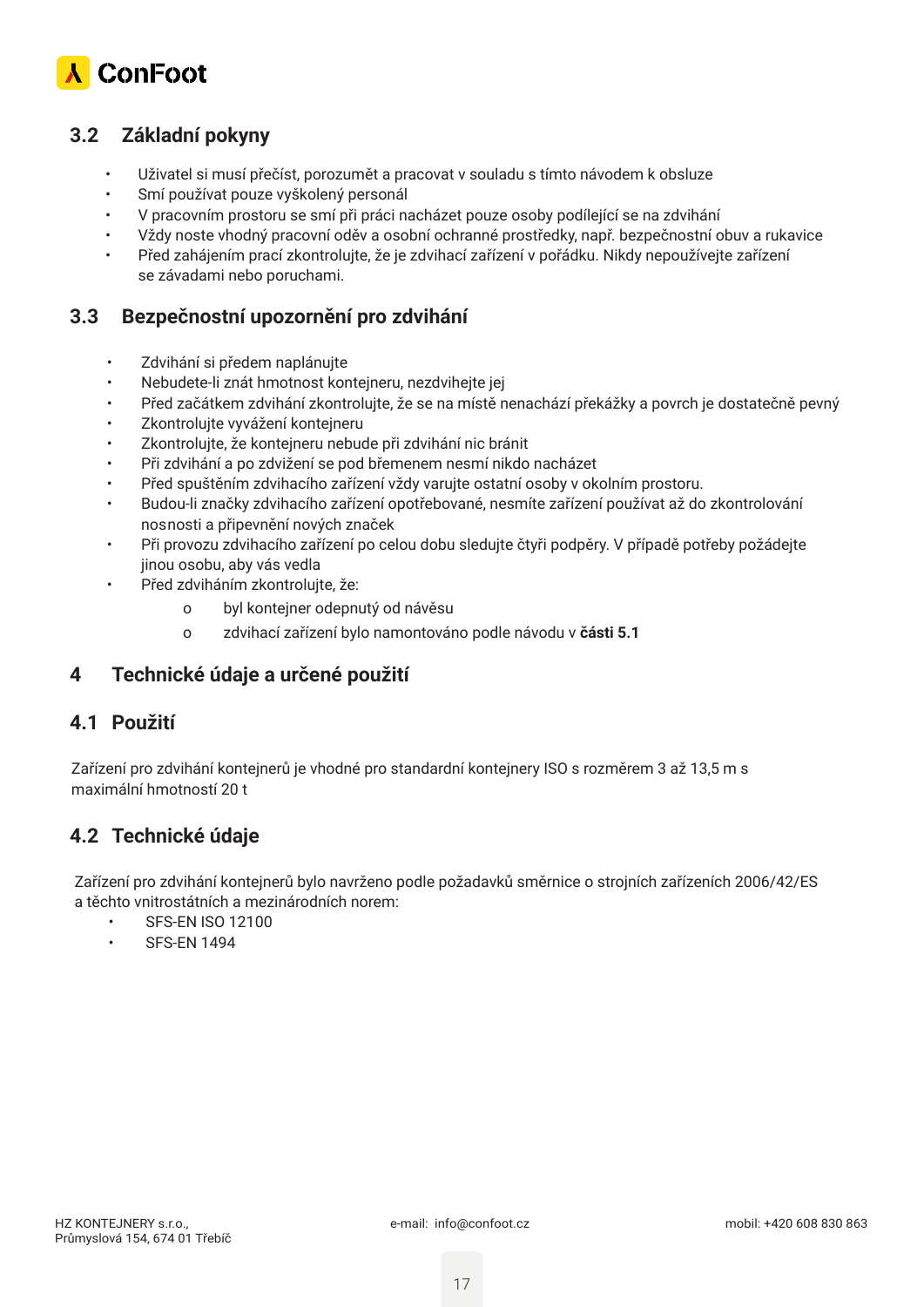## 3.2 Základní pokyny

- Uživatel si musí přečíst, porozumět a pracovat v souladu s tímto návodem k obsluze
- Smí používat pouze vyškolený personál
- V pracovním prostoru se smí při práci nacházet pouze osoby podílející se na zdvihání
- Vždy noste vhodný pracovní oděv a osobní ochranné prostředky, např. bezpečnostní obuv a rukavice
- Před zahájením prací zkontrolujte, že je zdvihací zařízení v pořádku. Nikdy nepoužívejte zařízení se závadami nebo poruchami.

## 3.3 Bezpečnostní upozornění pro zdvihání

- Zdvihání si předem naplánujte
- Nebudete-li znát hmotnost kontejneru, nezdvihejte jej
- Před začátkem zdvihání zkontrolujte, že se na místě nenachází překážky a povrch je dostatečně pevný
- Zkontrolujte vyvážení kontejneru
- Zkontrolujte, že kontejneru nebude při zdvihání nic bránit
- Při zdvihání a po zdvižení se pod břemenem nesmí nikdo nacházet
- Před spuštěním zdvihacího zařízení vždy varujte ostatní osoby v okolním prostoru.
- Budou-li značky zdvihacího zařízení opotřebované, nesmíte zařízení používat až do zkontrolování nosnosti a připevnění nových značek
- Při provozu zdvihacího zařízení po celou dobu sledujte čtyři podpěry. V případě potřeby požádejte jinou osobu, aby vás vedla
- Před zdviháním zkontrolujte, že:
    - byl kontejner odepnutý od návěsu
    - zdvihací zařízení bylo namontováno podle návodu v **části 5.1**

# 4 Technické údaje a určené použití

## 4.1 Použití

Zařízení pro zdvihání kontejnerů je vhodné pro standardní kontejnery ISO s rozměrem 3 až 13,5 m s maximální hmotností 20 t

## 4.2 Technické údaje

Zařízení pro zdvihání kontejnerů bylo navrženo podle požadavků směrnice o strojních zařízeních 2006/42/ES a těchto vnitrostátních a mezinárodních norem:

- SFS-EN ISO 12100
- SFS-EN 1494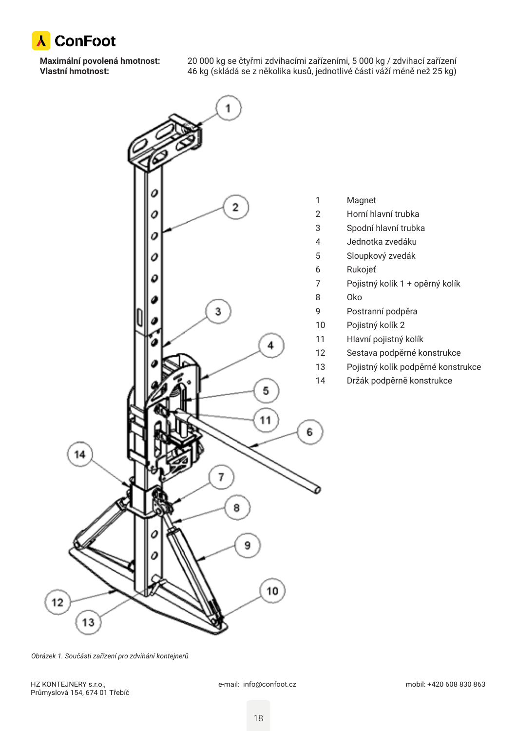**Maximální povolená hmotnost:** 20 000 kg se čtyřmi zdvihacími zařízeními, 5 000 kg / zdvihací zařízení
**Vlastní hmotnost:** 46 kg (skládá se z několika kusů, jednotlivé části váží méně než 25 kg)

| | |
|---|---|
| 1 | Magnet |
| 2 | Horní hlavní trubka |
| 3 | Spodní hlavní trubka |
| 4 | Jednotka zvedáku |
| 5 | Sloupkový zvedák |
| 6 | Rukojeť |
| 7 | Pojistný kolík 1 + opěrný kolík |
| 8 | Oko |
| 9 | Postranní podpěra |
| 10 | Pojistný kolík 2 |
| 11 | Hlavní pojistný kolík |
| 12 | Sestava podpěrné konstrukce |
| 13 | Pojistný kolík podpěrné konstrukce |
| 14 | Držák podpěrně konstrukce |

*Obrázek 1. Součásti zařízení pro zdvihání kontejnerů*

HZ KONTEJNERY s.r.o.,
Průmyslová 154, 674 01 Třebíč

e-mail: info@confoot.cz

mobil: +420 608 830 863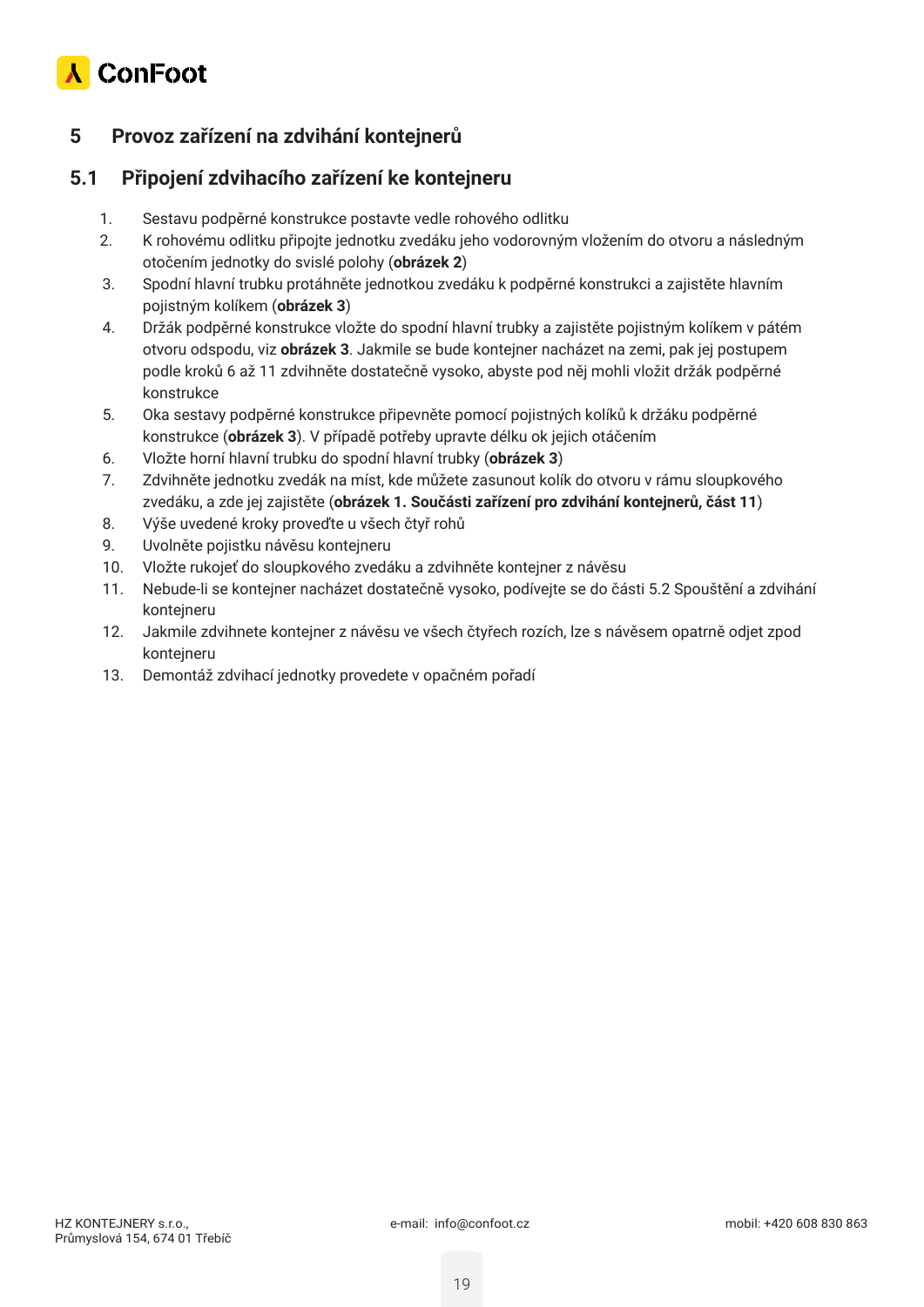## 5 Provoz zařízení na zdvihání kontejnerů

### 5.1 Připojení zdvihacího zařízení ke kontejneru

1. Sestavu podpěrné konstrukce postavte vedle rohového odlitku
2. K rohovému odlitku připojte jednotku zvedáku jeho vodorovným vložením do otvoru a následným otočením jednotky do svislé polohy (**obrázek 2**)
3. Spodní hlavní trubku protáhněte jednotkou zvedáku k podpěrné konstrukci a zajistěte hlavním pojistným kolíkem (**obrázek 3**)
4. Držák podpěrné konstrukce vložte do spodní hlavní trubky a zajistěte pojistným kolíkem v pátém otvoru odspodu, viz **obrázek 3**. Jakmile se bude kontejner nacházet na zemi, pak jej postupem podle kroků 6 až 11 zdvihněte dostatečně vysoko, abyste pod něj mohli vložit držák podpěrné konstrukce
5. Oka sestavy podpěrné konstrukce připevněte pomocí pojistných kolíků k držáku podpěrné konstrukce (**obrázek 3**). V případě potřeby upravte délku ok jejich otáčením
6. Vložte horní hlavní trubku do spodní hlavní trubky (**obrázek 3**)
7. Zdvihněte jednotku zvedák na míst, kde můžete zasunout kolík do otvoru v rámu sloupkového zvedáku, a zde jej zajistěte (**obrázek 1. Součásti zařízení pro zdvihání kontejnerů, část 11**)
8. Výše uvedené kroky proveďte u všech čtyř rohů
9. Uvolněte pojistku návěsu kontejneru
10. Vložte rukojeť do sloupkového zvedáku a zdvihněte kontejner z návěsu
11. Nebude-li se kontejner nacházet dostatečně vysoko, podívejte se do části 5.2 Spouštění a zdvihání kontejneru
12. Jakmile zdvihnete kontejner z návěsu ve všech čtyřech rozích, lze s návěsem opatrně odjet zpod kontejneru
13. Demontáž zdvihací jednotky provedete v opačném pořadí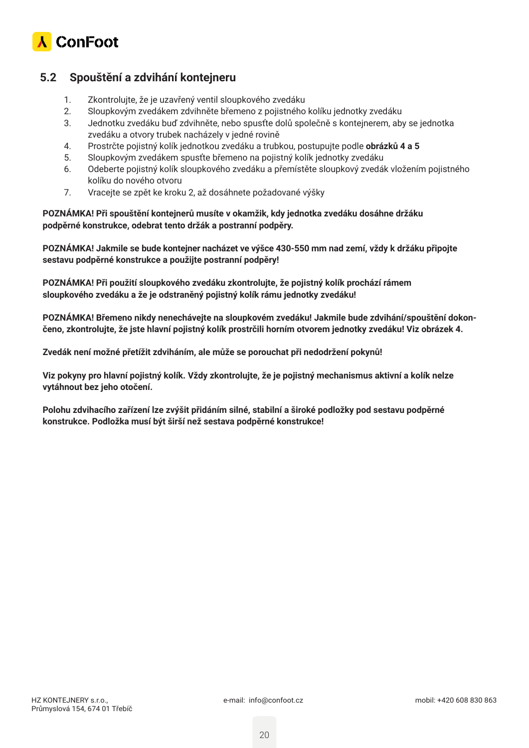## 5.2 Spouštění a zdvihání kontejneru

1. Zkontrolujte, že je uzavřený ventil sloupkového zvedáku
2. Sloupkovým zvedákem zdvihněte břemeno z pojistného kolíku jednotky zvedáku
3. Jednotku zvedáku buď zdvihněte, nebo spusťte dolů společně s kontejnerem, aby se jednotka zvedáku a otvory trubek nacházely v jedné rovině
4. Prostrčte pojistný kolík jednotkou zvedáku a trubkou, postupujte podle **obrázků 4 a 5**
5. Sloupkovým zvedákem spusťte břemeno na pojistný kolík jednotky zvedáku
6. Odeberte pojistný kolík sloupkového zvedáku a přemístěte sloupkový zvedák vložením pojistného kolíku do nového otvoru
7. Vracejte se zpět ke kroku 2, až dosáhnete požadované výšky

**POZNÁMKA! Při spouštění kontejnerů musíte v okamžik, kdy jednotka zvedáku dosáhne držáku podpěrné konstrukce, odebrat tento držák a postranní podpěry.**

**POZNÁMKA! Jakmile se bude kontejner nacházet ve výšce 430-550 mm nad zemí, vždy k držáku připojte sestavu podpěrné konstrukce a použijte postranní podpěry!**

**POZNÁMKA! Při použití sloupkového zvedáku zkontrolujte, že pojistný kolík prochází rámem sloupkového zvedáku a že je odstraněný pojistný kolík rámu jednotky zvedáku!**

**POZNÁMKA! Břemeno nikdy nenechávejte na sloupkovém zvedáku! Jakmile bude zdvihání/spouštění dokončeno, zkontrolujte, že jste hlavní pojistný kolík prostrčili horním otvorem jednotky zvedáku! Viz obrázek 4.**

**Zvedák není možné přetížit zdviháním, ale může se porouchat při nedodržení pokynů!**

**Viz pokyny pro hlavní pojistný kolík. Vždy zkontrolujte, že je pojistný mechanismus aktivní a kolík nelze vytáhnout bez jeho otočení.**

**Polohu zdvihacího zařízení lze zvýšit přidáním silné, stabilní a široké podložky pod sestavu podpěrné konstrukce. Podložka musí být širší než sestava podpěrné konstrukce!**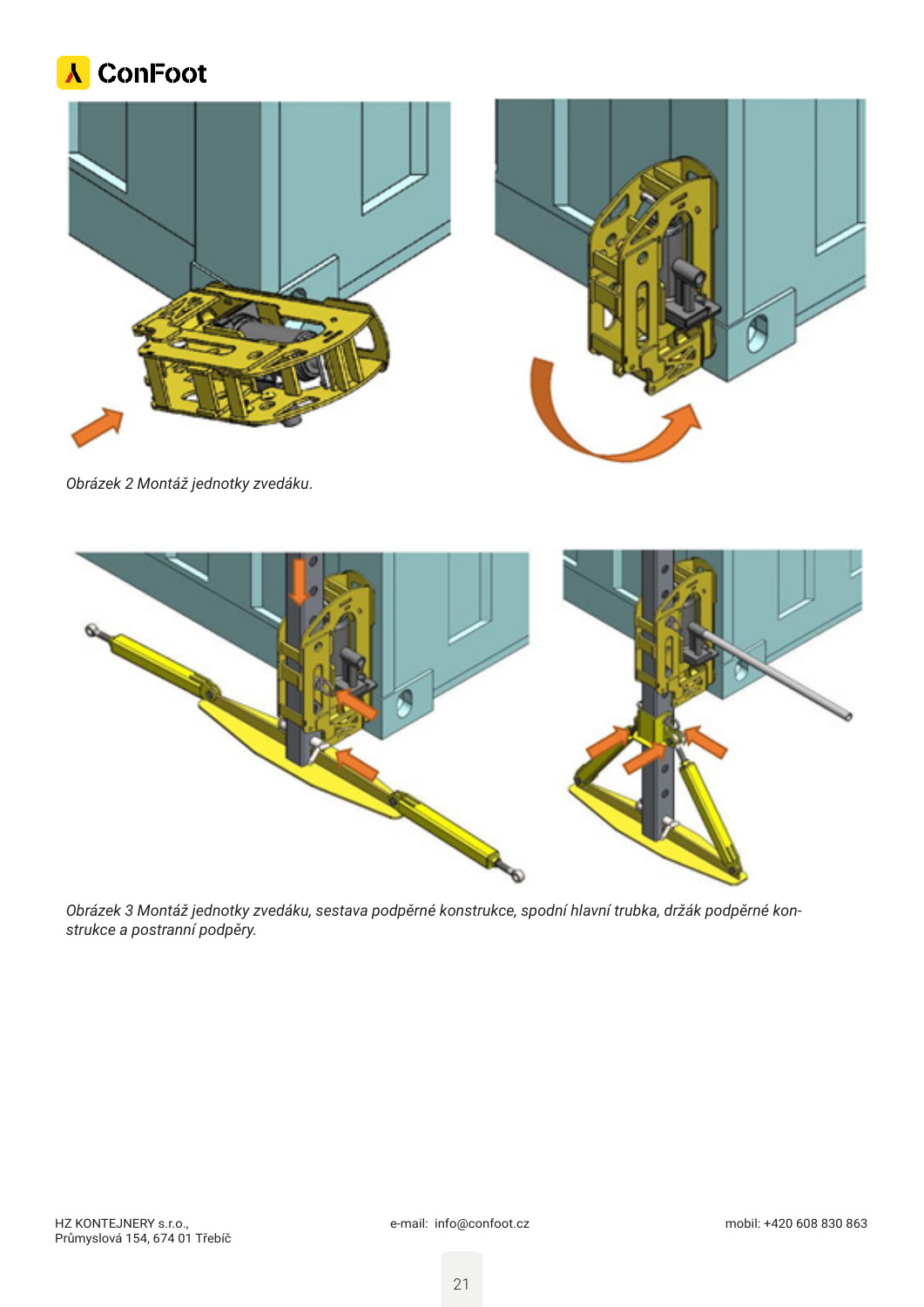*Obrázek 2 Montáž jednotky zvedáku.*

*Obrázek 3 Montáž jednotky zvedáku, sestava podpěrné konstrukce, spodní hlavní trubka, držák podpěrné konstrukce a postranní podpěry.*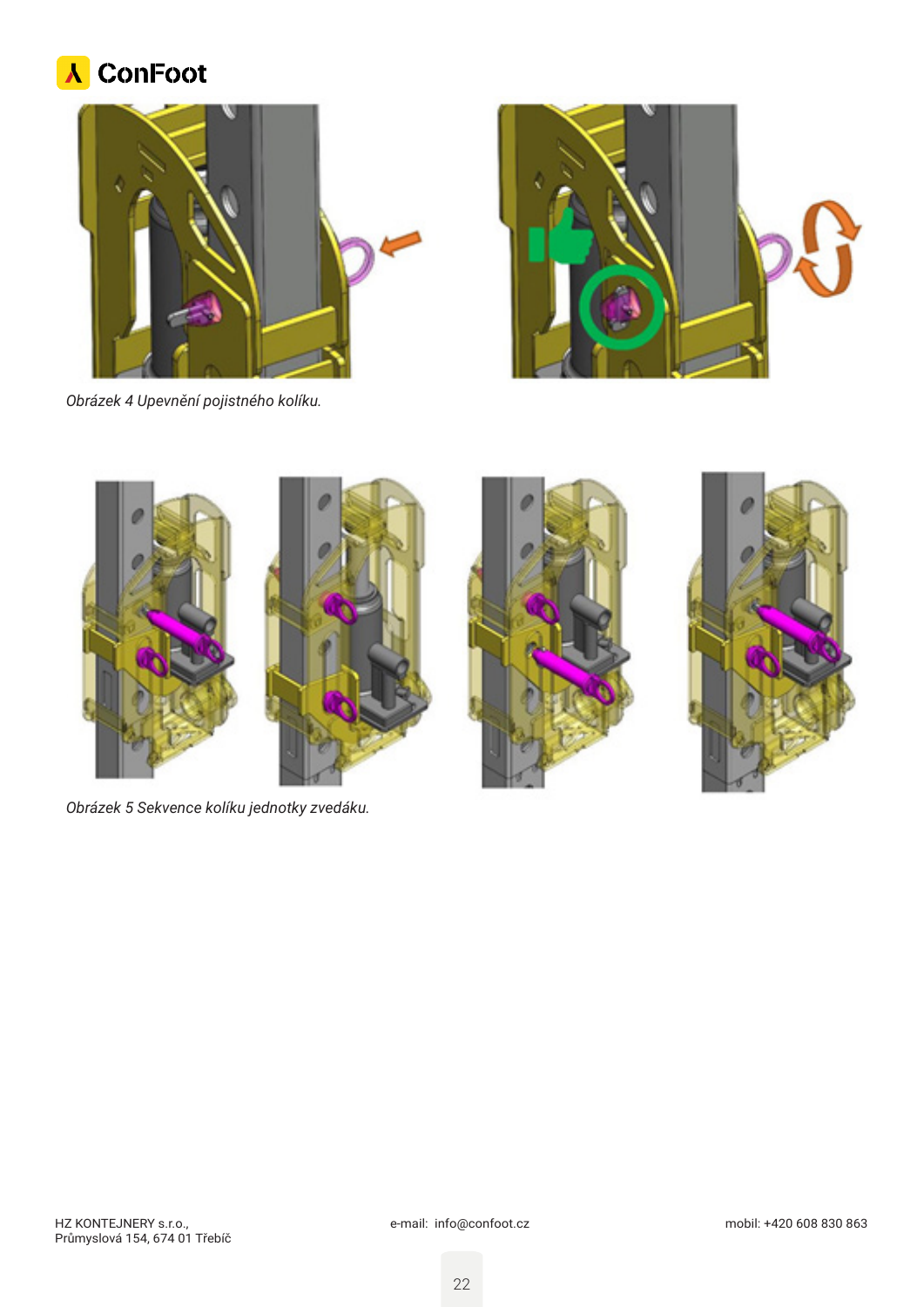*Obrázek 4 Upevnění pojistného kolíku.*

*Obrázek 5 Sekvence kolíku jednotky zvedáku.*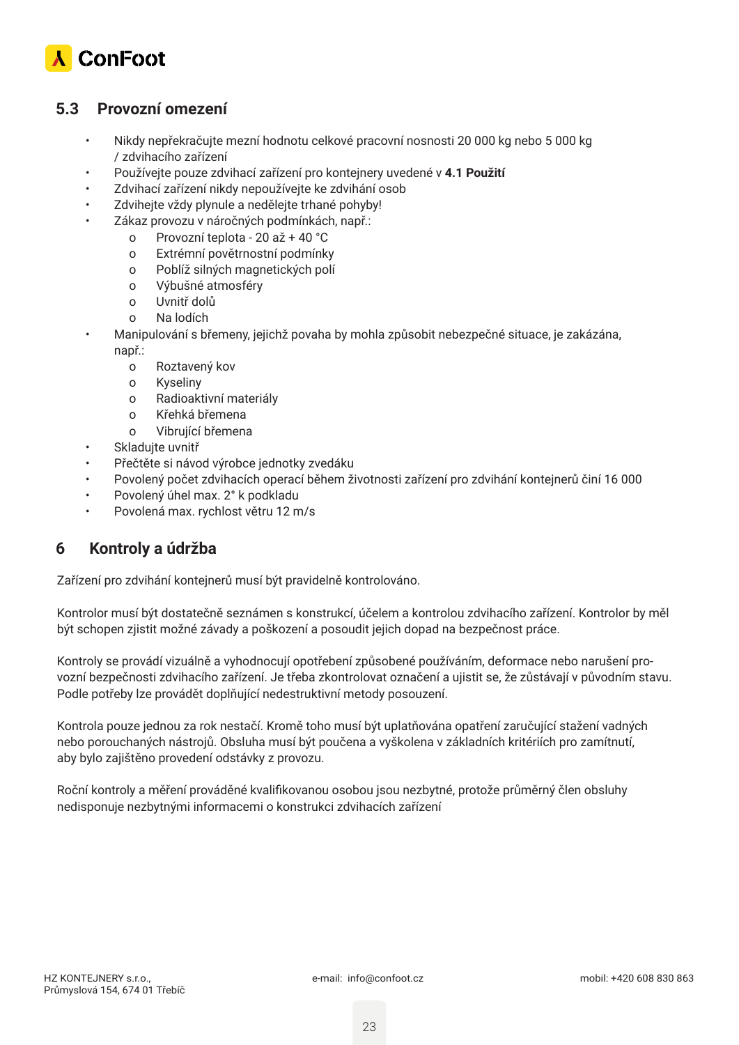## 5.3 Provozní omezení

- Nikdy nepřekračujte mezní hodnotu celkové pracovní nosnosti 20 000 kg nebo 5 000 kg / zdvihacího zařízení
- Používejte pouze zdvihací zařízení pro kontejnery uvedené v **4.1 Použití**
- Zdvihací zařízení nikdy nepoužívejte ke zdvihání osob
- Zdvihejte vždy plynule a nedělejte trhané pohyby!
- Zákaz provozu v náročných podmínkách, např.:
    - Provozní teplota - 20 až + 40 °C
    - Extrémní povětrnostní podmínky
    - Poblíž silných magnetických polí
    - Výbušné atmosféry
    - Uvnitř dolů
    - Na lodích
- Manipulování s břemeny, jejichž povaha by mohla způsobit nebezpečné situace, je zakázána, např.:
    - Roztavený kov
    - Kyseliny
    - Radioaktivní materiály
    - Křehká břemena
    - Vibrující břemena
- Skladujte uvnitř
- Přečtěte si návod výrobce jednotky zvedáku
- Povolený počet zdvihacích operací během životnosti zařízení pro zdvihání kontejnerů činí 16 000
- Povolený úhel max. 2° k podkladu
- Povolená max. rychlost větru 12 m/s

# 6 Kontroly a údržba

Zařízení pro zdvihání kontejnerů musí být pravidelně kontrolováno.

Kontrolor musí být dostatečně seznámen s konstrukcí, účelem a kontrolou zdvihacího zařízení. Kontrolor by měl být schopen zjistit možné závady a poškození a posoudit jejich dopad na bezpečnost práce.

Kontroly se provádí vizuálně a vyhodnocují opotřebení způsobené používáním, deformace nebo narušení provozní bezpečnosti zdvihacího zařízení. Je třeba zkontrolovat označení a ujistit se, že zůstávají v původním stavu. Podle potřeby lze provádět doplňující nedestruktivní metody posouzení.

Kontrola pouze jednou za rok nestačí. Kromě toho musí být uplatňována opatření zaručující stažení vadných nebo porouchaných nástrojů. Obsluha musí být poučena a vyškolena v základních kritériích pro zamítnutí, aby bylo zajištěno provedení odstávky z provozu.

Roční kontroly a měření prováděné kvalifikovanou osobou jsou nezbytné, protože průměrný člen obsluhy nedisponuje nezbytnými informacemi o konstrukci zdvihacích zařízení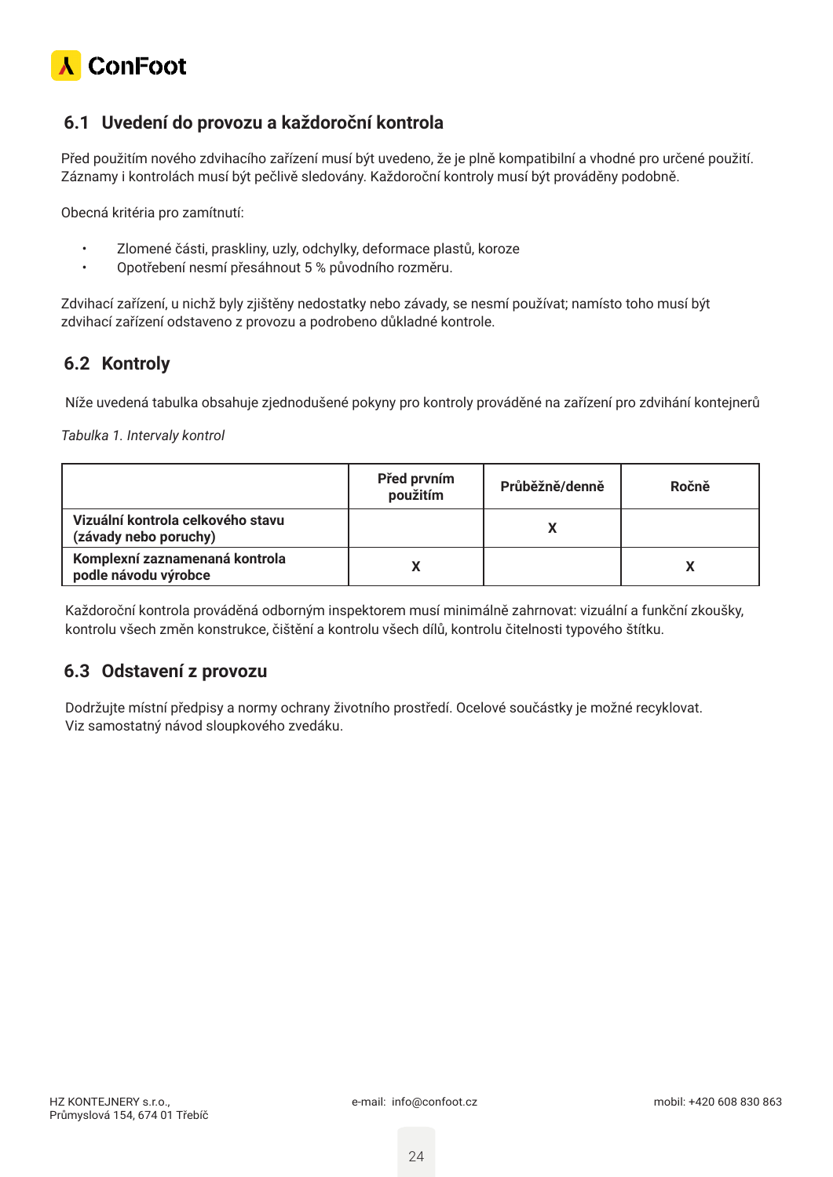## 6.1 Uvedení do provozu a každoroční kontrola

Před použitím nového zdvihacího zařízení musí být uvedeno, že je plně kompatibilní a vhodné pro určené použití. Záznamy i kontrolách musí být pečlivě sledovány. Každoroční kontroly musí být prováděny podobně.

Obecná kritéria pro zamítnutí:

- Zlomené části, praskliny, uzly, odchylky, deformace plastů, koroze
- Opotřebení nesmí přesáhnout 5 % původního rozměru.

Zdvihací zařízení, u nichž byly zjištěny nedostatky nebo závady, se nesmí používat; namísto toho musí být zdvihací zařízení odstaveno z provozu a podrobeno důkladné kontrole.

## 6.2 Kontroly

Níže uvedená tabulka obsahuje zjednodušené pokyny pro kontroly prováděné na zařízení pro zdvihání kontejnerů

*Tabulka 1. Intervaly kontrol*

| | Před prvním použitím | Průběžně/denně | Ročně |
|---|---|---|---|
| **Vizuální kontrola celkového stavu (závady nebo poruchy)** | | X | |
| **Komplexní zaznamenaná kontrola podle návodu výrobce** | X | | X |

Každoroční kontrola prováděná odborným inspektorem musí minimálně zahrnovat: vizuální a funkční zkoušky, kontrolu všech změn konstrukce, čištění a kontrolu všech dílů, kontrolu čitelnosti typového štítku.

## 6.3 Odstavení z provozu

Dodržujte místní předpisy a normy ochrany životního prostředí. Ocelové součástky je možné recyklovat. Viz samostatný návod sloupkového zvedáku.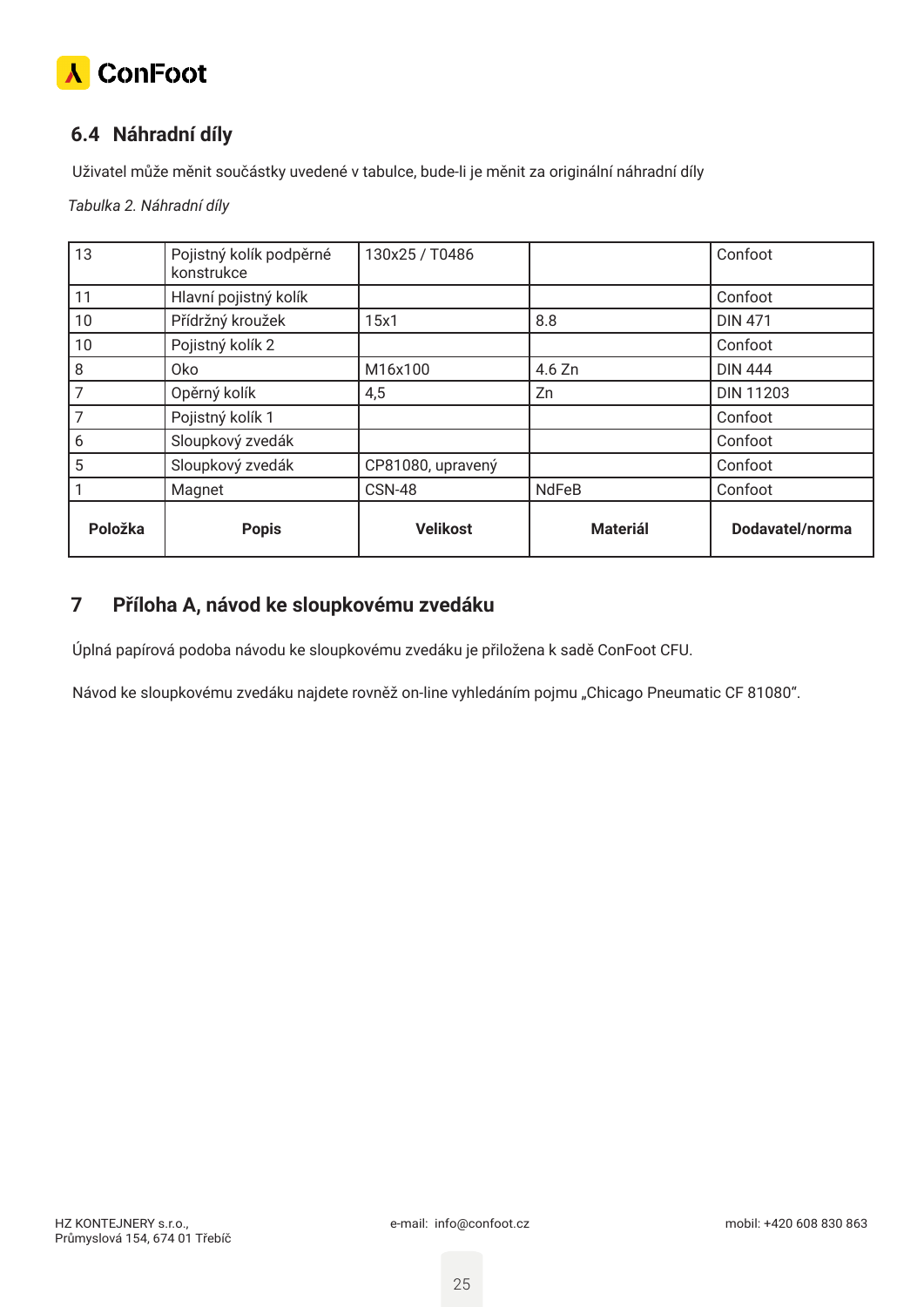## 6.4 Náhradní díly

Uživatel může měnit součástky uvedené v tabulce, bude-li je měnit za originální náhradní díly

*Tabulka 2. Náhradní díly*

| 13 | Pojistný kolík podpěrné konstrukce | 130x25 / T0486 | | Confoot |
|---|---|---|---|---|
| 11 | Hlavní pojistný kolík | | | Confoot |
| 10 | Přídržný kroužek | 15x1 | 8.8 | DIN 471 |
| 10 | Pojistný kolík 2 | | | Confoot |
| 8 | Oko | M16x100 | 4.6 Zn | DIN 444 |
| 7 | Opěrný kolík | 4,5 | Zn | DIN 11203 |
| 7 | Pojistný kolík 1 | | | Confoot |
| 6 | Sloupkový zvedák | | | Confoot |
| 5 | Sloupkový zvedák | CP81080, upravený | | Confoot |
| 1 | Magnet | CSN-48 | NdFeB | Confoot |
| **Položka** | **Popis** | **Velikost** | **Materiál** | **Dodavatel/norma** |

# 7 Příloha A, návod ke sloupkovému zvedáku

Úplná papírová podoba návodu ke sloupkovému zvedáku je přiložena k sadě ConFoot CFU.

Návod ke sloupkovému zvedáku najdete rovněž on-line vyhledáním pojmu „Chicago Pneumatic CF 81080".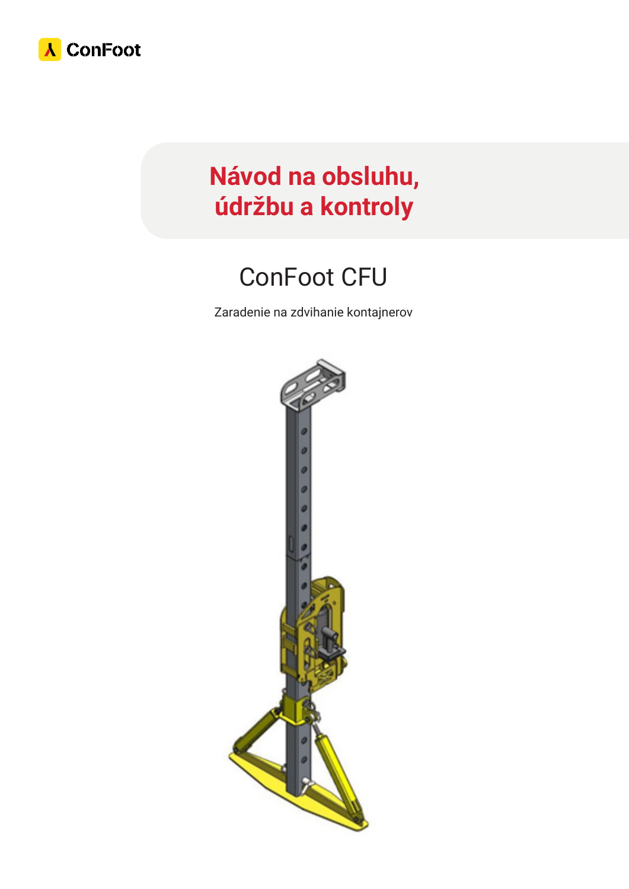ConFoot

# Návod na obsluhu, údržbu a kontroly

## ConFoot CFU

Zaradenie na zdvihanie kontajnerov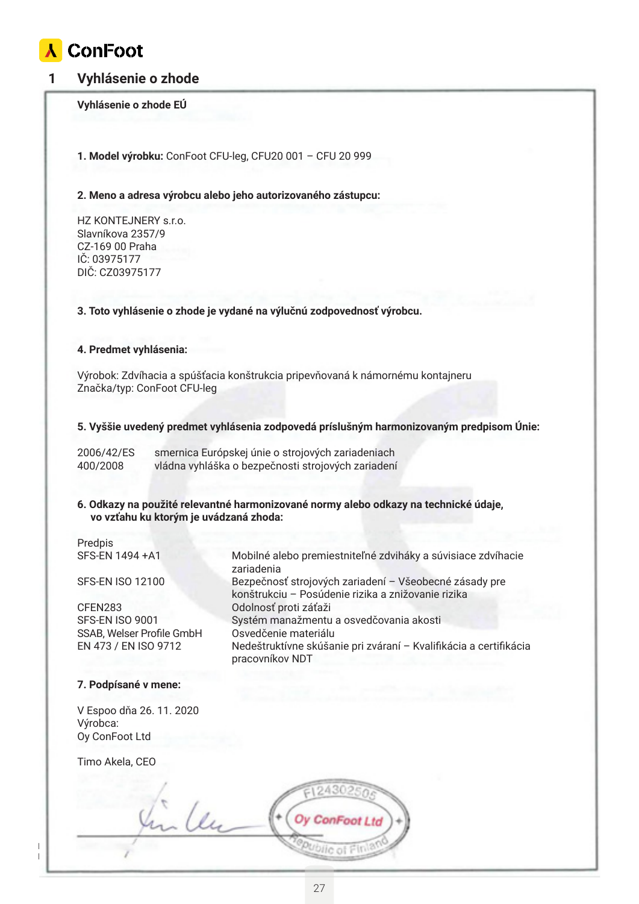# 1 Vyhlásenie o zhode

**Vyhlásenie o zhode EÚ**

**1. Model výrobku:** ConFoot CFU-leg, CFU20 001 – CFU 20 999

**2. Meno a adresa výrobcu alebo jeho autorizovaného zástupcu:**

HZ KONTEJNERY s.r.o.
Slavníkova 2357/9
CZ-169 00 Praha
IČ: 03975177
DIČ: CZ03975177

**3. Toto vyhlásenie o zhode je vydané na výlučnú zodpovednosť výrobcu.**

**4. Predmet vyhlásenia:**

Výrobok: Zdvíhacia a spúšťacia konštrukcia pripevňovaná k námornému kontajneru
Značka/typ: ConFoot CFU-leg

**5. Vyššie uvedený predmet vyhlásenia zodpovedá príslušným harmonizovaným predpisom Únie:**

| | |
|---|---|
| 2006/42/ES | smernica Európskej únie o strojových zariadeniach |
| 400/2008 | vládna vyhláška o bezpečnosti strojových zariadení |

**6. Odkazy na použité relevantné harmonizované normy alebo odkazy na technické údaje, vo vzťahu ku ktorým je uvádzaná zhoda:**

| Predpis | |
|---|---|
| SFS-EN 1494 +A1 | Mobilné alebo premiestniteľné zdviháky a súvisiace zdvíhacie zariadenia |
| SFS-EN ISO 12100 | Bezpečnosť strojových zariadení – Všeobecné zásady pre konštrukciu – Posúdenie rizika a znižovanie rizika |
| CFEN283 | Odolnosť proti záťaži |
| SFS-EN ISO 9001 | Systém manažmentu a osvedčovania akosti |
| SSAB, Welser Profile GmbH | Osvedčenie materiálu |
| EN 473 / EN ISO 9712 | Nedeštruktívne skúšanie pri zváraní – Kvalifikácia a certifikácia pracovníkov NDT |

**7. Podpísané v mene:**

V Espoo dňa 26. 11. 2020
Výrobca:
Oy ConFoot Ltd

Timo Akela, CEO

FI24302505
Oy ConFoot Ltd
Republic of Finland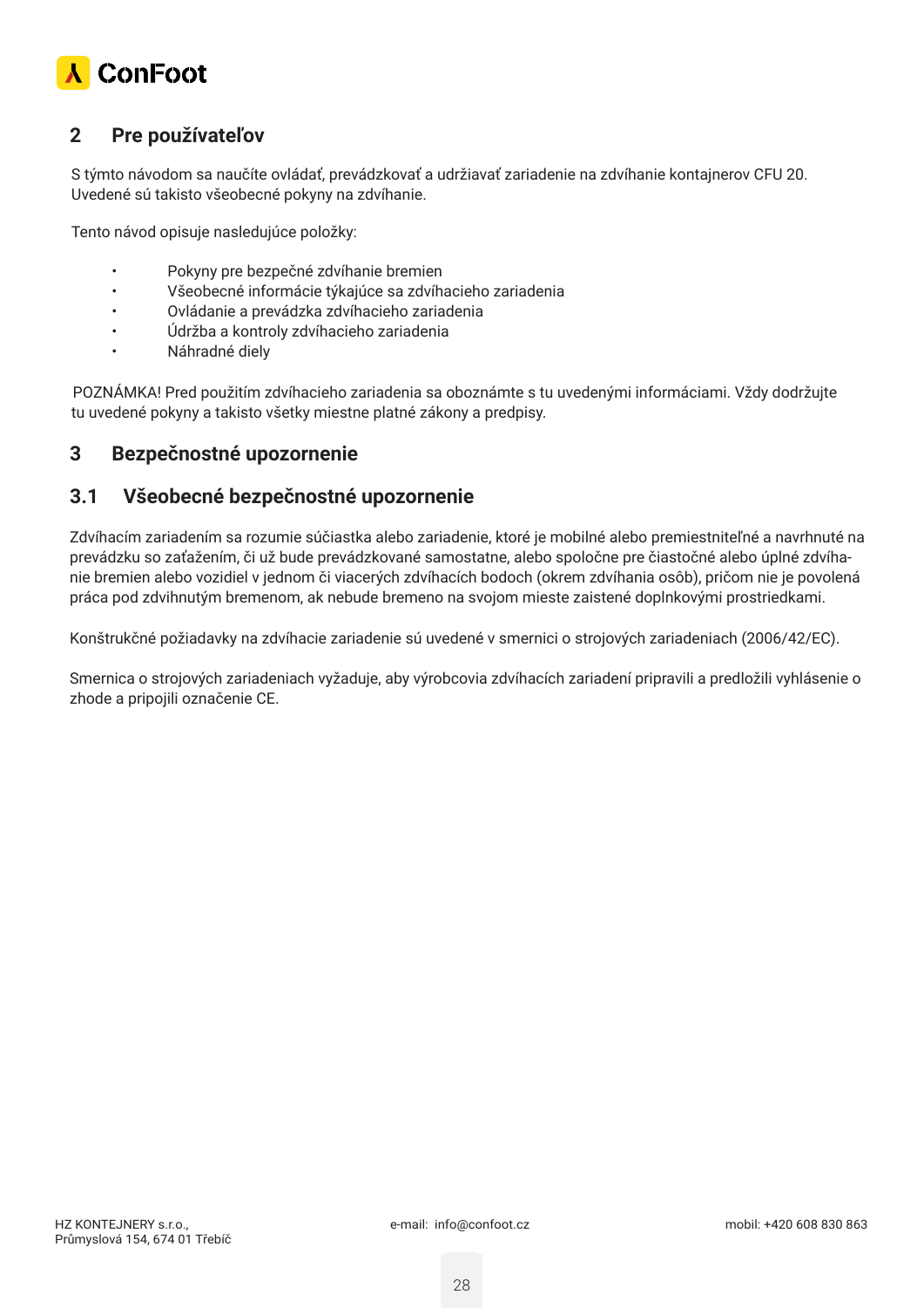## 2 Pre používateľov

S týmto návodom sa naučíte ovládať, prevádzkovať a udržiavať zariadenie na zdvíhanie kontajnerov CFU 20. Uvedené sú takisto všeobecné pokyny na zdvíhanie.

Tento návod opisuje nasledujúce položky:

- Pokyny pre bezpečné zdvíhanie bremien
- Všeobecné informácie týkajúce sa zdvíhacieho zariadenia
- Ovládanie a prevádzka zdvíhacieho zariadenia
- Údržba a kontroly zdvíhacieho zariadenia
- Náhradné diely

POZNÁMKA! Pred použitím zdvíhacieho zariadenia sa oboznámte s tu uvedenými informáciami. Vždy dodržujte tu uvedené pokyny a takisto všetky miestne platné zákony a predpisy.

## 3 Bezpečnostné upozornenie

### 3.1 Všeobecné bezpečnostné upozornenie

Zdvíhacím zariadením sa rozumie súčiastka alebo zariadenie, ktoré je mobilné alebo premiestniteľné a navrhnuté na prevádzku so zaťažením, či už bude prevádzkované samostatne, alebo spoločne pre čiastočné alebo úplné zdvíhanie bremien alebo vozidiel v jednom či viacerých zdvíhacích bodoch (okrem zdvíhania osôb), pričom nie je povolená práca pod zdvihnutým bremenom, ak nebude bremeno na svojom mieste zaistené doplnkovými prostriedkami.

Konštrukčné požiadavky na zdvíhacie zariadenie sú uvedené v smernici o strojových zariadeniach (2006/42/EC).

Smernica o strojových zariadeniach vyžaduje, aby výrobcovia zdvíhacích zariadení pripravili a predložili vyhlásenie o zhode a pripojili označenie CE.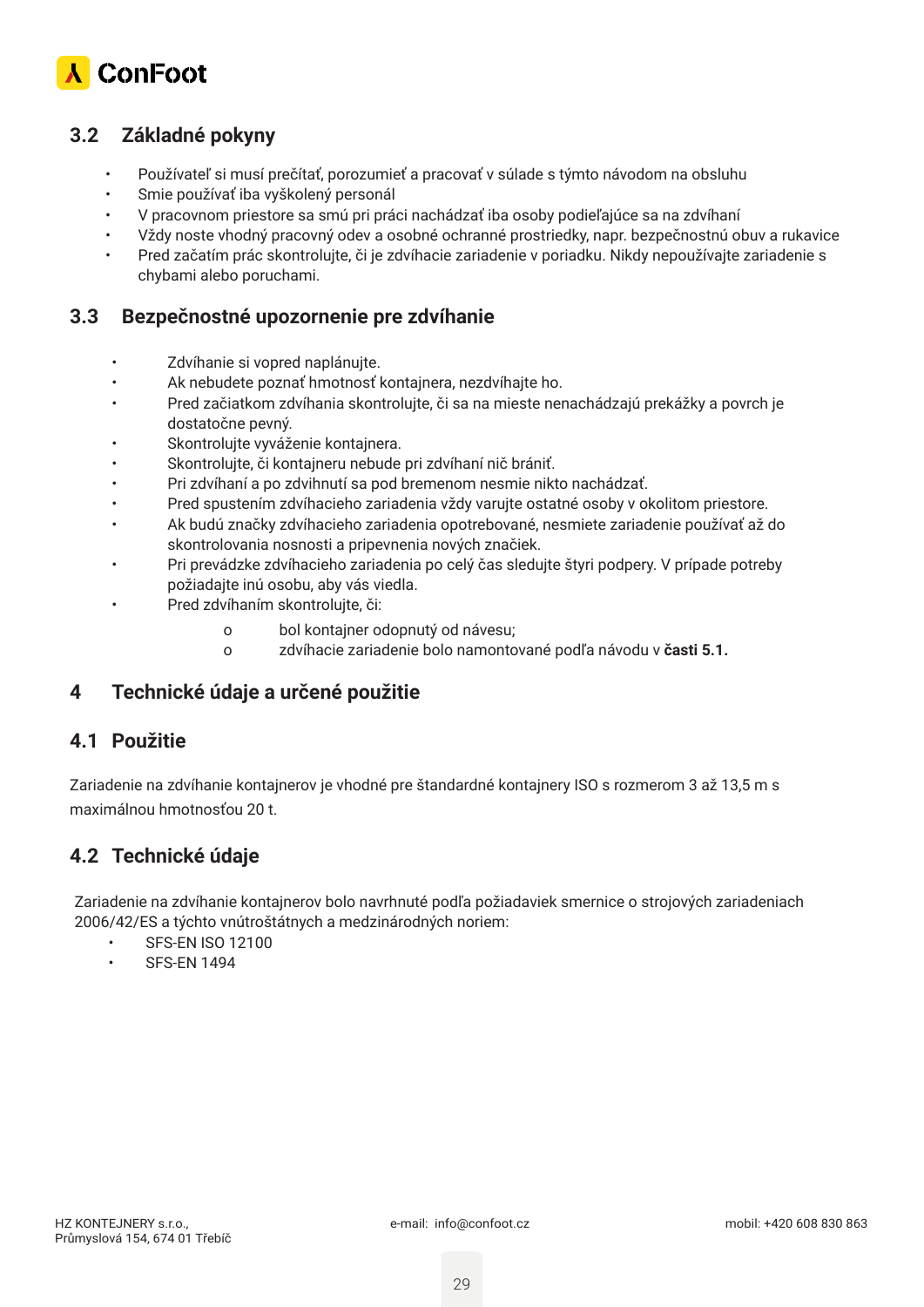## 3.2 Základné pokyny

- Používateľ si musí prečítať, porozumieť a pracovať v súlade s týmto návodom na obsluhu
- Smie používať iba vyškolený personál
- V pracovnom priestore sa smú pri práci nachádzať iba osoby podieľajúce sa na zdvíhaní
- Vždy noste vhodný pracovný odev a osobné ochranné prostriedky, napr. bezpečnostnú obuv a rukavice
- Pred začatím prác skontrolujte, či je zdvíhacie zariadenie v poriadku. Nikdy nepoužívajte zariadenie s chybami alebo poruchami.

## 3.3 Bezpečnostné upozornenie pre zdvíhanie

- Zdvíhanie si vopred naplánujte.
- Ak nebudete poznať hmotnosť kontajnera, nezdvíhajte ho.
- Pred začiatkom zdvíhania skontrolujte, či sa na mieste nenachádzajú prekážky a povrch je dostatočne pevný.
- Skontrolujte vyváženie kontajnera.
- Skontrolujte, či kontajneru nebude pri zdvíhaní nič brániť.
- Pri zdvíhaní a po zdvihnutí sa pod bremenom nesmie nikto nachádzať.
- Pred spustením zdvíhacieho zariadenia vždy varujte ostatné osoby v okolitom priestore.
- Ak budú značky zdvíhacieho zariadenia opotrebované, nesmiete zariadenie používať až do skontrolovania nosnosti a pripevnenia nových značiek.
- Pri prevádzke zdvíhacieho zariadenia po celý čas sledujte štyri podpery. V prípade potreby požiadajte inú osobu, aby vás viedla.
- Pred zdvíhaním skontrolujte, či:
  - bol kontajner odopnutý od návesu;
  - zdvíhacie zariadenie bolo namontované podľa návodu v **časti 5.1.**

# 4 Technické údaje a určené použitie

## 4.1 Použitie

Zariadenie na zdvíhanie kontajnerov je vhodné pre štandardné kontajnery ISO s rozmerom 3 až 13,5 m s maximálnou hmotnosťou 20 t.

## 4.2 Technické údaje

Zariadenie na zdvíhanie kontajnerov bolo navrhnuté podľa požiadaviek smernice o strojových zariadeniach 2006/42/ES a týchto vnútroštátnych a medzinárodných noriem:

- SFS-EN ISO 12100
- SFS-EN 1494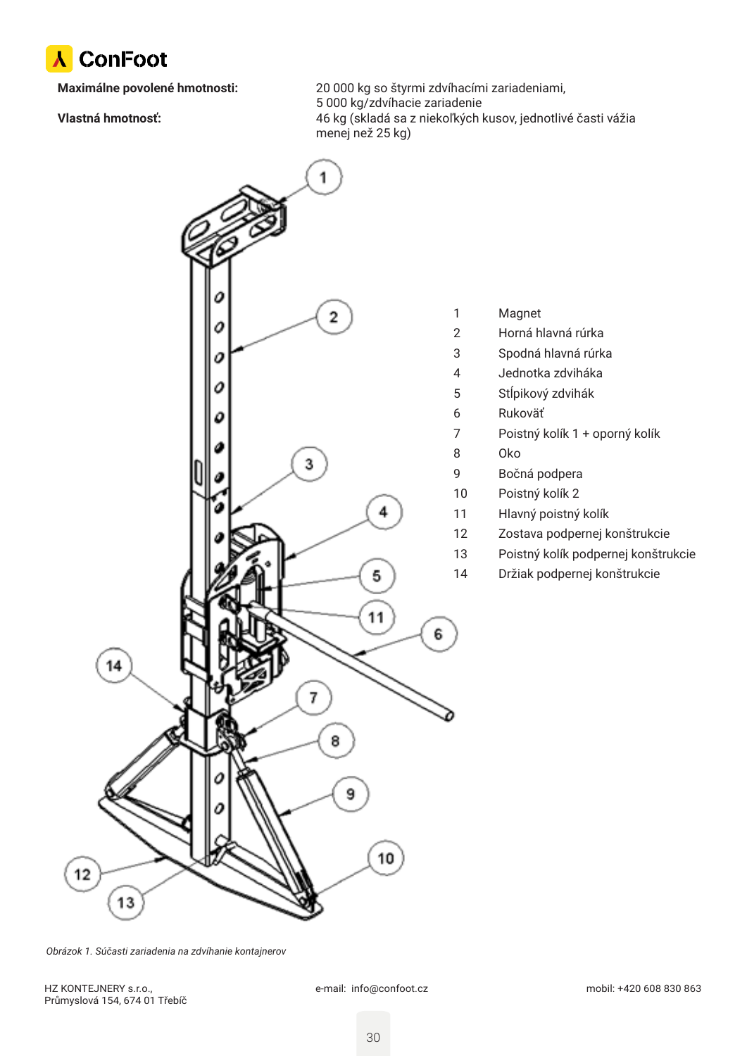**Maximálne povolené hmotnosti:** 20 000 kg so štyrmi zdvíhacími zariadeniami, 5 000 kg/zdvíhacie zariadenie

**Vlastná hmotnosť:** 46 kg (skladá sa z niekoľkých kusov, jednotlivé časti vážia menej než 25 kg)

| | |
|---|---|
| 1 | Magnet |
| 2 | Horná hlavná rúrka |
| 3 | Spodná hlavná rúrka |
| 4 | Jednotka zdviháka |
| 5 | Stĺpikový zdvihák |
| 6 | Rukoväť |
| 7 | Poistný kolík 1 + oporný kolík |
| 8 | Oko |
| 9 | Bočná podpera |
| 10 | Poistný kolík 2 |
| 11 | Hlavný poistný kolík |
| 12 | Zostava podpernej konštrukcie |
| 13 | Poistný kolík podpernej konštrukcie |
| 14 | Držiak podpernej konštrukcie |

*Obrázok 1. Súčasti zariadenia na zdvíhanie kontajnerov*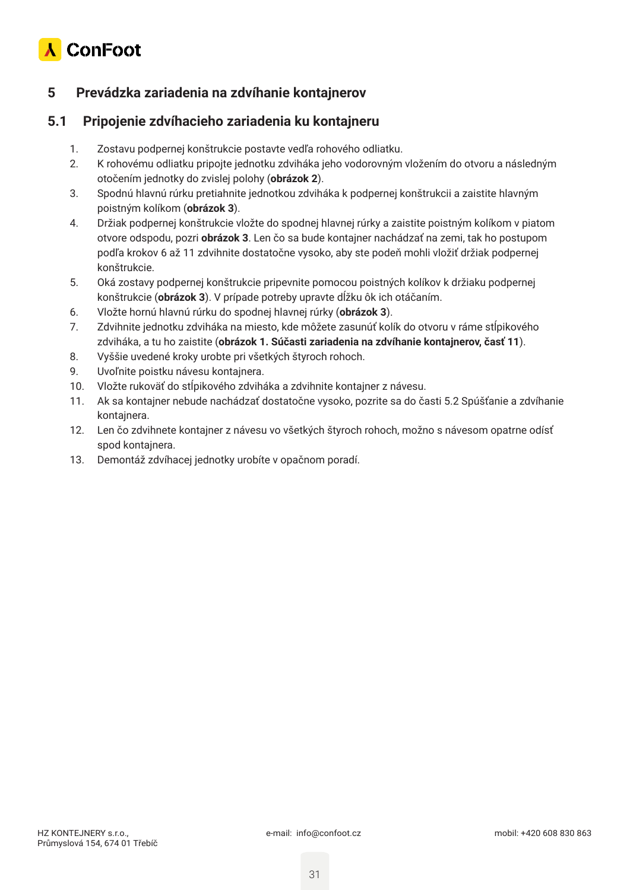## 5 Prevádzka zariadenia na zdvíhanie kontajnerov

### 5.1 Pripojenie zdvíhacieho zariadenia ku kontajneru

1. Zostavu podpernej konštrukcie postavte vedľa rohového odliatku.
2. K rohovému odliatku pripojte jednotku zdviháka jeho vodorovným vložením do otvoru a následným otočením jednotky do zvislej polohy (**obrázok 2**).
3. Spodnú hlavnú rúrku pretiahnite jednotkou zdviháka k podpernej konštrukcii a zaistite hlavným poistným kolíkom (**obrázok 3**).
4. Držiak podpernej konštrukcie vložte do spodnej hlavnej rúrky a zaistite poistným kolíkom v piatom otvore odspodu, pozri **obrázok 3**. Len čo sa bude kontajner nachádzať na zemi, tak ho postupom podľa krokov 6 až 11 zdvihnite dostatočne vysoko, aby ste podeň mohli vložiť držiak podpernej konštrukcie.
5. Oká zostavy podpernej konštrukcie pripevnite pomocou poistných kolíkov k držiaku podpernej konštrukcie (**obrázok 3**). V prípade potreby upravte dĺžku ôk ich otáčaním.
6. Vložte hornú hlavnú rúrku do spodnej hlavnej rúrky (**obrázok 3**).
7. Zdvihnite jednotku zdviháka na miesto, kde môžete zasunúť kolík do otvoru v ráme stĺpikového zdviháka, a tu ho zaistite (**obrázok 1. Súčasti zariadenia na zdvíhanie kontajnerov, časť 11**).
8. Vyššie uvedené kroky urobte pri všetkých štyroch rohoch.
9. Uvoľnite poistku návesu kontajnera.
10. Vložte rukoväť do stĺpikového zdviháka a zdvihnite kontajner z návesu.
11. Ak sa kontajner nebude nachádzať dostatočne vysoko, pozrite sa do časti 5.2 Spúšťanie a zdvíhanie kontajnera.
12. Len čo zdvihnete kontajner z návesu vo všetkých štyroch rohoch, možno s návesom opatrne odísť spod kontajnera.
13. Demontáž zdvíhacej jednotky urobíte v opačnom poradí.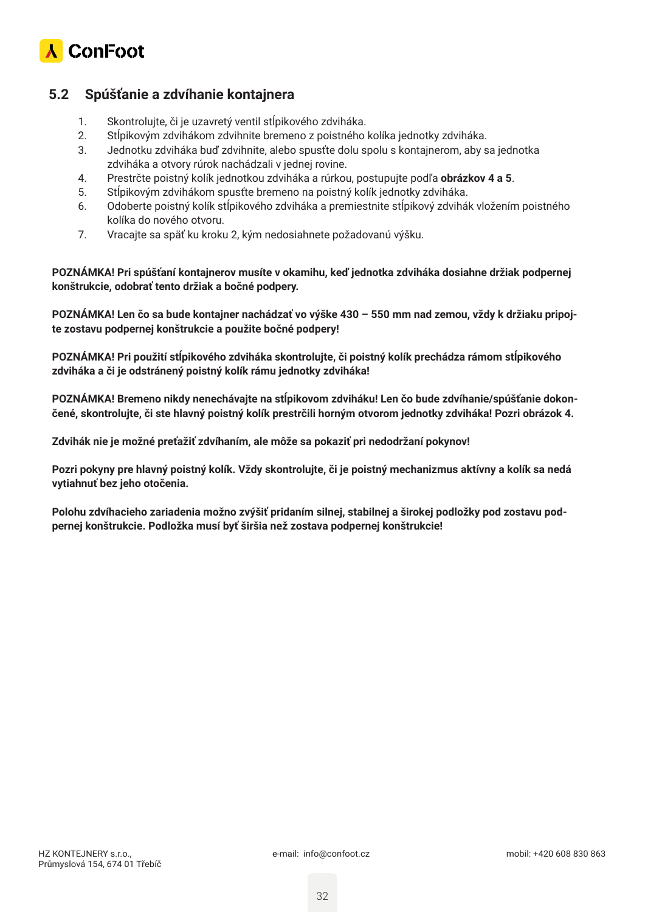## 5.2 Spúšťanie a zdvíhanie kontajnera

1. Skontrolujte, či je uzavretý ventil stĺpikového zdviháka.
2. Stĺpikovým zdvihákom zdvihnite bremeno z poistného kolíka jednotky zdviháka.
3. Jednotku zdviháka buď zdvihnite, alebo spusťte dolu spolu s kontajnerom, aby sa jednotka zdviháka a otvory rúrok nachádzali v jednej rovine.
4. Prestrčte poistný kolík jednotkou zdviháka a rúrkou, postupujte podľa **obrázkov 4 a 5**.
5. Stĺpikovým zdvihákom spusťte bremeno na poistný kolík jednotky zdviháka.
6. Odoberte poistný kolík stĺpikového zdviháka a premiestnite stĺpikový zdvihák vložením poistného kolíka do nového otvoru.
7. Vracajte sa späť ku kroku 2, kým nedosiahnete požadovanú výšku.

**POZNÁMKA! Pri spúšťaní kontajnerov musíte v okamihu, keď jednotka zdviháka dosiahne držiak podpernej konštrukcie, odobrať tento držiak a bočné podpery.**

**POZNÁMKA! Len čo sa bude kontajner nachádzať vo výške 430 – 550 mm nad zemou, vždy k držiaku pripojte zostavu podpernej konštrukcie a použite bočné podpery!**

**POZNÁMKA! Pri použití stĺpikového zdviháka skontrolujte, či poistný kolík prechádza rámom stĺpikového zdviháka a či je odstránený poistný kolík rámu jednotky zdviháka!**

**POZNÁMKA! Bremeno nikdy nenechávajte na stĺpikovom zdviháku! Len čo bude zdvíhanie/spúšťanie dokončené, skontrolujte, či ste hlavný poistný kolík prestrčili horným otvorom jednotky zdviháka! Pozri obrázok 4.**

**Zdvihák nie je možné preťažiť zdvíhaním, ale môže sa pokaziť pri nedodržaní pokynov!**

**Pozri pokyny pre hlavný poistný kolík. Vždy skontrolujte, či je poistný mechanizmus aktívny a kolík sa nedá vytiahnuť bez jeho otočenia.**

**Polohu zdvíhacieho zariadenia možno zvýšiť pridaním silnej, stabilnej a širokej podložky pod zostavu podpernej konštrukcie. Podložka musí byť širšia než zostava podpernej konštrukcie!**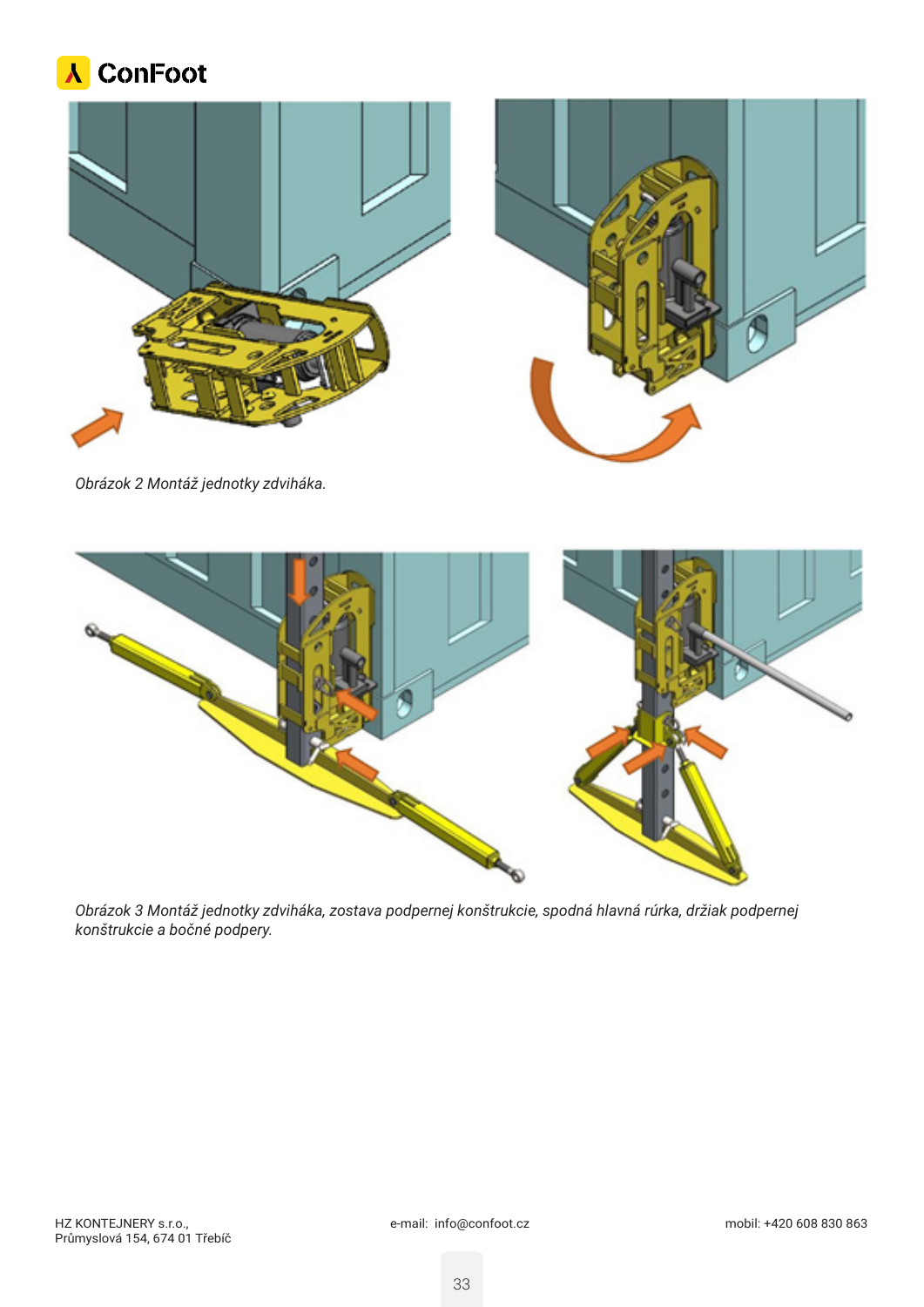*Obrázok 2 Montáž jednotky zdviháka.*

*Obrázok 3 Montáž jednotky zdviháka, zostava podpernej konštrukcie, spodná hlavná rúrka, držiak podpernej konštrukcie a bočné podpery.*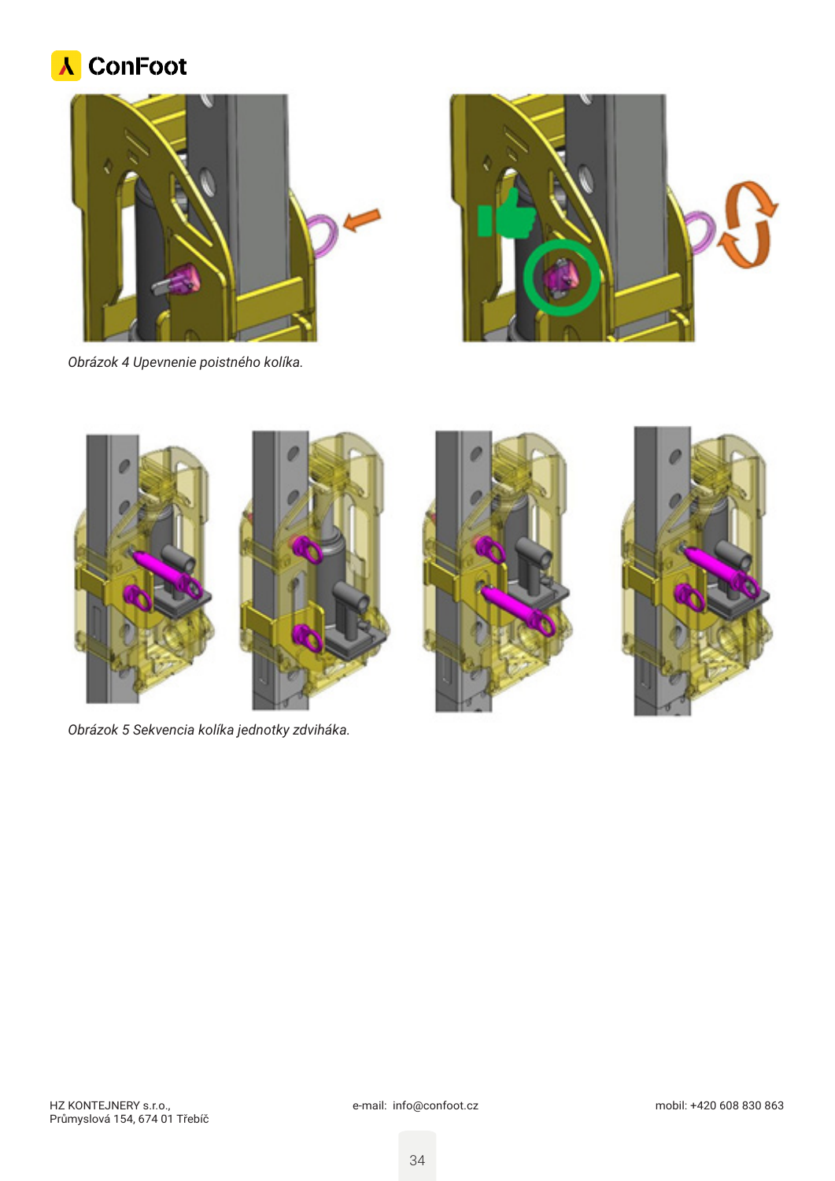*Obrázok 4 Upevnenie poistného kolíka.*

*Obrázok 5 Sekvencia kolíka jednotky zdviháka.*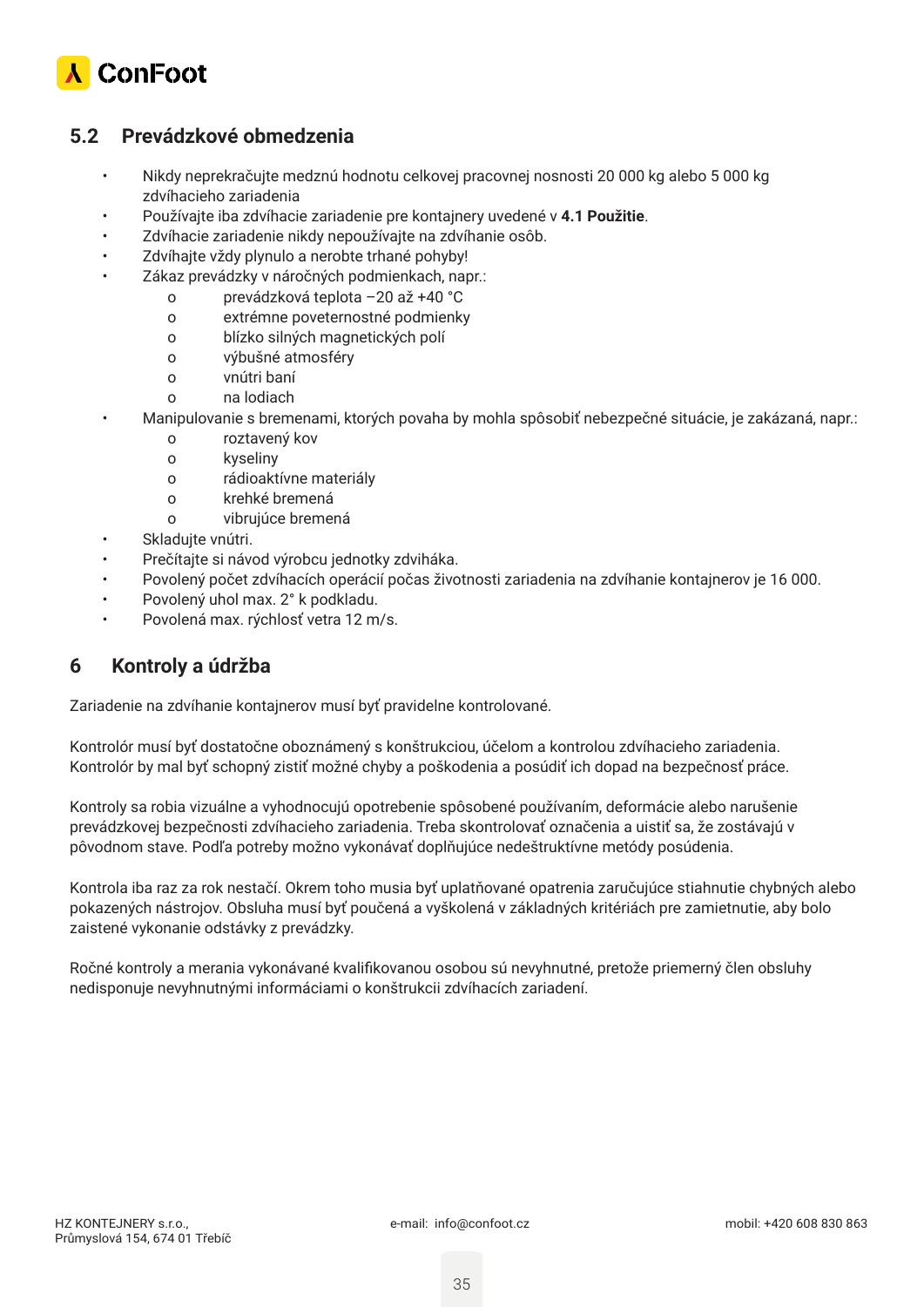## 5.2 Prevádzkové obmedzenia

- Nikdy neprekračujte medznú hodnotu celkovej pracovnej nosnosti 20 000 kg alebo 5 000 kg zdvíhacieho zariadenia
- Používajte iba zdvíhacie zariadenie pre kontajnery uvedené v **4.1 Použitie**.
- Zdvíhacie zariadenie nikdy nepoužívajte na zdvíhanie osôb.
- Zdvíhajte vždy plynulo a nerobte trhané pohyby!
- Zákaz prevádzky v náročných podmienkach, napr.:
  - prevádzková teplota –20 až +40 °C
  - extrémne poveternostné podmienky
  - blízko silných magnetických polí
  - výbušné atmosféry
  - vnútri baní
  - na lodiach
- Manipulovanie s bremenami, ktorých povaha by mohla spôsobiť nebezpečné situácie, je zakázaná, napr.:
  - roztavený kov
  - kyseliny
  - rádioaktívne materiály
  - krehké bremená
  - vibrujúce bremená
- Skladujte vnútri.
- Prečítajte si návod výrobcu jednotky zdviháka.
- Povolený počet zdvíhacích operácií počas životnosti zariadenia na zdvíhanie kontajnerov je 16 000.
- Povolený uhol max. 2° k podkladu.
- Povolená max. rýchlosť vetra 12 m/s.

# 6 Kontroly a údržba

Zariadenie na zdvíhanie kontajnerov musí byť pravidelne kontrolované.

Kontrolór musí byť dostatočne oboznámený s konštrukciou, účelom a kontrolou zdvíhacieho zariadenia. Kontrolór by mal byť schopný zistiť možné chyby a poškodenia a posúdiť ich dopad na bezpečnosť práce.

Kontroly sa robia vizuálne a vyhodnocujú opotrebenie spôsobené používaním, deformácie alebo narušenie prevádzkovej bezpečnosti zdvíhacieho zariadenia. Treba skontrolovať označenia a uistiť sa, že zostávajú v pôvodnom stave. Podľa potreby možno vykonávať doplňujúce nedeštruktívne metódy posúdenia.

Kontrola iba raz za rok nestačí. Okrem toho musia byť uplatňované opatrenia zaručujúce stiahnutie chybných alebo pokazených nástrojov. Obsluha musí byť poučená a vyškolená v základných kritériách pre zamietnutie, aby bolo zaistené vykonanie odstávky z prevádzky.

Ročné kontroly a merania vykonávané kvalifikovanou osobou sú nevyhnutné, pretože priemerný člen obsluhy nedisponuje nevyhnutnými informáciami o konštrukcii zdvíhacích zariadení.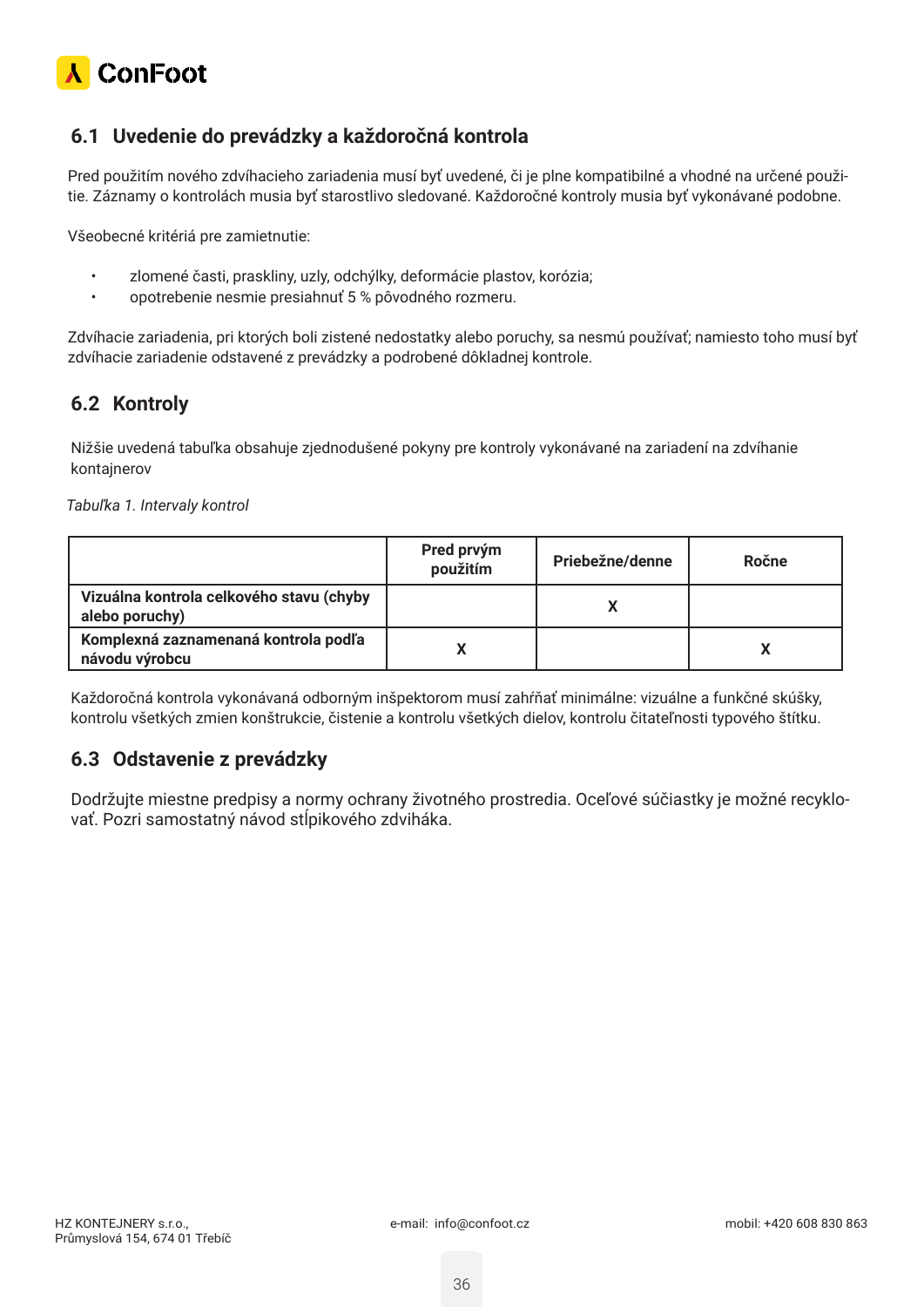## 6.1 Uvedenie do prevádzky a každoročná kontrola

Pred použitím nového zdvíhacieho zariadenia musí byť uvedené, či je plne kompatibilné a vhodné na určené použitie. Záznamy o kontrolách musia byť starostlivo sledované. Každoročné kontroly musia byť vykonávané podobne.

Všeobecné kritériá pre zamietnutie:

- zlomené časti, praskliny, uzly, odchýlky, deformácie plastov, korózia;
- opotrebenie nesmie presiahnuť 5 % pôvodného rozmeru.

Zdvíhacie zariadenia, pri ktorých boli zistené nedostatky alebo poruchy, sa nesmú používať; namiesto toho musí byť zdvíhacie zariadenie odstavené z prevádzky a podrobené dôkladnej kontrole.

## 6.2 Kontroly

Nižšie uvedená tabuľka obsahuje zjednodušené pokyny pre kontroly vykonávané na zariadení na zdvíhanie kontajnerov

*Tabuľka 1. Intervaly kontrol*

| | Pred prvým použitím | Priebežne/denne | Ročne |
|---|---|---|---|
| **Vizuálna kontrola celkového stavu (chyby alebo poruchy)** | | X | |
| **Komplexná zaznamenaná kontrola podľa návodu výrobcu** | X | | X |

Každoročná kontrola vykonávaná odborným inšpektorom musí zahŕňať minimálne: vizuálne a funkčné skúšky, kontrolu všetkých zmien konštrukcie, čistenie a kontrolu všetkých dielov, kontrolu čitateľnosti typového štítku.

## 6.3 Odstavenie z prevádzky

Dodržujte miestne predpisy a normy ochrany životného prostredia. Oceľové súčiastky je možné recyklovať. Pozri samostatný návod stĺpikového zdviháka.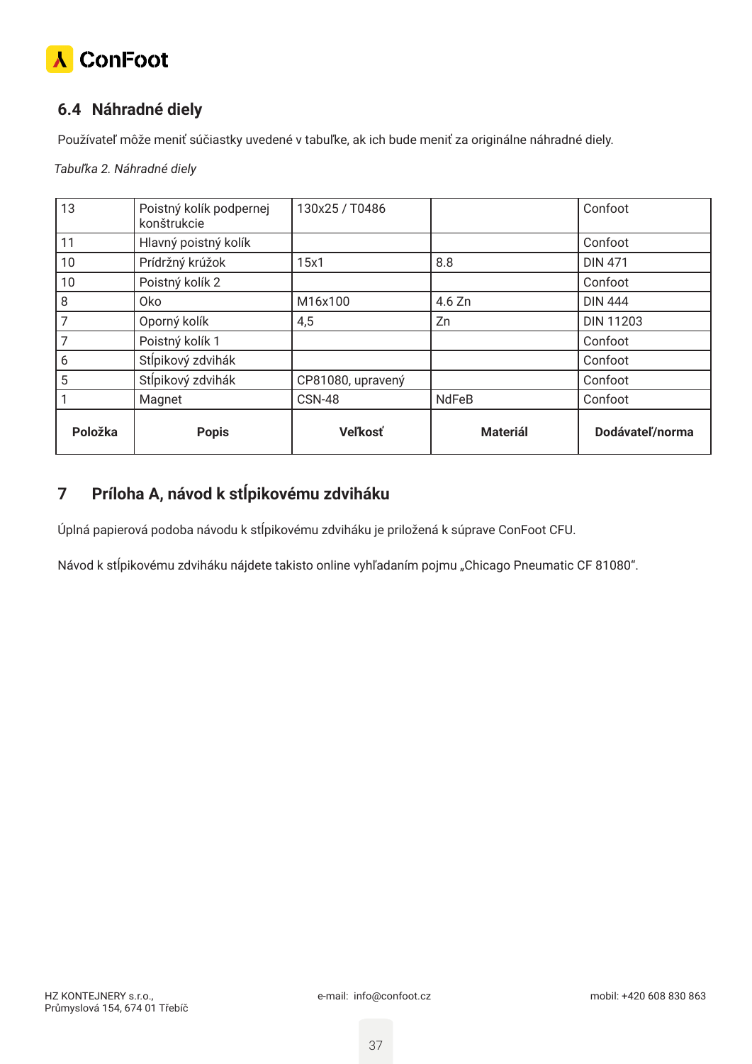## 6.4 Náhradné diely

Používateľ môže meniť súčiastky uvedené v tabuľke, ak ich bude meniť za originálne náhradné diely.

*Tabuľka 2. Náhradné diely*

| 13 | Poistný kolík podpernej konštrukcie | 130x25 / T0486 | | Confoot |
|---|---|---|---|---|
| 11 | Hlavný poistný kolík | | | Confoot |
| 10 | Prídržný krúžok | 15x1 | 8.8 | DIN 471 |
| 10 | Poistný kolík 2 | | | Confoot |
| 8 | Oko | M16x100 | 4.6 Zn | DIN 444 |
| 7 | Oporný kolík | 4,5 | Zn | DIN 11203 |
| 7 | Poistný kolík 1 | | | Confoot |
| 6 | Stĺpikový zdvihák | | | Confoot |
| 5 | Stĺpikový zdvihák | CP81080, upravený | | Confoot |
| 1 | Magnet | CSN-48 | NdFeB | Confoot |
| **Položka** | **Popis** | **Veľkosť** | **Materiál** | **Dodávateľ/norma** |

# 7 Príloha A, návod k stĺpikovému zdviháku

Úplná papierová podoba návodu k stĺpikovému zdviháku je priložená k súprave ConFoot CFU.

Návod k stĺpikovému zdviháku nájdete takisto online vyhľadaním pojmu „Chicago Pneumatic CF 81080".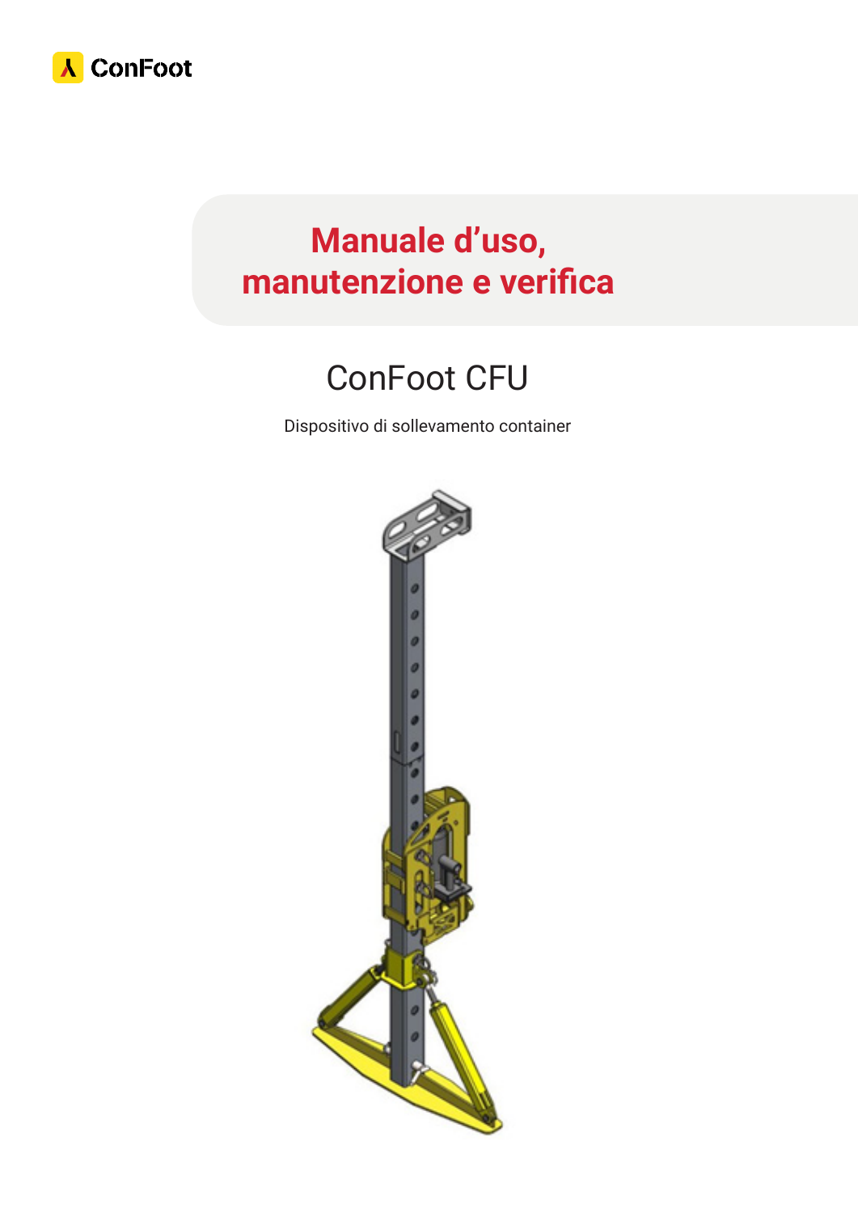ConFoot

# Manuale d'uso, manutenzione e verifica

## ConFoot CFU

Dispositivo di sollevamento container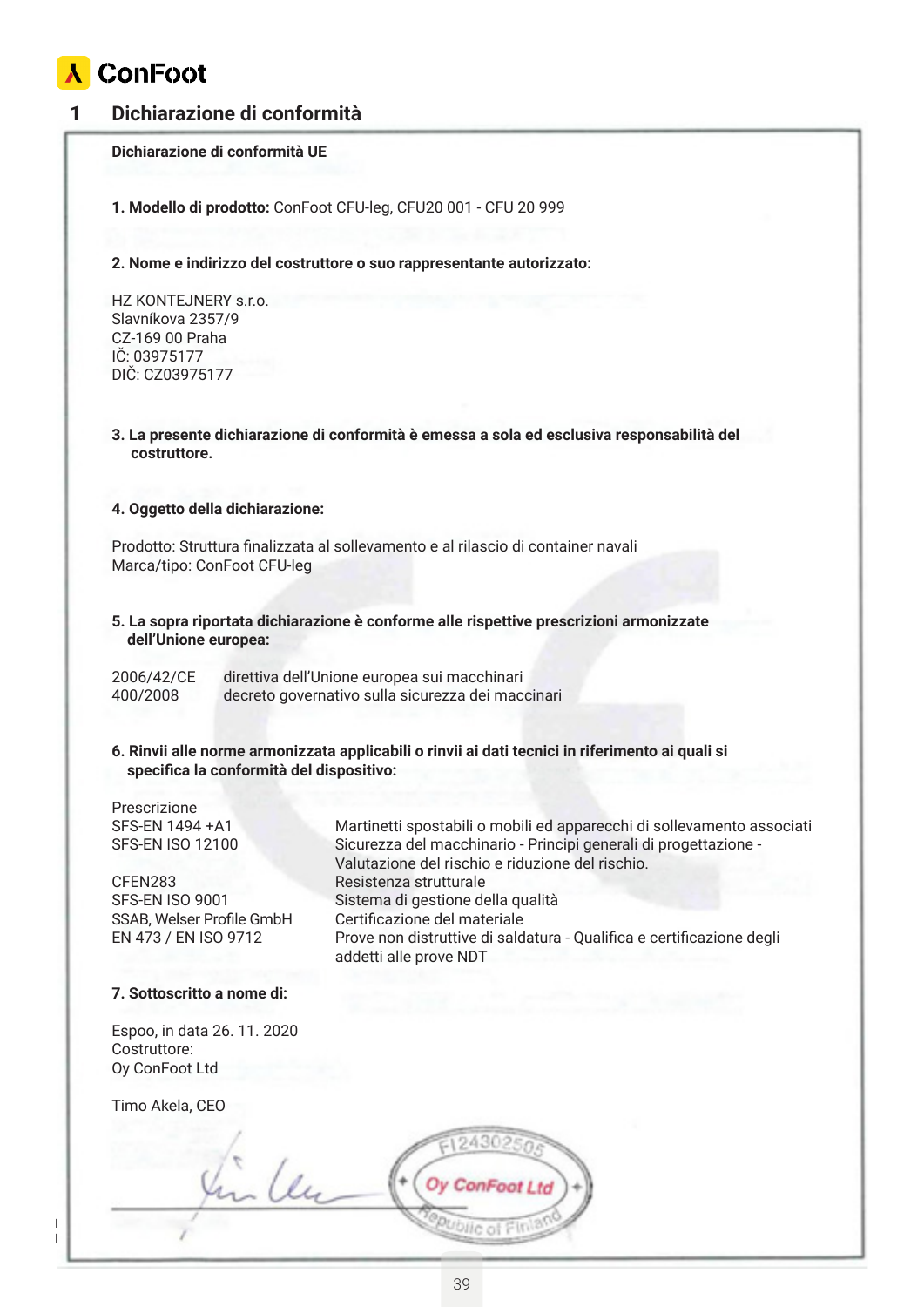ConFoot

# 1 Dichiarazione di conformità

**Dichiarazione di conformità UE**

**1. Modello di prodotto:** ConFoot CFU-leg, CFU20 001 - CFU 20 999

**2. Nome e indirizzo del costruttore o suo rappresentante autorizzato:**

HZ KONTEJNERY s.r.o.
Slavníkova 2357/9
CZ-169 00 Praha
IČ: 03975177
DIČ: CZ03975177

**3. La presente dichiarazione di conformità è emessa a sola ed esclusiva responsabilità del costruttore.**

**4. Oggetto della dichiarazione:**

Prodotto: Struttura finalizzata al sollevamento e al rilascio di container navali
Marca/tipo: ConFoot CFU-leg

**5. La sopra riportata dichiarazione è conforme alle rispettive prescrizioni armonizzate dell'Unione europea:**

| | |
|---|---|
| 2006/42/CE | direttiva dell'Unione europea sui macchinari |
| 400/2008 | decreto governativo sulla sicurezza dei maccinari |

**6. Rinvii alle norme armonizzate applicabili o rinvii ai dati tecnici in riferimento ai quali si specifica la conformità del dispositivo:**

| Prescrizione | |
|---|---|
| SFS-EN 1494 +A1 | Martinetti spostabili o mobili ed apparecchi di sollevamento associati |
| SFS-EN ISO 12100 | Sicurezza del macchinario - Principi generali di progettazione - Valutazione del rischio e riduzione del rischio. |
| CFEN283 | Resistenza strutturale |
| SFS-EN ISO 9001 | Sistema di gestione della qualità |
| SSAB, Welser Profile GmbH | Certificazione del materiale |
| EN 473 / EN ISO 9712 | Prove non distruttive di saldatura - Qualifica e certificazione degli addetti alle prove NDT |

**7. Sottoscritto a nome di:**

Espoo, in data 26. 11. 2020
Costruttore:
Oy ConFoot Ltd

Timo Akela, CEO

FI24302505
Oy ConFoot Ltd
Republic of Finland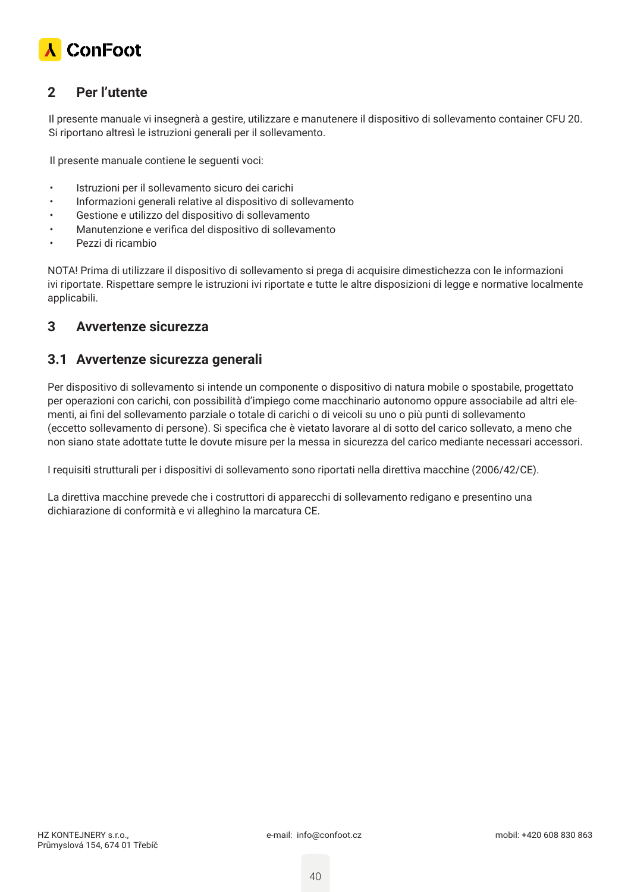## 2 Per l’utente

Il presente manuale vi insegnerà a gestire, utilizzare e manutenere il dispositivo di sollevamento container CFU 20. Si riportano altresì le istruzioni generali per il sollevamento.

Il presente manuale contiene le seguenti voci:

- Istruzioni per il sollevamento sicuro dei carichi
- Informazioni generali relative al dispositivo di sollevamento
- Gestione e utilizzo del dispositivo di sollevamento
- Manutenzione e verifica del dispositivo di sollevamento
- Pezzi di ricambio

NOTA! Prima di utilizzare il dispositivo di sollevamento si prega di acquisire dimestichezza con le informazioni ivi riportate. Rispettare sempre le istruzioni ivi riportate e tutte le altre disposizioni di legge e normative localmente applicabili.

## 3 Avvertenze sicurezza

### 3.1 Avvertenze sicurezza generali

Per dispositivo di sollevamento si intende un componente o dispositivo di natura mobile o spostabile, progettato per operazioni con carichi, con possibilità d’impiego come macchinario autonomo oppure associabile ad altri elementi, ai fini del sollevamento parziale o totale di carichi o di veicoli su uno o più punti di sollevamento (eccetto sollevamento di persone). Si specifica che è vietato lavorare al di sotto del carico sollevato, a meno che non siano state adottate tutte le dovute misure per la messa in sicurezza del carico mediante necessari accessori.

I requisiti strutturali per i dispositivi di sollevamento sono riportati nella direttiva macchine (2006/42/CE).

La direttiva macchine prevede che i costruttori di apparecchi di sollevamento redigano e presentino una dichiarazione di conformità e vi alleghino la marcatura CE.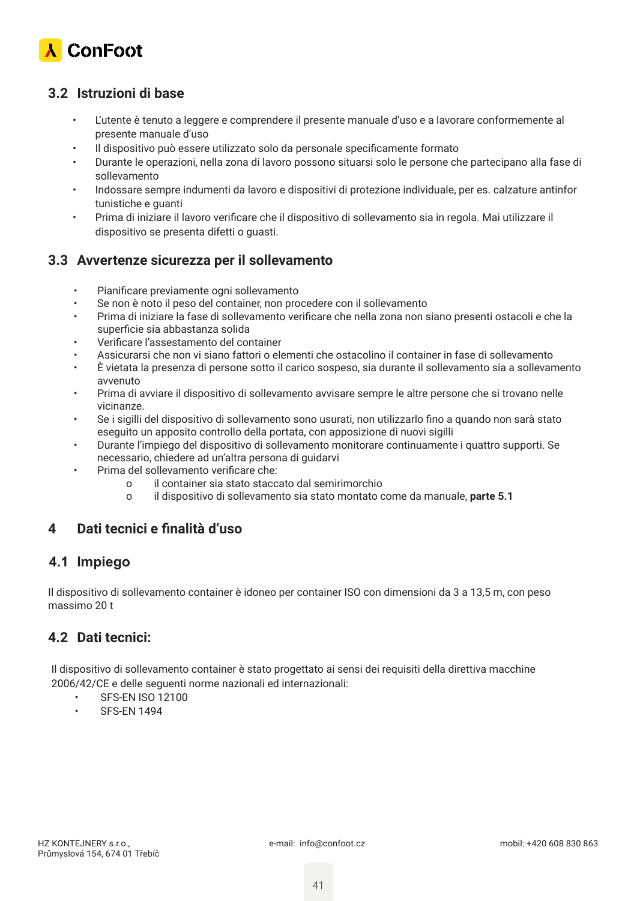## 3.2 Istruzioni di base

- L'utente è tenuto a leggere e comprendere il presente manuale d'uso e a lavorare conformemente al presente manuale d'uso
- Il dispositivo può essere utilizzato solo da personale specificamente formato
- Durante le operazioni, nella zona di lavoro possono situarsi solo le persone che partecipano alla fase di sollevamento
- Indossare sempre indumenti da lavoro e dispositivi di protezione individuale, per es. calzature antinfor tunistiche e guanti
- Prima di iniziare il lavoro verificare che il dispositivo di sollevamento sia in regola. Mai utilizzare il dispositivo se presenta difetti o guasti.

## 3.3 Avvertenze sicurezza per il sollevamento

- Pianificare previamente ogni sollevamento
- Se non è noto il peso del container, non procedere con il sollevamento
- Prima di iniziare la fase di sollevamento verificare che nella zona non siano presenti ostacoli e che la superficie sia abbastanza solida
- Verificare l'assestamento del container
- Assicurarsi che non vi siano fattori o elementi che ostacolino il container in fase di sollevamento
- È vietata la presenza di persone sotto il carico sospeso, sia durante il sollevamento sia a sollevamento avvenuto
- Prima di avviare il dispositivo di sollevamento avvisare sempre le altre persone che si trovano nelle vicinanze.
- Se i sigilli del dispositivo di sollevamento sono usurati, non utilizzarlo fino a quando non sarà stato eseguito un apposito controllo della portata, con apposizione di nuovi sigilli
- Durante l'impiego del dispositivo di sollevamento monitorare continuamente i quattro supporti. Se necessario, chiedere ad un'altra persona di guidarvi
- Prima del sollevamento verificare che:
  - il container sia stato staccato dal semirimorchio
  - il dispositivo di sollevamento sia stato montato come da manuale, **parte 5.1**

# 4 Dati tecnici e finalità d'uso

## 4.1 Impiego

Il dispositivo di sollevamento container è idoneo per container ISO con dimensioni da 3 a 13,5 m, con peso massimo 20 t

## 4.2 Dati tecnici:

Il dispositivo di sollevamento container è stato progettato ai sensi dei requisiti della direttiva macchine 2006/42/CE e delle seguenti norme nazionali ed internazionali:

- SFS-EN ISO 12100
- SFS-EN 1494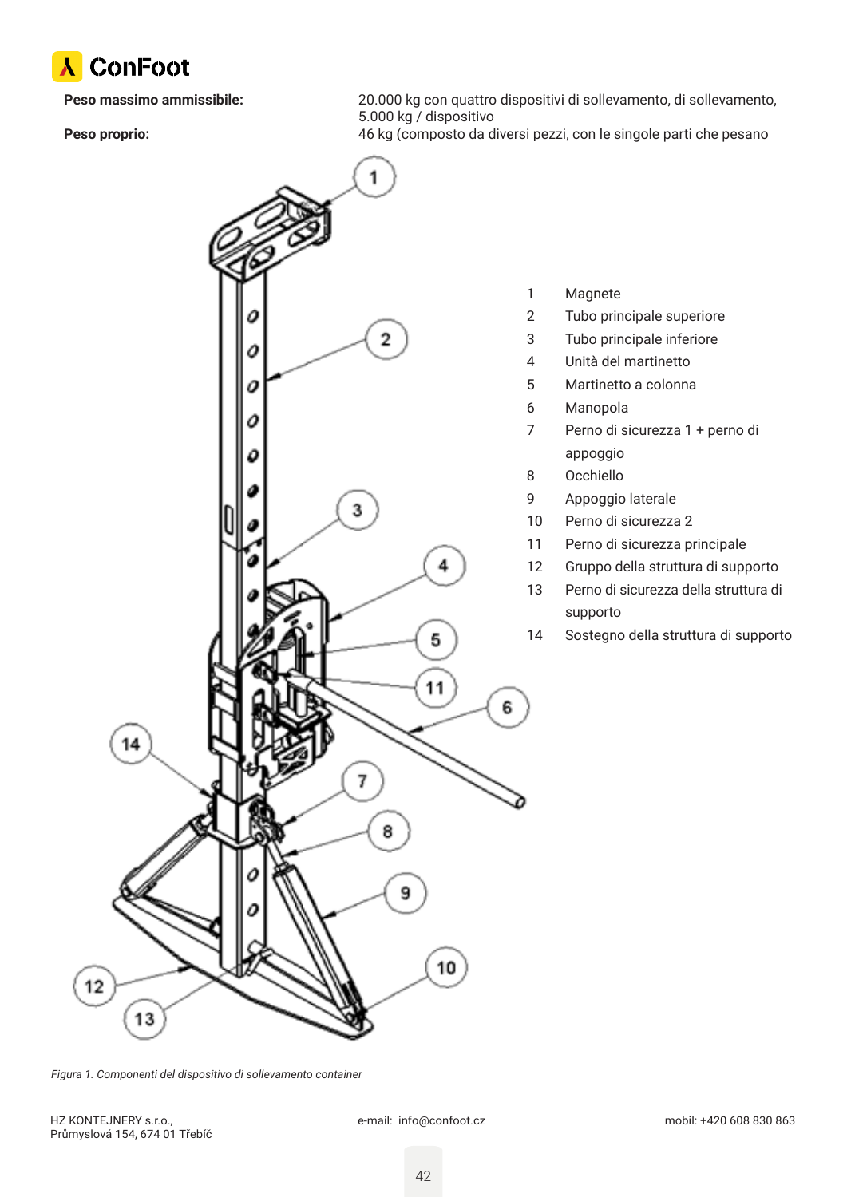| | |
|---|---|
| **Peso massimo ammissibile:** | 20.000 kg con quattro dispositivi di sollevamento, di sollevamento, 5.000 kg / dispositivo |
| **Peso proprio:** | 46 kg (composto da diversi pezzi, con le singole parti che pesano |

1. Magnete
2. Tubo principale superiore
3. Tubo principale inferiore
4. Unità del martinetto
5. Martinetto a colonna
6. Manopola
7. Perno di sicurezza 1 + perno di appoggio
8. Occhiello
9. Appoggio laterale
10. Perno di sicurezza 2
11. Perno di sicurezza principale
12. Gruppo della struttura di supporto
13. Perno di sicurezza della struttura di supporto
14. Sostegno della struttura di supporto

*Figura 1. Componenti del dispositivo di sollevamento container*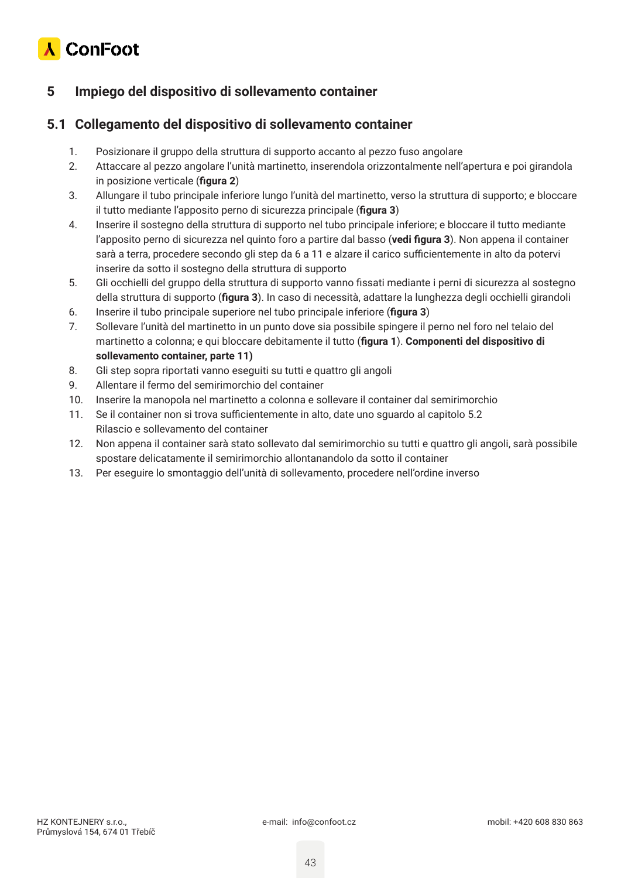# 5 Impiego del dispositivo di sollevamento container

## 5.1 Collegamento del dispositivo di sollevamento container

1. Posizionare il gruppo della struttura di supporto accanto al pezzo fuso angolare
2. Attaccare al pezzo angolare l'unità martinetto, inserendola orizzontalmente nell'apertura e poi girandola in posizione verticale (**figura 2**)
3. Allungare il tubo principale inferiore lungo l'unità del martinetto, verso la struttura di supporto; e bloccare il tutto mediante l'apposito perno di sicurezza principale (**figura 3**)
4. Inserire il sostegno della struttura di supporto nel tubo principale inferiore; e bloccare il tutto mediante l'apposito perno di sicurezza nel quinto foro a partire dal basso (**vedi figura 3**). Non appena il container sarà a terra, procedere secondo gli step da 6 a 11 e alzare il carico sufficientemente in alto da potervi inserire da sotto il sostegno della struttura di supporto
5. Gli occhielli del gruppo della struttura di supporto vanno fissati mediante i perni di sicurezza al sostegno della struttura di supporto (**figura 3**). In caso di necessità, adattare la lunghezza degli occhielli girandoli
6. Inserire il tubo principale superiore nel tubo principale inferiore (**figura 3**)
7. Sollevare l'unità del martinetto in un punto dove sia possibile spingere il perno nel foro nel telaio del martinetto a colonna; e qui bloccare debitamente il tutto (**figura 1**). **Componenti del dispositivo di sollevamento container, parte 11)**
8. Gli step sopra riportati vanno eseguiti su tutti e quattro gli angoli
9. Allentare il fermo del semirimorchio del container
10. Inserire la manopola nel martinetto a colonna e sollevare il container dal semirimorchio
11. Se il container non si trova sufficientemente in alto, date uno sguardo al capitolo 5.2 Rilascio e sollevamento del container
12. Non appena il container sarà stato sollevato dal semirimorchio su tutti e quattro gli angoli, sarà possibile spostare delicatamente il semirimorchio allontanandolo da sotto il container
13. Per eseguire lo smontaggio dell'unità di sollevamento, procedere nell'ordine inverso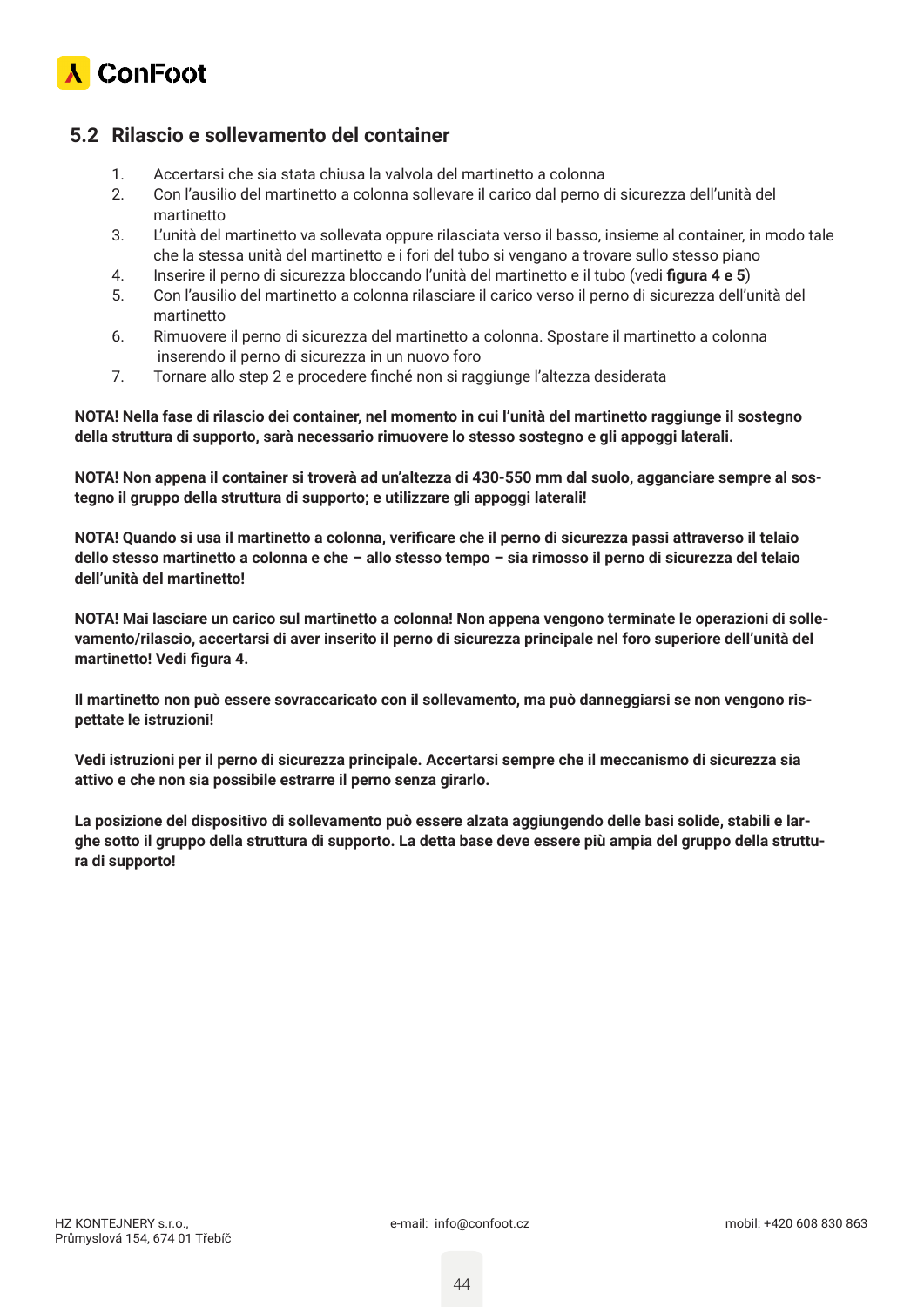## 5.2 Rilascio e sollevamento del container

1. Accertarsi che sia stata chiusa la valvola del martinetto a colonna
2. Con l'ausilio del martinetto a colonna sollevare il carico dal perno di sicurezza dell'unità del martinetto
3. L'unità del martinetto va sollevata oppure rilasciata verso il basso, insieme al container, in modo tale che la stessa unità del martinetto e i fori del tubo si vengano a trovare sullo stesso piano
4. Inserire il perno di sicurezza bloccando l'unità del martinetto e il tubo (vedi **figura 4 e 5**)
5. Con l'ausilio del martinetto a colonna rilasciare il carico verso il perno di sicurezza dell'unità del martinetto
6. Rimuovere il perno di sicurezza del martinetto a colonna. Spostare il martinetto a colonna inserendo il perno di sicurezza in un nuovo foro
7. Tornare allo step 2 e procedere finché non si raggiunge l'altezza desiderata

**NOTA! Nella fase di rilascio dei container, nel momento in cui l'unità del martinetto raggiunge il sostegno della struttura di supporto, sarà necessario rimuovere lo stesso sostegno e gli appoggi laterali.**

**NOTA! Non appena il container si troverà ad un'altezza di 430-550 mm dal suolo, agganciare sempre al sostegno il gruppo della struttura di supporto; e utilizzare gli appoggi laterali!**

**NOTA! Quando si usa il martinetto a colonna, verificare che il perno di sicurezza passi attraverso il telaio dello stesso martinetto a colonna e che – allo stesso tempo – sia rimosso il perno di sicurezza del telaio dell'unità del martinetto!**

**NOTA! Mai lasciare un carico sul martinetto a colonna! Non appena vengono terminate le operazioni di sollevamento/rilascio, accertarsi di aver inserito il perno di sicurezza principale nel foro superiore dell'unità del martinetto! Vedi figura 4.**

**Il martinetto non può essere sovraccaricato con il sollevamento, ma può danneggiarsi se non vengono rispettate le istruzioni!**

**Vedi istruzioni per il perno di sicurezza principale. Accertarsi sempre che il meccanismo di sicurezza sia attivo e che non sia possibile estrarre il perno senza girarlo.**

**La posizione del dispositivo di sollevamento può essere alzata aggiungendo delle basi solide, stabili e larghe sotto il gruppo della struttura di supporto. La detta base deve essere più ampia del gruppo della struttura di supporto!**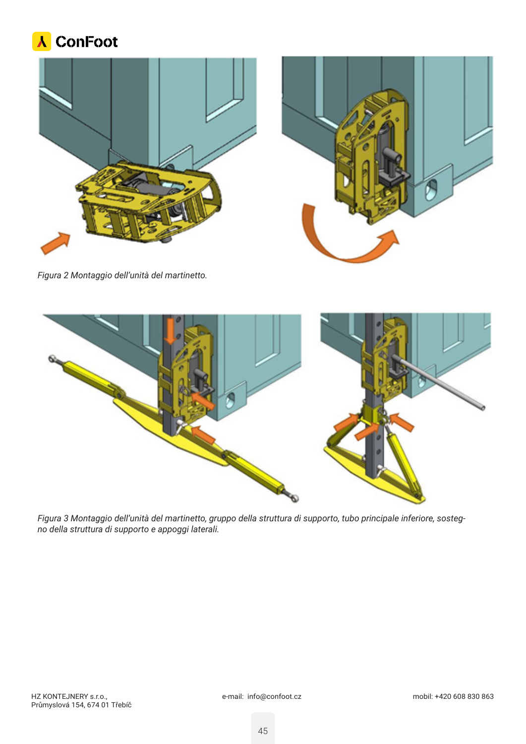*Figura 2 Montaggio dell'unità del martinetto.*

*Figura 3 Montaggio dell'unità del martinetto, gruppo della struttura di supporto, tubo principale inferiore, sostegno della struttura di supporto e appoggi laterali.*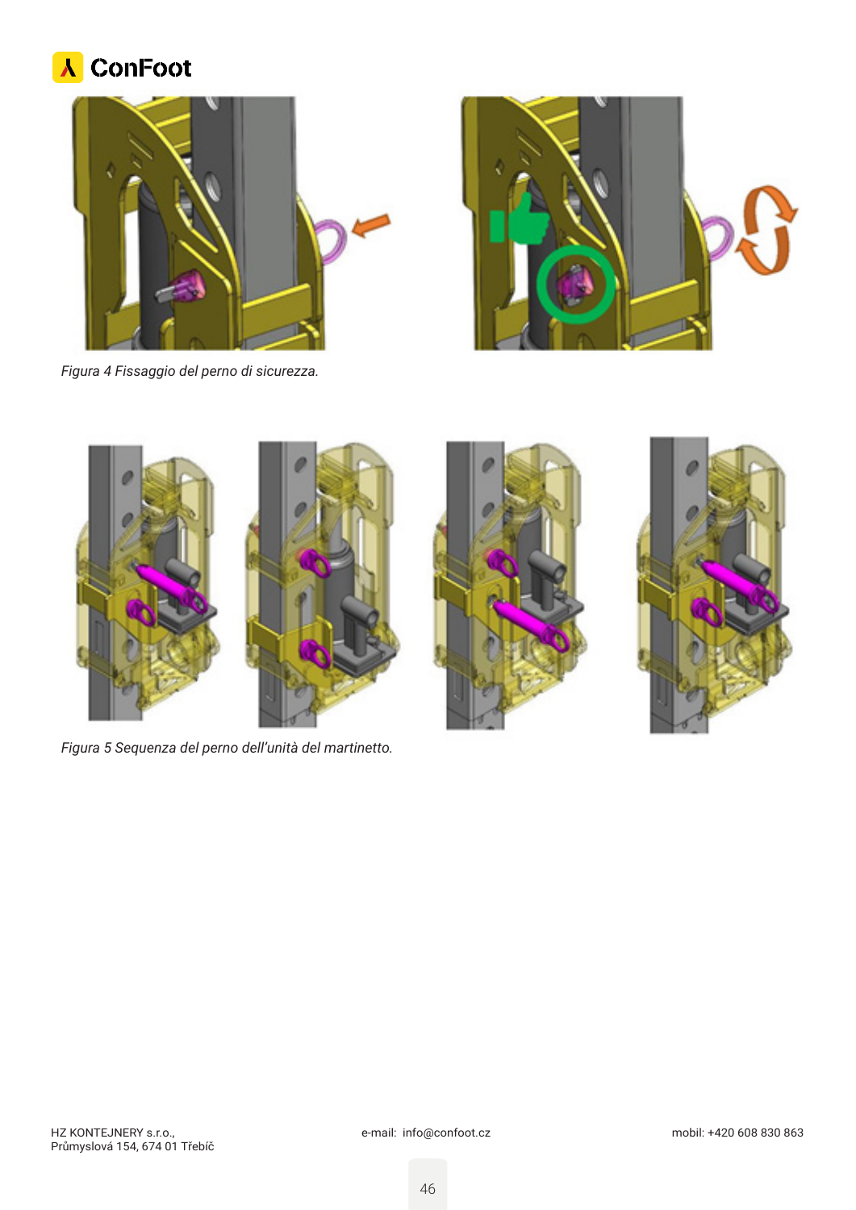*Figura 4 Fissaggio del perno di sicurezza.*

*Figura 5 Sequenza del perno dell'unità del martinetto.*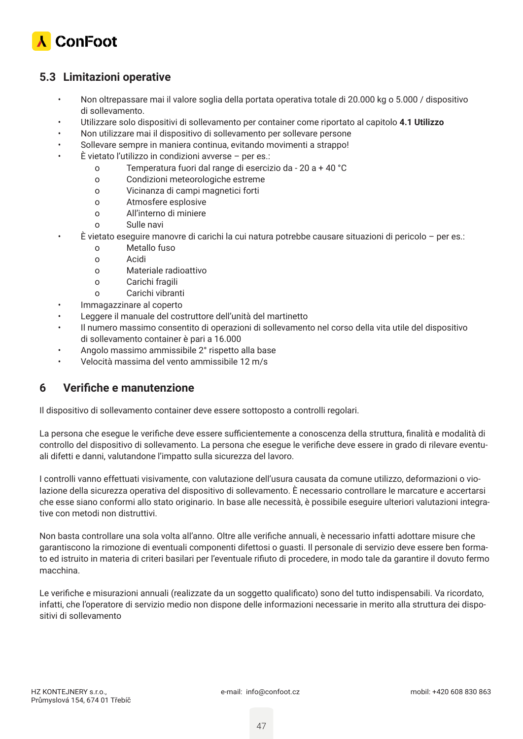## 5.3 Limitazioni operative

- Non oltrepassare mai il valore soglia della portata operativa totale di 20.000 kg o 5.000 / dispositivo di sollevamento.
- Utilizzare solo dispositivi di sollevamento per container come riportato al capitolo **4.1 Utilizzo**
- Non utilizzare mai il dispositivo di sollevamento per sollevare persone
- Sollevare sempre in maniera continua, evitando movimenti a strappo!
- È vietato l'utilizzo in condizioni avverse – per es.:
  - Temperatura fuori dal range di esercizio da - 20 a + 40 °C
  - Condizioni meteorologiche estreme
  - Vicinanza di campi magnetici forti
  - Atmosfere esplosive
  - All'interno di miniere
  - Sulle navi
- È vietato eseguire manovre di carichi la cui natura potrebbe causare situazioni di pericolo – per es.:
  - Metallo fuso
  - Acidi
  - Materiale radioattivo
  - Carichi fragili
  - Carichi vibranti
- Immagazzinare al coperto
- Leggere il manuale del costruttore dell'unità del martinetto
- Il numero massimo consentito di operazioni di sollevamento nel corso della vita utile del dispositivo di sollevamento container è pari a 16.000
- Angolo massimo ammissibile 2° rispetto alla base
- Velocità massima del vento ammissibile 12 m/s

# 6 Verifiche e manutenzione

Il dispositivo di sollevamento container deve essere sottoposto a controlli regolari.

La persona che esegue le verifiche deve essere sufficientemente a conoscenza della struttura, finalità e modalità di controllo del dispositivo di sollevamento. La persona che esegue le verifiche deve essere in grado di rilevare eventuali difetti e danni, valutandone l'impatto sulla sicurezza del lavoro.

I controlli vanno effettuati visivamente, con valutazione dell'usura causata da comune utilizzo, deformazioni o violazione della sicurezza operativa del dispositivo di sollevamento. È necessario controllare le marcature e accertarsi che esse siano conformi allo stato originario. In base alle necessità, è possibile eseguire ulteriori valutazioni integrative con metodi non distruttivi.

Non basta controllare una sola volta all'anno. Oltre alle verifiche annuali, è necessario infatti adottare misure che garantiscono la rimozione di eventuali componenti difettosi o guasti. Il personale di servizio deve essere ben formato ed istruito in materia di criteri basilari per l'eventuale rifiuto di procedere, in modo tale da garantire il dovuto fermo macchina.

Le verifiche e misurazioni annuali (realizzate da un soggetto qualificato) sono del tutto indispensabili. Va ricordato, infatti, che l'operatore di servizio medio non dispone delle informazioni necessarie in merito alla struttura dei dispositivi di sollevamento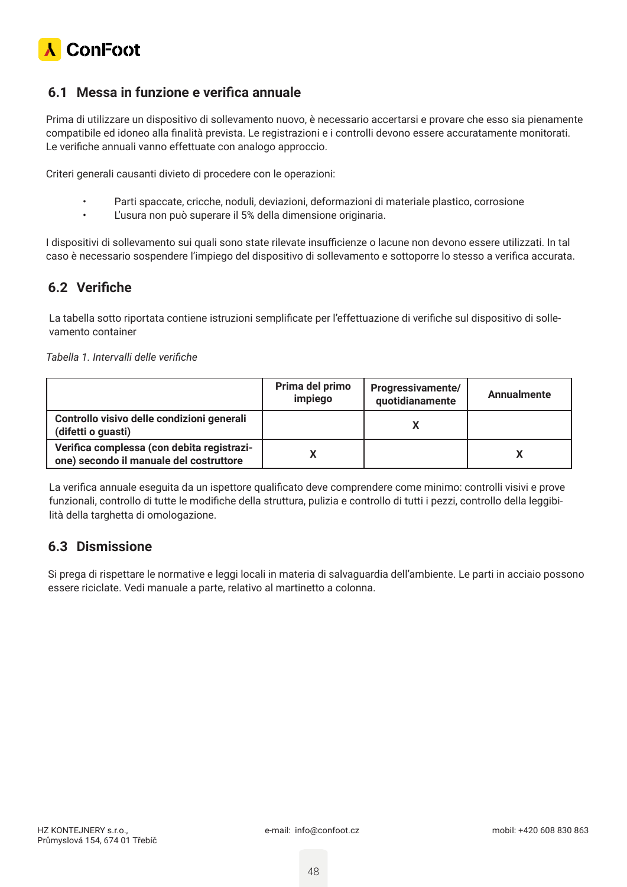## 6.1 Messa in funzione e verifica annuale

Prima di utilizzare un dispositivo di sollevamento nuovo, è necessario accertarsi e provare che esso sia pienamente compatibile ed idoneo alla finalità prevista. Le registrazioni e i controlli devono essere accuratamente monitorati. Le verifiche annuali vanno effettuate con analogo approccio.

Criteri generali causanti divieto di procedere con le operazioni:

- Parti spaccate, cricche, noduli, deviazioni, deformazioni di materiale plastico, corrosione
- L'usura non può superare il 5% della dimensione originaria.

I dispositivi di sollevamento sui quali sono state rilevate insufficienze o lacune non devono essere utilizzati. In tal caso è necessario sospendere l'impiego del dispositivo di sollevamento e sottoporre lo stesso a verifica accurata.

## 6.2 Verifiche

La tabella sotto riportata contiene istruzioni semplificate per l'effettuazione di verifiche sul dispositivo di sollevamento container

*Tabella 1. Intervalli delle verifiche*

| | Prima del primo impiego | Progressivamente/ quotidianamente | Annualmente |
|---|---|---|---|
| **Controllo visivo delle condizioni generali (difetti o guasti)** | | X | |
| **Verifica complessa (con debita registrazione) secondo il manuale del costruttore** | X | | X |

La verifica annuale eseguita da un ispettore qualificato deve comprendere come minimo: controlli visivi e prove funzionali, controllo di tutte le modifiche della struttura, pulizia e controllo di tutti i pezzi, controllo della leggibilità della targhetta di omologazione.

## 6.3 Dismissione

Si prega di rispettare le normative e leggi locali in materia di salvaguardia dell'ambiente. Le parti in acciaio possono essere riciclate. Vedi manuale a parte, relativo al martinetto a colonna.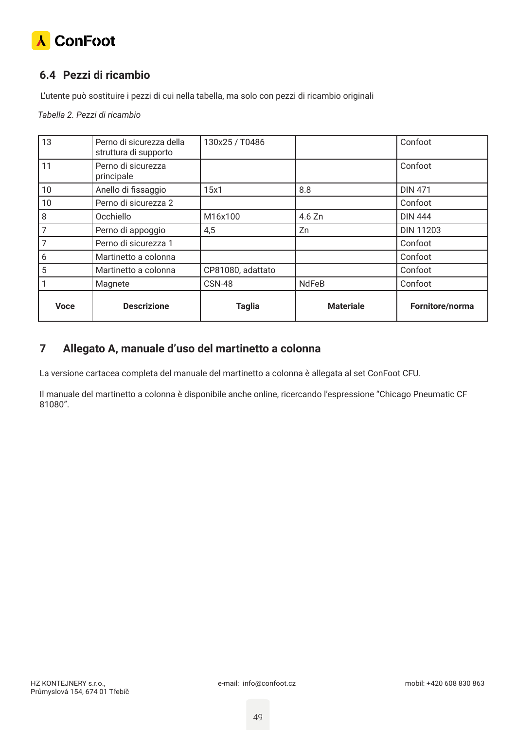## 6.4 Pezzi di ricambio

L'utente può sostituire i pezzi di cui nella tabella, ma solo con pezzi di ricambio originali

*Tabella 2. Pezzi di ricambio*

| Voce | Descrizione | Taglia | Materiale | Fornitore/norma |
|---|---|---|---|---|
| 13 | Perno di sicurezza della struttura di supporto | 130x25 / T0486 | | Confoot |
| 11 | Perno di sicurezza principale | | | Confoot |
| 10 | Anello di fissaggio | 15x1 | 8.8 | DIN 471 |
| 10 | Perno di sicurezza 2 | | | Confoot |
| 8 | Occhiello | M16x100 | 4.6 Zn | DIN 444 |
| 7 | Perno di appoggio | 4,5 | Zn | DIN 11203 |
| 7 | Perno di sicurezza 1 | | | Confoot |
| 6 | Martinetto a colonna | | | Confoot |
| 5 | Martinetto a colonna | CP81080, adattato | | Confoot |
| 1 | Magnete | CSN-48 | NdFeB | Confoot |

# 7 Allegato A, manuale d'uso del martinetto a colonna

La versione cartacea completa del manuale del martinetto a colonna è allegata al set ConFoot CFU.

Il manuale del martinetto a colonna è disponibile anche online, ricercando l'espressione "Chicago Pneumatic CF 81080".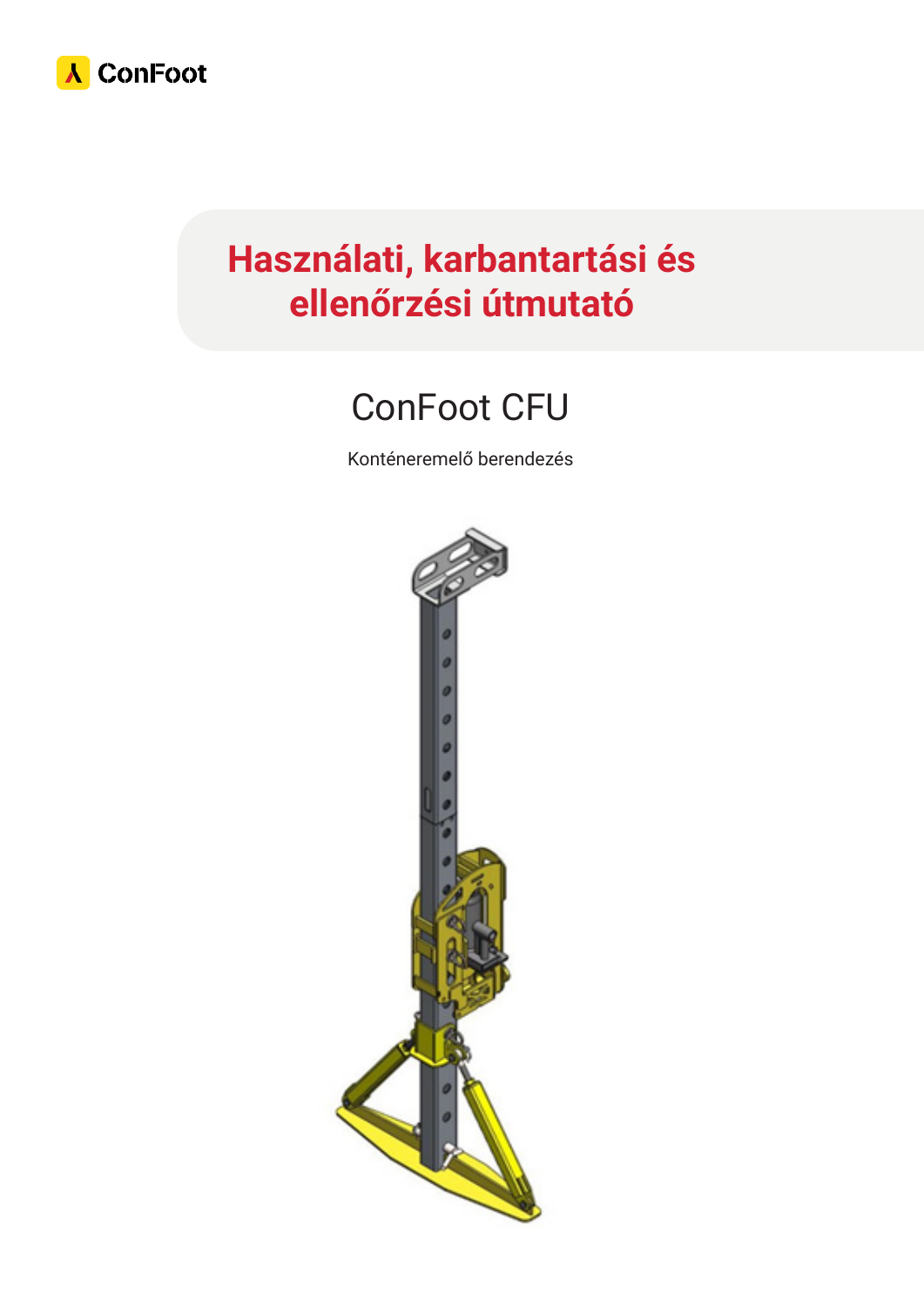ConFoot

# Használati, karbantartási és ellenőrzési útmutató

## ConFoot CFU

Konténeremelő berendezés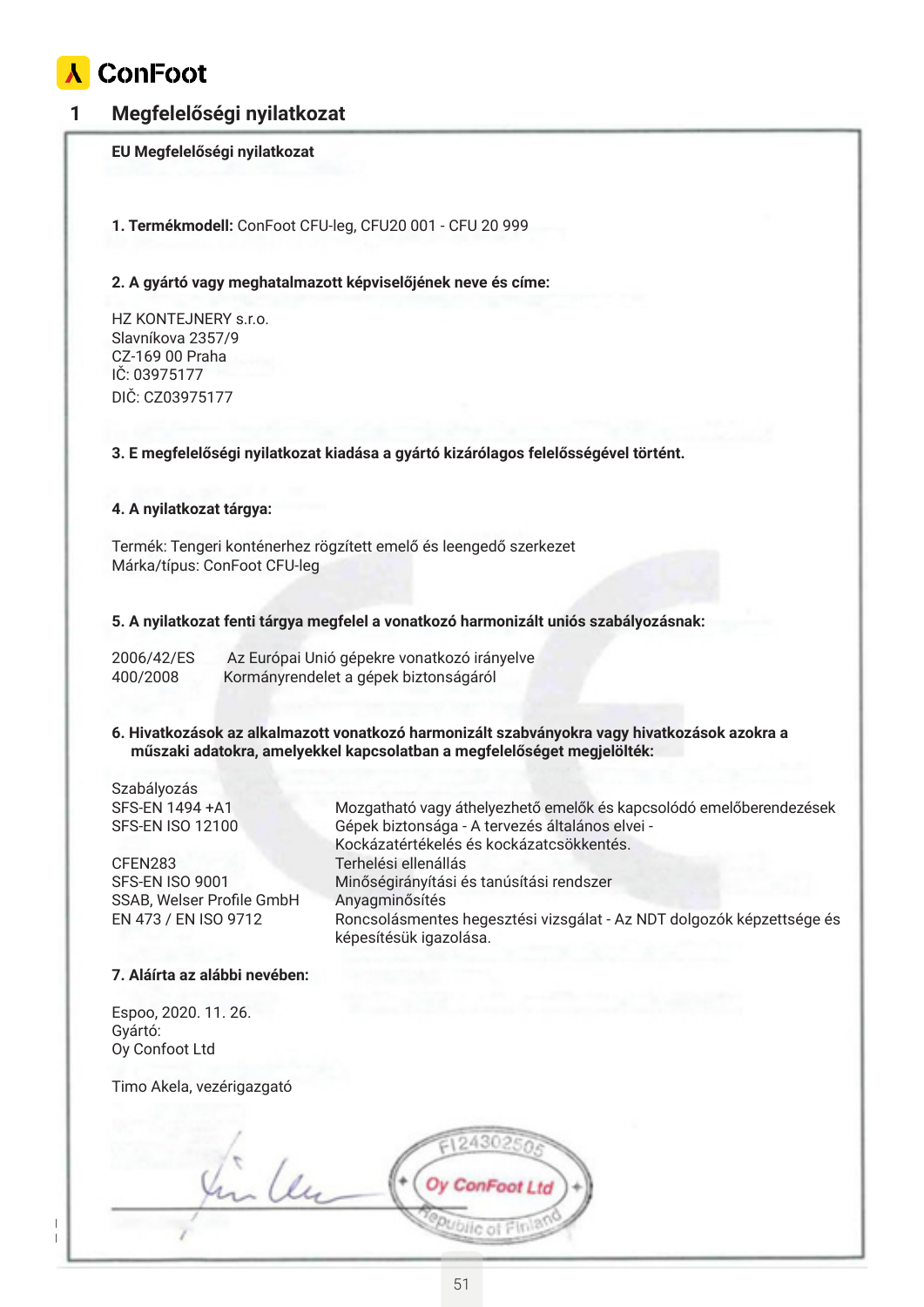ConFoot

# 1 Megfelelőségi nyilatkozat

**EU Megfelelőségi nyilatkozat**

**1. Termékmodell:** ConFoot CFU-leg, CFU20 001 - CFU 20 999

**2. A gyártó vagy meghatalmazott képviselőjének neve és címe:**

HZ KONTEJNERY s.r.o.
Slavníkova 2357/9
CZ-169 00 Praha
IČ: 03975177
DIČ: CZ03975177

**3. E megfelelőségi nyilatkozat kiadása a gyártó kizárólagos felelősségével történt.**

**4. A nyilatkozat tárgya:**

Termék: Tengeri konténerhez rögzített emelő és leengedő szerkezet
Márka/típus: ConFoot CFU-leg

**5. A nyilatkozat fenti tárgya megfelel a vonatkozó harmonizált uniós szabályozásnak:**

| | |
|---|---|
| 2006/42/ES | Az Európai Unió gépekre vonatkozó irányelve |
| 400/2008 | Kormányrendelet a gépek biztonságáról |

**6. Hivatkozások az alkalmazott vonatkozó harmonizált szabványokra vagy hivatkozások azokra a műszaki adatokra, amelyekkel kapcsolatban a megfelelőséget megjelölték:**

| Szabályozás | |
|---|---|
| SFS-EN 1494 +A1 | Mozgatható vagy áthelyezhető emelők és kapcsolódó emelőberendezések |
| SFS-EN ISO 12100 | Gépek biztonsága - A tervezés általános elvei - Kockázatértékelés és kockázatcsökkentés. |
| CFEN283 | Terhelési ellenállás |
| SFS-EN ISO 9001 | Minőségirányítási és tanúsítási rendszer |
| SSAB, Welser Profile GmbH | Anyagminősítés |
| EN 473 / EN ISO 9712 | Roncsolásmentes hegesztési vizsgálat - Az NDT dolgozók képzettsége és képesítésük igazolása. |

**7. Aláírta az alábbi nevében:**

Espoo, 2020. 11. 26.
Gyártó:
Oy Confoot Ltd

Timo Akela, vezérigazgató

FI24302505
Oy ConFoot Ltd
Republic of Finland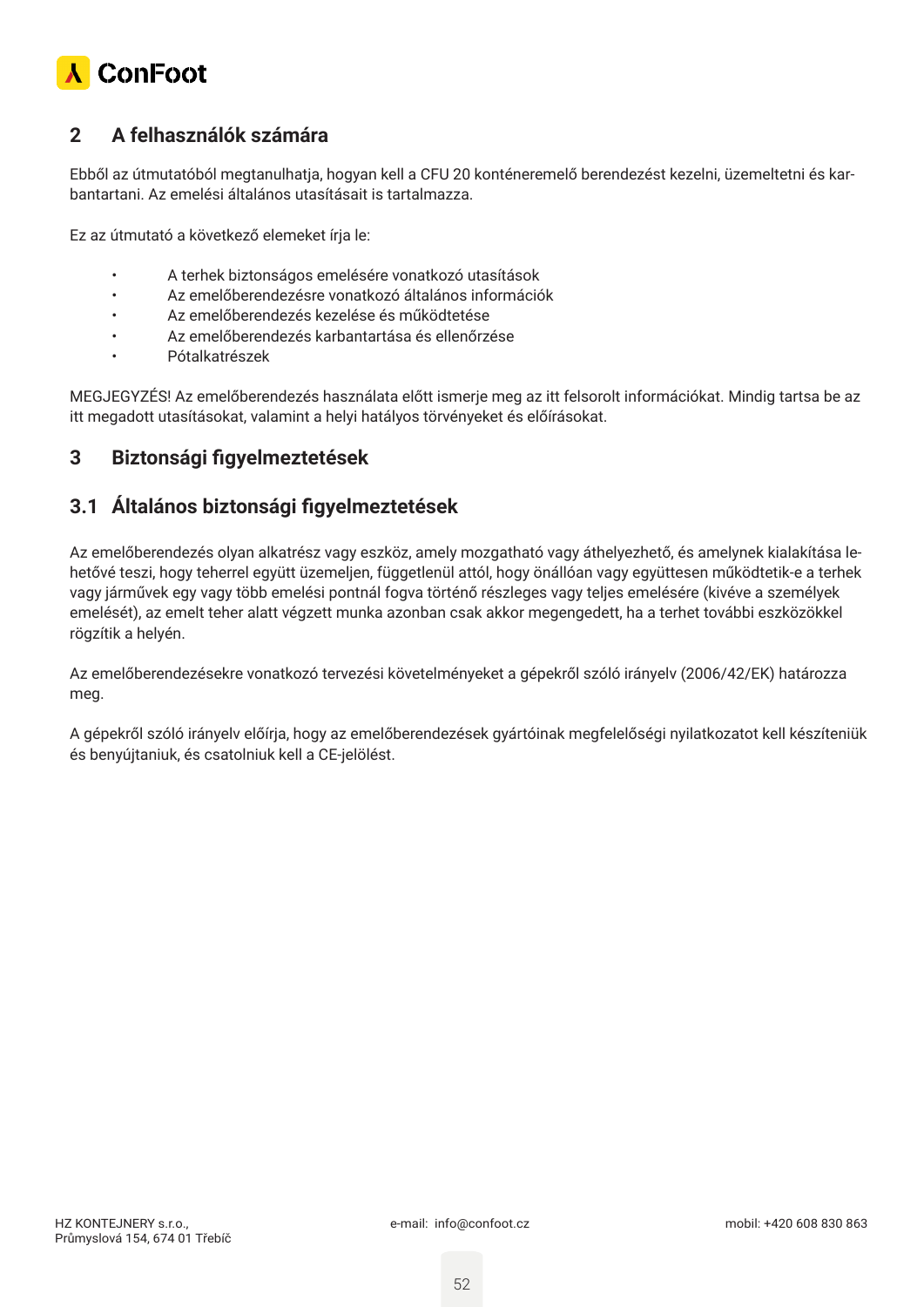## 2 A felhasználók számára

Ebből az útmutatóból megtanulhatja, hogyan kell a CFU 20 konténeremelő berendezést kezelni, üzemeltetni és karbantartani. Az emelési általános utasításait is tartalmazza.

Ez az útmutató a következő elemeket írja le:

- A terhek biztonságos emelésére vonatkozó utasítások
- Az emelőberendezésre vonatkozó általános információk
- Az emelőberendezés kezelése és működtetése
- Az emelőberendezés karbantartása és ellenőrzése
- Pótalkatrészek

MEGJEGYZÉS! Az emelőberendezés használata előtt ismerje meg az itt felsorolt információkat. Mindig tartsa be az itt megadott utasításokat, valamint a helyi hatályos törvényeket és előírásokat.

## 3 Biztonsági figyelmeztetések

### 3.1 Általános biztonsági figyelmeztetések

Az emelőberendezés olyan alkatrész vagy eszköz, amely mozgatható vagy áthelyezhető, és amelynek kialakítása lehetővé teszi, hogy teherrel együtt üzemeljen, függetlenül attól, hogy önállóan vagy együttesen működtetik-e a terhek vagy járművek egy vagy több emelési pontnál fogva történő részleges vagy teljes emelésére (kivéve a személyek emelését), az emelt teher alatt végzett munka azonban csak akkor megengedett, ha a terhet további eszközökkel rögzítik a helyén.

Az emelőberendezésekre vonatkozó tervezési követelményeket a gépekről szóló irányelv (2006/42/EK) határozza meg.

A gépekről szóló irányelv előírja, hogy az emelőberendezések gyártóinak megfelelőségi nyilatkozatot kell készíteniük és benyújtaniuk, és csatolniuk kell a CE-jelölést.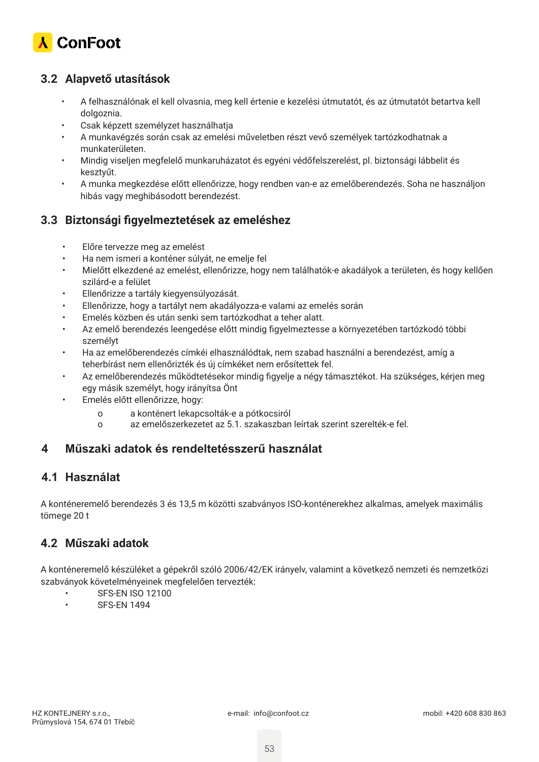## 3.2 Alapvető utasítások

- A felhasználónak el kell olvasnia, meg kell értenie e kezelési útmutatót, és az útmutatót betartva kell dolgoznia.
- Csak képzett személyzet használhatja
- A munkavégzés során csak az emelési műveletben részt vevő személyek tartózkodhatnak a munkaterületen.
- Mindig viseljen megfelelő munkaruházatot és egyéni védőfelszerelést, pl. biztonsági lábbelit és kesztyűt.
- A munka megkezdése előtt ellenőrizze, hogy rendben van-e az emelőberendezés. Soha ne használjon hibás vagy meghibásodott berendezést.

## 3.3 Biztonsági figyelmeztetések az emeléshez

- Előre tervezze meg az emelést
- Ha nem ismeri a konténer súlyát, ne emelje fel
- Mielőtt elkezdené az emelést, ellenőrizze, hogy nem találhatók-e akadályok a területen, és hogy kellően szilárd-e a felület
- Ellenőrizze a tartály kiegyensúlyozását.
- Ellenőrizze, hogy a tartályt nem akadályozza-e valami az emelés során
- Emelés közben és után senki sem tartózkodhat a teher alatt.
- Az emelő berendezés leengedése előtt mindig figyelmeztesse a környezetében tartózkodó többi személyt
- Ha az emelőberendezés címkéi elhasználódtak, nem szabad használni a berendezést, amíg a teherbírást nem ellenőrizték és új címkéket nem erősítettek fel.
- Az emelőberendezés működtetésekor mindig figyelje a négy támasztékot. Ha szükséges, kérjen meg egy másik személyt, hogy irányítsa Önt
- Emelés előtt ellenőrizze, hogy:
  - a konténert lekapcsolták-e a pótkocsiról
  - az emelőszerkezetet az 5.1. szakaszban leírtak szerint szerelték-e fel.

# 4 Műszaki adatok és rendeltetésszerű használat

## 4.1 Használat

A konténeremelő berendezés 3 és 13,5 m közötti szabványos ISO-konténerekhez alkalmas, amelyek maximális tömege 20 t

## 4.2 Műszaki adatok

A konténeremelő készüléket a gépekről szóló 2006/42/EK irányelv, valamint a következő nemzeti és nemzetközi szabványok követelményeinek megfelelően tervezték:

- SFS-EN ISO 12100
- SFS-EN 1494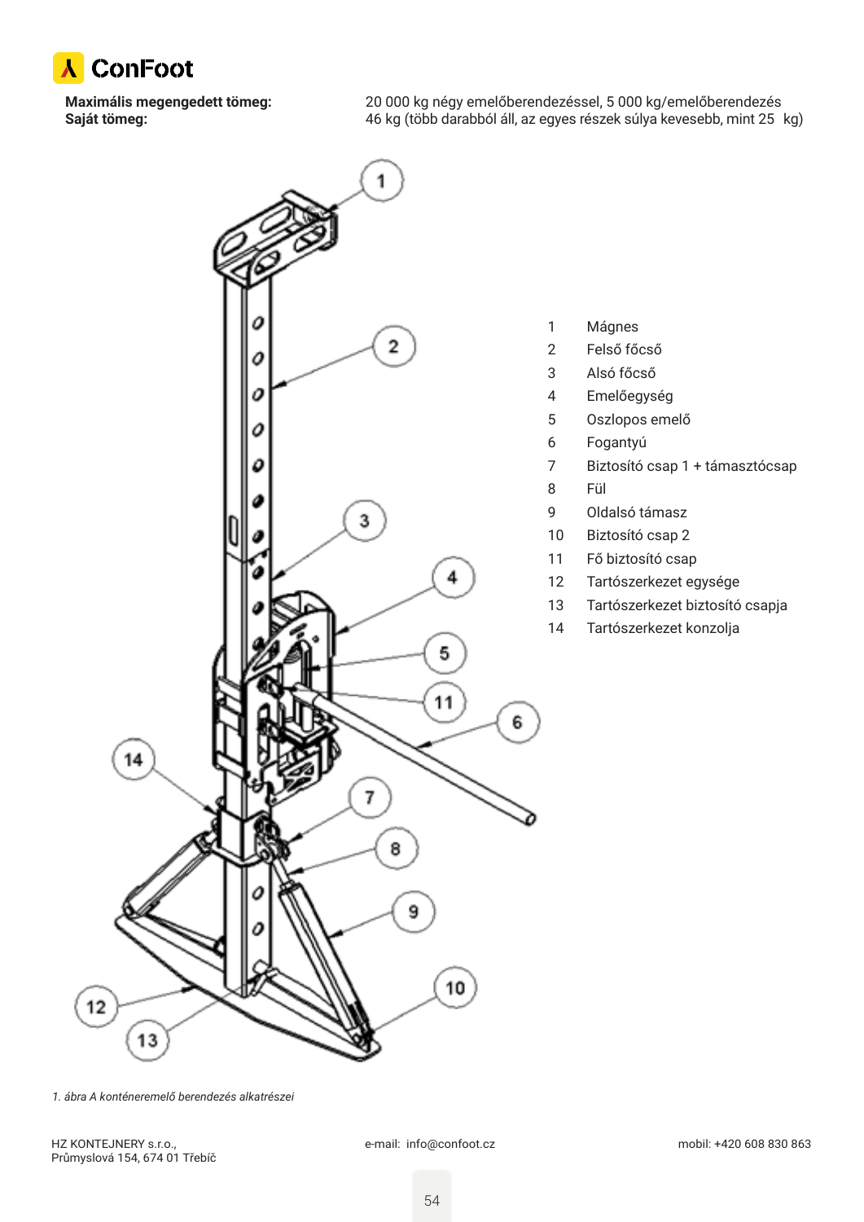**Maximális megengedett tömeg:** 20 000 kg négy emelőberendezéssel, 5 000 kg/emelőberendezés

**Saját tömeg:** 46 kg (több darabból áll, az egyes részek súlya kevesebb, mint 25 kg)

| | |
|---|---|
| 1 | Mágnes |
| 2 | Felső főcső |
| 3 | Alsó főcső |
| 4 | Emelőegység |
| 5 | Oszlopos emelő |
| 6 | Fogantyú |
| 7 | Biztosító csap 1 + támasztócsap |
| 8 | Fül |
| 9 | Oldalsó támasz |
| 10 | Biztosító csap 2 |
| 11 | Fő biztosító csap |
| 12 | Tartószerkezet egysége |
| 13 | Tartószerkezet biztosító csapja |
| 14 | Tartószerkezet konzolja |

*1. ábra A konténeremelő berendezés alkatrészei*

HZ KONTEJNERY s.r.o.,
Průmyslová 154, 674 01 Třebíč

e-mail: info@confoot.cz

mobil: +420 608 830 863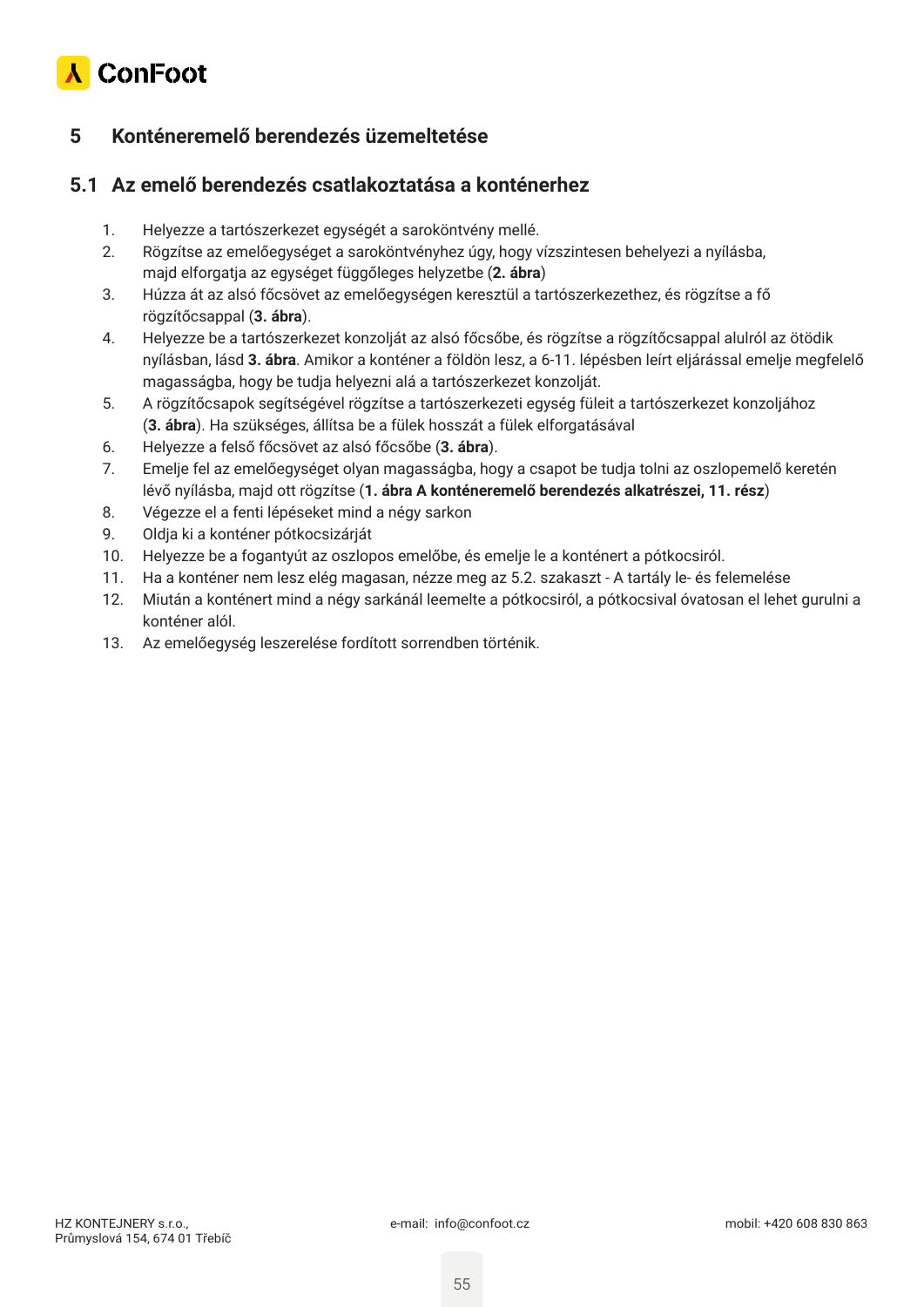# 5 Konténeremelő berendezés üzemeltetése

## 5.1 Az emelő berendezés csatlakoztatása a konténerhez

1. Helyezze a tartószerkezet egységét a saroköntvény mellé.
2. Rögzítse az emelőegységet a saroköntvényhez úgy, hogy vízszintesen behelyezi a nyílásba, majd elforgatja az egységet függőleges helyzetbe (**2. ábra**)
3. Húzza át az alsó főcsövet az emelőegységen keresztül a tartószerkezethez, és rögzítse a fő rögzítőcsappal (**3. ábra**).
4. Helyezze be a tartószerkezet konzolját az alsó főcsőbe, és rögzítse a rögzítőcsappal alulról az ötödik nyílásban, lásd **3. ábra**. Amikor a konténer a földön lesz, a 6-11. lépésben leírt eljárással emelje megfelelő magasságba, hogy be tudja helyezni alá a tartószerkezet konzolját.
5. A rögzítőcsapok segítségével rögzítse a tartószerkezeti egység füleit a tartószerkezet konzoljához (**3. ábra**). Ha szükséges, állítsa be a fülek hosszát a fülek elforgatásával
6. Helyezze a felső főcsövet az alsó főcsőbe (**3. ábra**).
7. Emelje fel az emelőegységet olyan magasságba, hogy a csapot be tudja tolni az oszlopemelő keretén lévő nyílásba, majd ott rögzítse (**1. ábra A konténeremelő berendezés alkatrészei, 11. rész**)
8. Végezze el a fenti lépéseket mind a négy sarkon
9. Oldja ki a konténer pótkocsizárját
10. Helyezze be a fogantyút az oszlopos emelőbe, és emelje le a konténert a pótkocsiról.
11. Ha a konténer nem lesz elég magasan, nézze meg az 5.2. szakaszt - A tartály le- és felemelése
12. Miután a konténert mind a négy sarkánál leemelte a pótkocsiról, a pótkocsival óvatosan el lehet gurulni a konténer alól.
13. Az emelőegység leszerelése fordított sorrendben történik.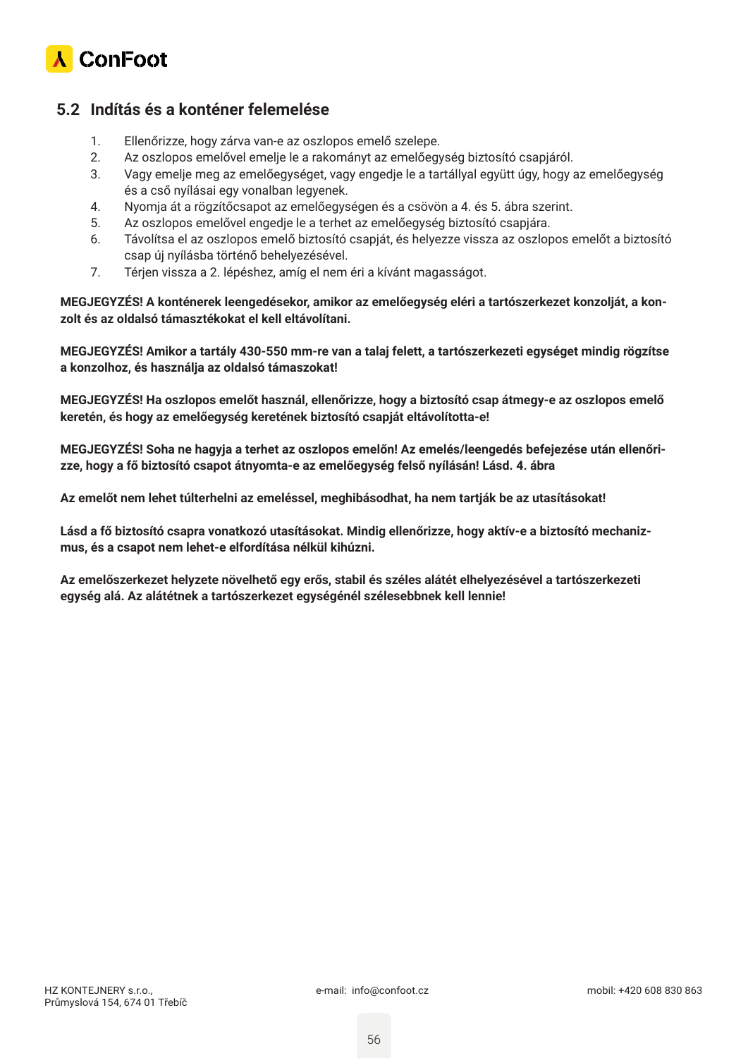## 5.2 Indítás és a konténer felemelése

1. Ellenőrizze, hogy zárva van-e az oszlopos emelő szelepe.
2. Az oszlopos emelővel emelje le a rakományt az emelőegység biztosító csapjáról.
3. Vagy emelje meg az emelőegységet, vagy engedje le a tartállyal együtt úgy, hogy az emelőegység és a cső nyílásai egy vonalban legyenek.
4. Nyomja át a rögzítőcsapot az emelőegységen és a csövön a 4. és 5. ábra szerint.
5. Az oszlopos emelővel engedje le a terhet az emelőegység biztosító csapjára.
6. Távolítsa el az oszlopos emelő biztosító csapját, és helyezze vissza az oszlopos emelőt a biztosító csap új nyílásba történő behelyezésével.
7. Térjen vissza a 2. lépéshez, amíg el nem éri a kívánt magasságot.

**MEGJEGYZÉS! A konténerek leengedésekor, amikor az emelőegység eléri a tartószerkezet konzolját, a konzolt és az oldalsó támasztékokat el kell eltávolítani.**

**MEGJEGYZÉS! Amikor a tartály 430-550 mm-re van a talaj felett, a tartószerkezeti egységet mindig rögzítse a konzolhoz, és használja az oldalsó támaszokat!**

**MEGJEGYZÉS! Ha oszlopos emelőt használ, ellenőrizze, hogy a biztosító csap átmegy-e az oszlopos emelő keretén, és hogy az emelőegység keretének biztosító csapját eltávolította-e!**

**MEGJEGYZÉS! Soha ne hagyja a terhet az oszlopos emelőn! Az emelés/leengedés befejezése után ellenőrizze, hogy a fő biztosító csapot átnyomta-e az emelőegység felső nyílásán! Lásd. 4. ábra**

**Az emelőt nem lehet túlterhelni az emeléssel, meghibásodhat, ha nem tartják be az utasításokat!**

**Lásd a fő biztosító csapra vonatkozó utasításokat. Mindig ellenőrizze, hogy aktív-e a biztosító mechanizmus, és a csapot nem lehet-e elfordítása nélkül kihúzni.**

**Az emelőszerkezet helyzete növelhető egy erős, stabil és széles alátét elhelyezésével a tartószerkezeti egység alá. Az alátétnek a tartószerkezet egységénél szélesebbnek kell lennie!**

HZ KONTEJNERY s.r.o.,
Průmyslová 154, 674 01 Třebíč

e-mail: info@confoot.cz

mobil: +420 608 830 863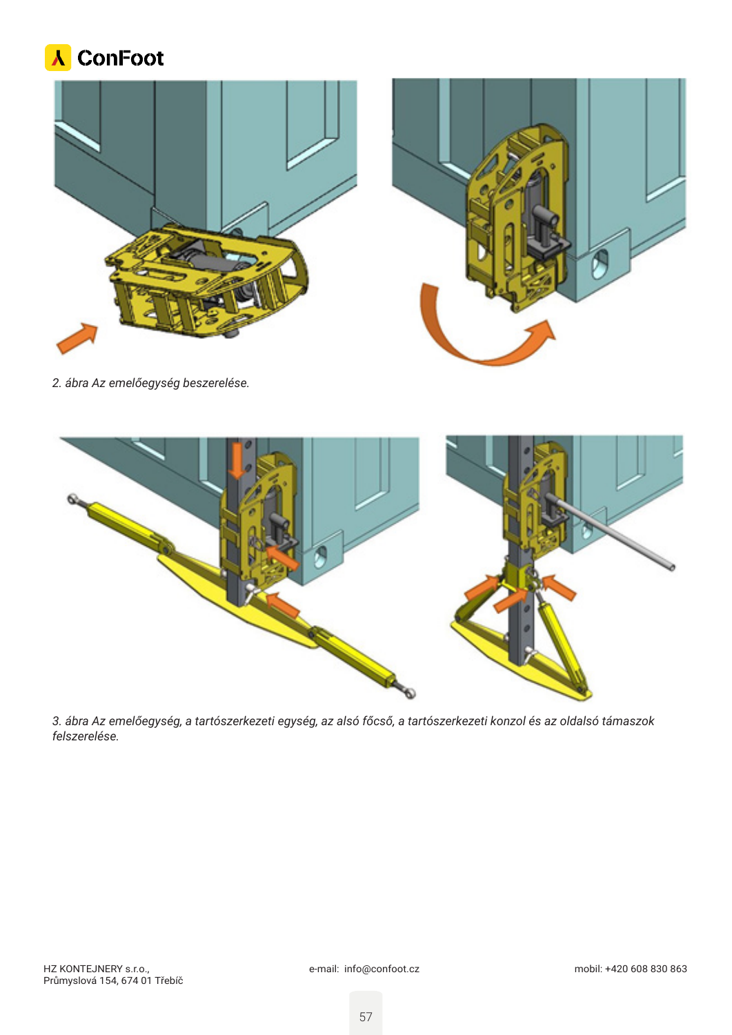*2. ábra Az emelőegység beszerelése.*

*3. ábra Az emelőegység, a tartószerkezeti egység, az alsó főcső, a tartószerkezeti konzol és az oldalsó támaszok felszerelése.*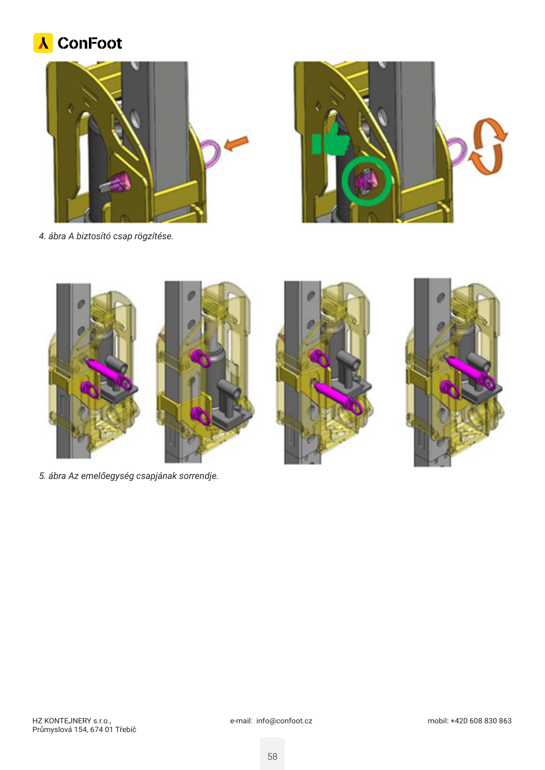*4. ábra A biztosító csap rögzítése.*

*5. ábra Az emelőegység csapjának sorrendje.*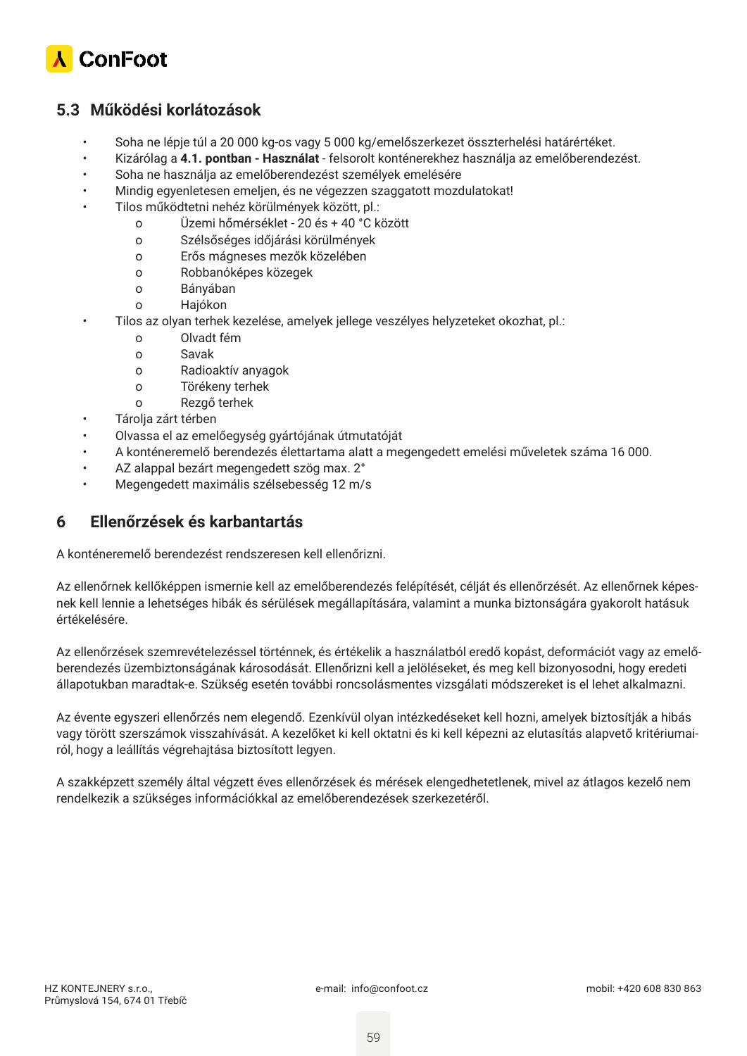## 5.3 Működési korlátozások

- Soha ne lépje túl a 20 000 kg-os vagy 5 000 kg/emelőszerkezet összterhelési határértéket.
- Kizárólag a **4.1. pontban - Használat** - felsorolt konténerekhez használja az emelőberendezést.
- Soha ne használja az emelőberendezést személyek emelésére
- Mindig egyenletesen emeljen, és ne végezzen szaggatott mozdulatokat!
- Tilos működtetni nehéz körülmények között, pl.:
  - Üzemi hőmérséklet - 20 és + 40 °C között
  - Szélsőséges időjárási körülmények
  - Erős mágneses mezők közelében
  - Robbanóképes közegek
  - Bányában
  - Hajókon
- Tilos az olyan terhek kezelése, amelyek jellege veszélyes helyzeteket okozhat, pl.:
  - Olvadt fém
  - Savak
  - Radioaktív anyagok
  - Törékeny terhek
  - Rezgő terhek
- Tárolja zárt térben
- Olvassa el az emelőegység gyártójának útmutatóját
- A konténeremelő berendezés élettartama alatt a megengedett emelési műveletek száma 16 000.
- AZ alappal bezárt megengedett szög max. 2°
- Megengedett maximális szélsebesség 12 m/s

## 6 Ellenőrzések és karbantartás

A konténeremelő berendezést rendszeresen kell ellenőrizni.

Az ellenőrnek kellőképpen ismernie kell az emelőberendezés felépítését, célját és ellenőrzését. Az ellenőrnek képesnek kell lennie a lehetséges hibák és sérülések megállapítására, valamint a munka biztonságára gyakorolt hatásuk értékelésére.

Az ellenőrzések szemrevételezéssel történnek, és értékelik a használatból eredő kopást, deformációt vagy az emelőberendezés üzembiztonságának károsodását. Ellenőrizni kell a jelöléseket, és meg kell bizonyosodni, hogy eredeti állapotukban maradtak-e. Szükség esetén további roncsolásmentes vizsgálati módszereket is el lehet alkalmazni.

Az évente egyszeri ellenőrzés nem elegendő. Ezenkívül olyan intézkedéseket kell hozni, amelyek biztosítják a hibás vagy törött szerszámok visszahívását. A kezelőket ki kell oktatni és ki kell képezni az elutasítás alapvető kritériumairól, hogy a leállítás végrehajtása biztosított legyen.

A szakképzett személy által végzett éves ellenőrzések és mérések elengedhetetlenek, mivel az átlagos kezelő nem rendelkezik a szükséges információkkal az emelőberendezések szerkezetéről.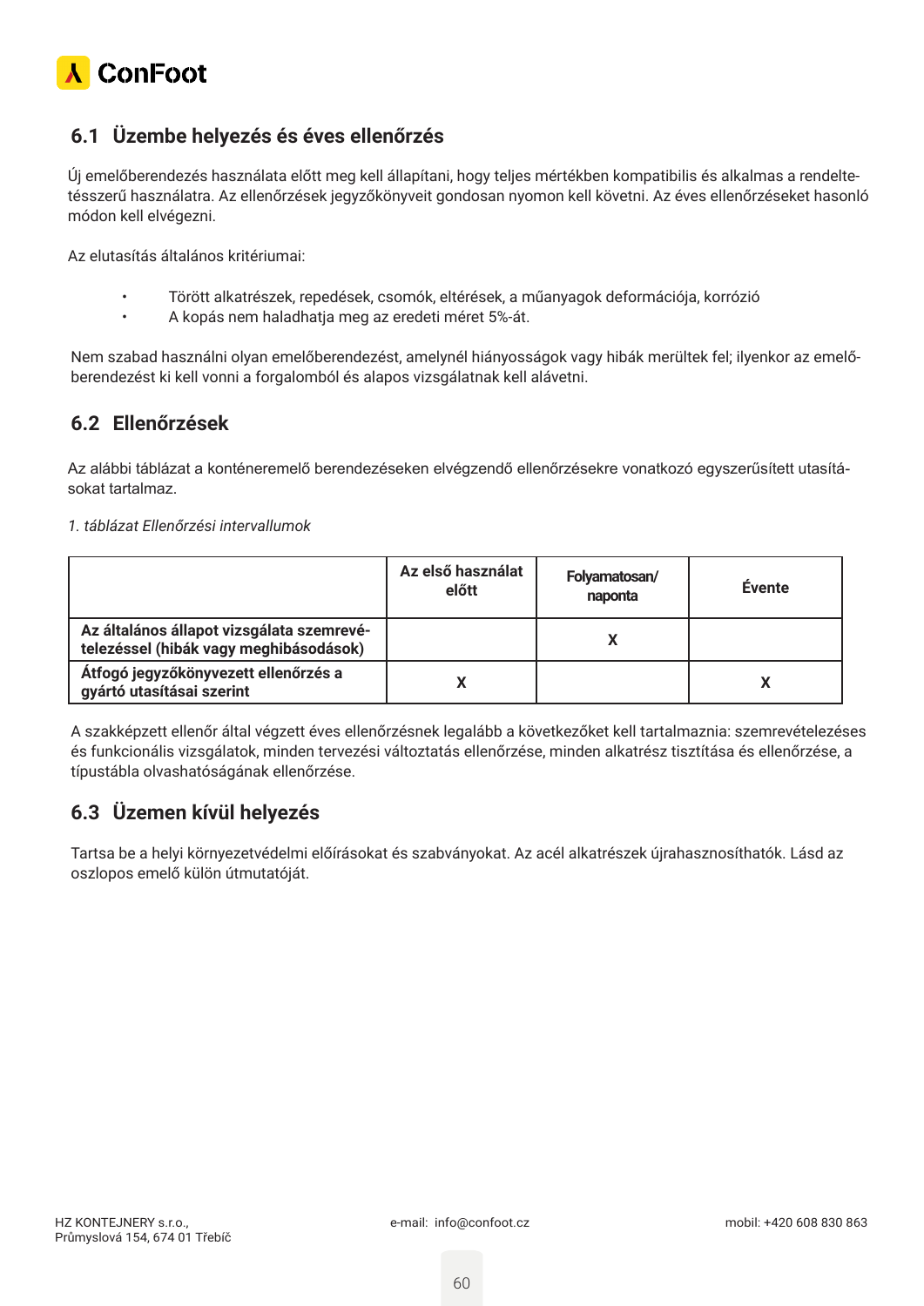## 6.1 Üzembe helyezés és éves ellenőrzés

Új emelőberendezés használata előtt meg kell állapítani, hogy teljes mértékben kompatibilis és alkalmas a rendeltetésszerű használatra. Az ellenőrzések jegyzőkönyveit gondosan nyomon kell követni. Az éves ellenőrzéseket hasonló módon kell elvégezni.

Az elutasítás általános kritériumai:

- Törött alkatrészek, repedések, csomók, eltérések, a műanyagok deformációja, korrózió
- A kopás nem haladhatja meg az eredeti méret 5%-át.

Nem szabad használni olyan emelőberendezést, amelynél hiányosságok vagy hibák merültek fel; ilyenkor az emelőberendezést ki kell vonni a forgalomból és alapos vizsgálatnak kell alávetni.

## 6.2 Ellenőrzések

Az alábbi táblázat a konténeremelő berendezéseken elvégzendő ellenőrzésekre vonatkozó egyszerűsített utasításokat tartalmaz.

*1. táblázat Ellenőrzési intervallumok*

| | Az első használat előtt | Folyamatosan/ naponta | Évente |
|---|---|---|---|
| **Az általános állapot vizsgálata szemrevételezéssel (hibák vagy meghibásodások)** | | X | |
| **Átfogó jegyzőkönyvezett ellenőrzés a gyártó utasításai szerint** | X | | X |

A szakképzett ellenőr által végzett éves ellenőrzésnek legalább a következőket kell tartalmaznia: szemrevételezéses és funkcionális vizsgálatok, minden tervezési változtatás ellenőrzése, minden alkatrész tisztítása és ellenőrzése, a típustábla olvashatóságának ellenőrzése.

## 6.3 Üzemen kívül helyezés

Tartsa be a helyi környezetvédelmi előírásokat és szabványokat. Az acél alkatrészek újrahasznosíthatók. Lásd az oszlopos emelő külön útmutatóját.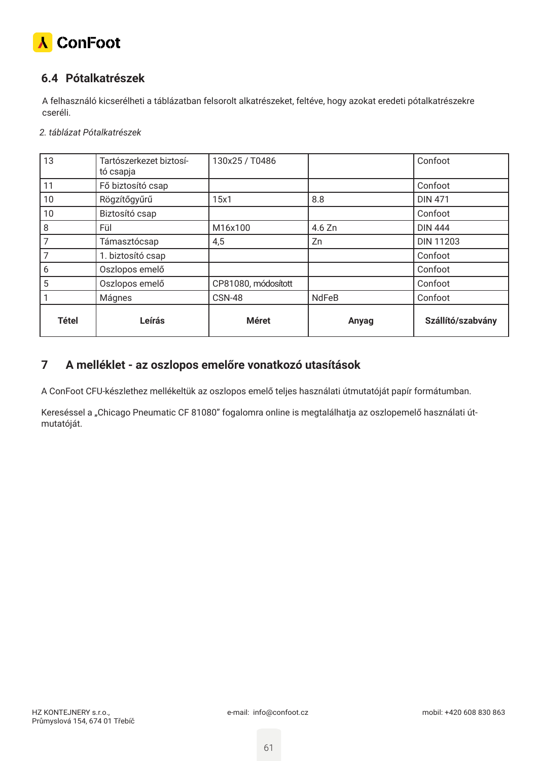## 6.4 Pótalkatrészek

A felhasználó kicserélheti a táblázatban felsorolt alkatrészeket, feltéve, hogy azokat eredeti pótalkatrészekre cseréli.

*2. táblázat Pótalkatrészek*

| | | | | |
|---|---|---|---|---|
| 13 | Tartószerkezet biztosító csapja | 130x25 / T0486 | | Confoot |
| 11 | Fő biztosító csap | | | Confoot |
| 10 | Rögzítőgyűrű | 15x1 | 8.8 | DIN 471 |
| 10 | Biztosító csap | | | Confoot |
| 8 | Fül | M16x100 | 4.6 Zn | DIN 444 |
| 7 | Támasztócsap | 4,5 | Zn | DIN 11203 |
| 7 | 1. biztosító csap | | | Confoot |
| 6 | Oszlopos emelő | | | Confoot |
| 5 | Oszlopos emelő | CP81080, módosított | | Confoot |
| 1 | Mágnes | CSN-48 | NdFeB | Confoot |
| **Tétel** | **Leírás** | **Méret** | **Anyag** | **Szállító/szabvány** |

# 7 A melléklet - az oszlopos emelőre vonatkozó utasítások

A ConFoot CFU-készlethez mellékeltük az oszlopos emelő teljes használati útmutatóját papír formátumban.

Kereséssel a „Chicago Pneumatic CF 81080" fogalomra online is megtalálhatja az oszlopemelő használati útmutatóját.

HZ KONTEJNERY s.r.o.,
Průmyslová 154, 674 01 Třebíč

e-mail: info@confoot.cz

mobil: +420 608 830 863